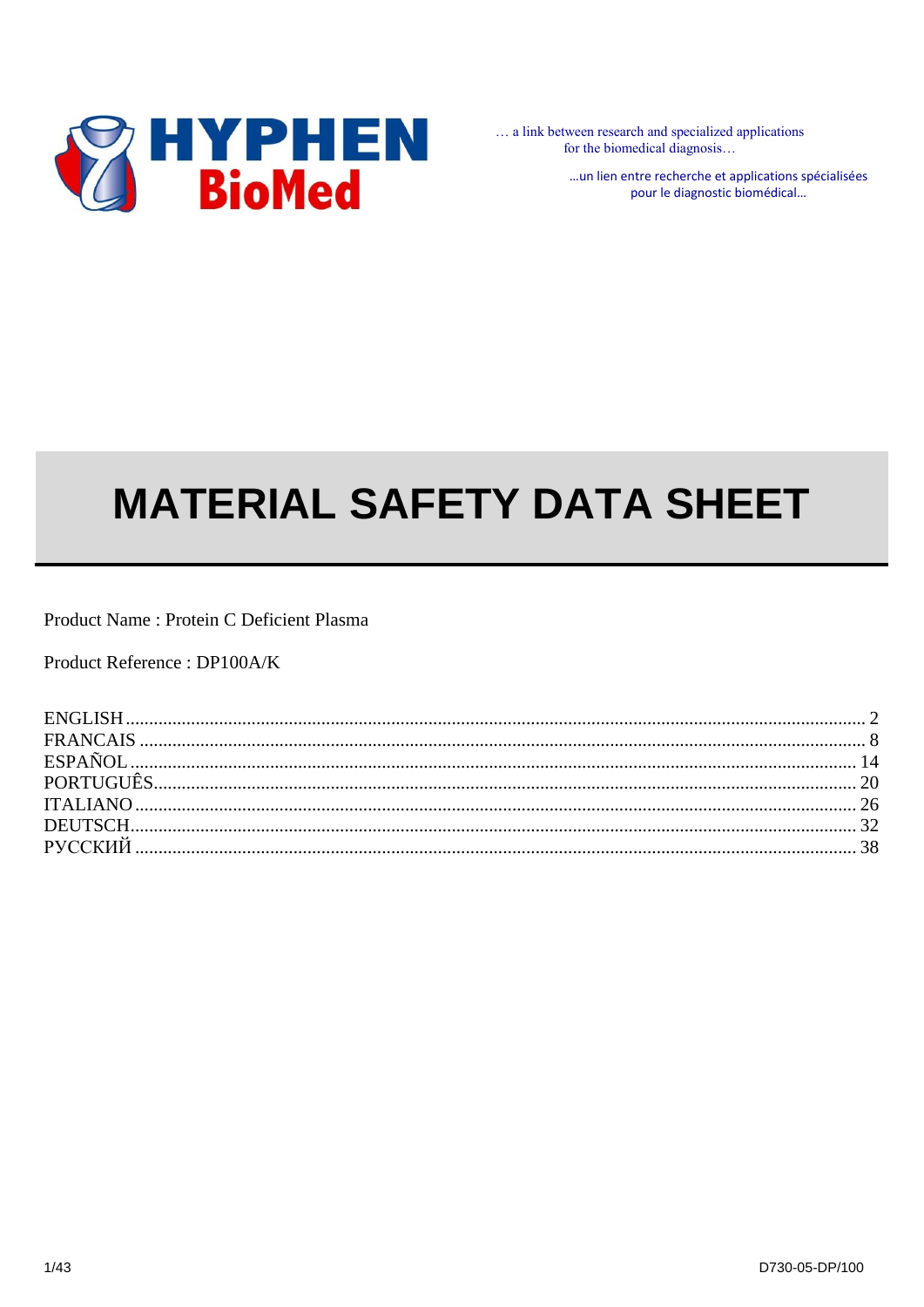**HYPHEN BioMed**

… a link between research and specialized applications for the biomedical diagnosis…

…un lien entre recherche et applications spécialisées pour le diagnostic biomédical…

# MATERIAL SAFETY DATA SHEET

Product Name : Protein C Deficient Plasma

Product Reference : DP100A/K

ENGLISH ........................................................ 2
FRANCAIS ........................................................ 8
ESPAÑOL ........................................................ 14
PORTUGUÊS ........................................................ 20
ITALIANO ........................................................ 26
DEUTSCH ........................................................ 32
РУССКИЙ ........................................................ 38

D730-05-DP/100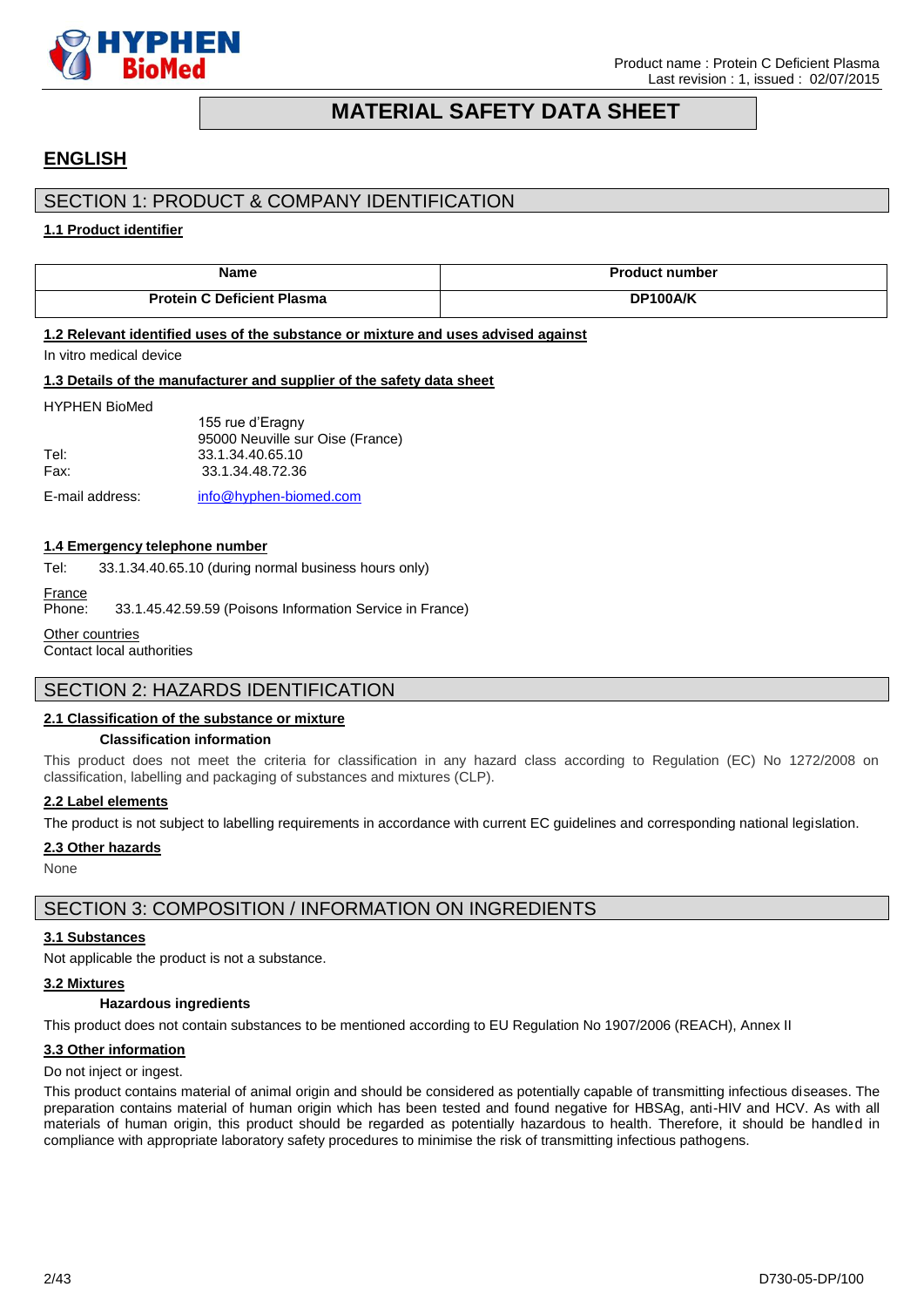# MATERIAL SAFETY DATA SHEET

## ENGLISH

## SECTION 1: PRODUCT & COMPANY IDENTIFICATION

### 1.1 Product identifier

| Name | Product number |
| --- | --- |
| **Protein C Deficient Plasma** | **DP100A/K** |

### 1.2 Relevant identified uses of the substance or mixture and uses advised against

In vitro medical device

### 1.3 Details of the manufacturer and supplier of the safety data sheet

HYPHEN BioMed
155 rue d'Eragny
95000 Neuville sur Oise (France)
Tel: 33.1.34.40.65.10
Fax: 33.1.34.48.72.36

E-mail address: info@hyphen-biomed.com

### 1.4 Emergency telephone number

Tel: 33.1.34.40.65.10 (during normal business hours only)

France
Phone: 33.1.45.42.59.59 (Poisons Information Service in France)

Other countries
Contact local authorities

## SECTION 2: HAZARDS IDENTIFICATION

### 2.1 Classification of the substance or mixture

**Classification information**

This product does not meet the criteria for classification in any hazard class according to Regulation (EC) No 1272/2008 on classification, labelling and packaging of substances and mixtures (CLP).

### 2.2 Label elements

The product is not subject to labelling requirements in accordance with current EC guidelines and corresponding national legislation.

### 2.3 Other hazards

None

## SECTION 3: COMPOSITION / INFORMATION ON INGREDIENTS

### 3.1 Substances

Not applicable the product is not a substance.

### 3.2 Mixtures

**Hazardous ingredients**

This product does not contain substances to be mentioned according to EU Regulation No 1907/2006 (REACH), Annex II

### 3.3 Other information

Do not inject or ingest.

This product contains material of animal origin and should be considered as potentially capable of transmitting infectious diseases. The preparation contains material of human origin which has been tested and found negative for HBSAg, anti-HIV and HCV. As with all materials of human origin, this product should be regarded as potentially hazardous to health. Therefore, it should be handled in compliance with appropriate laboratory safety procedures to minimise the risk of transmitting infectious pathogens.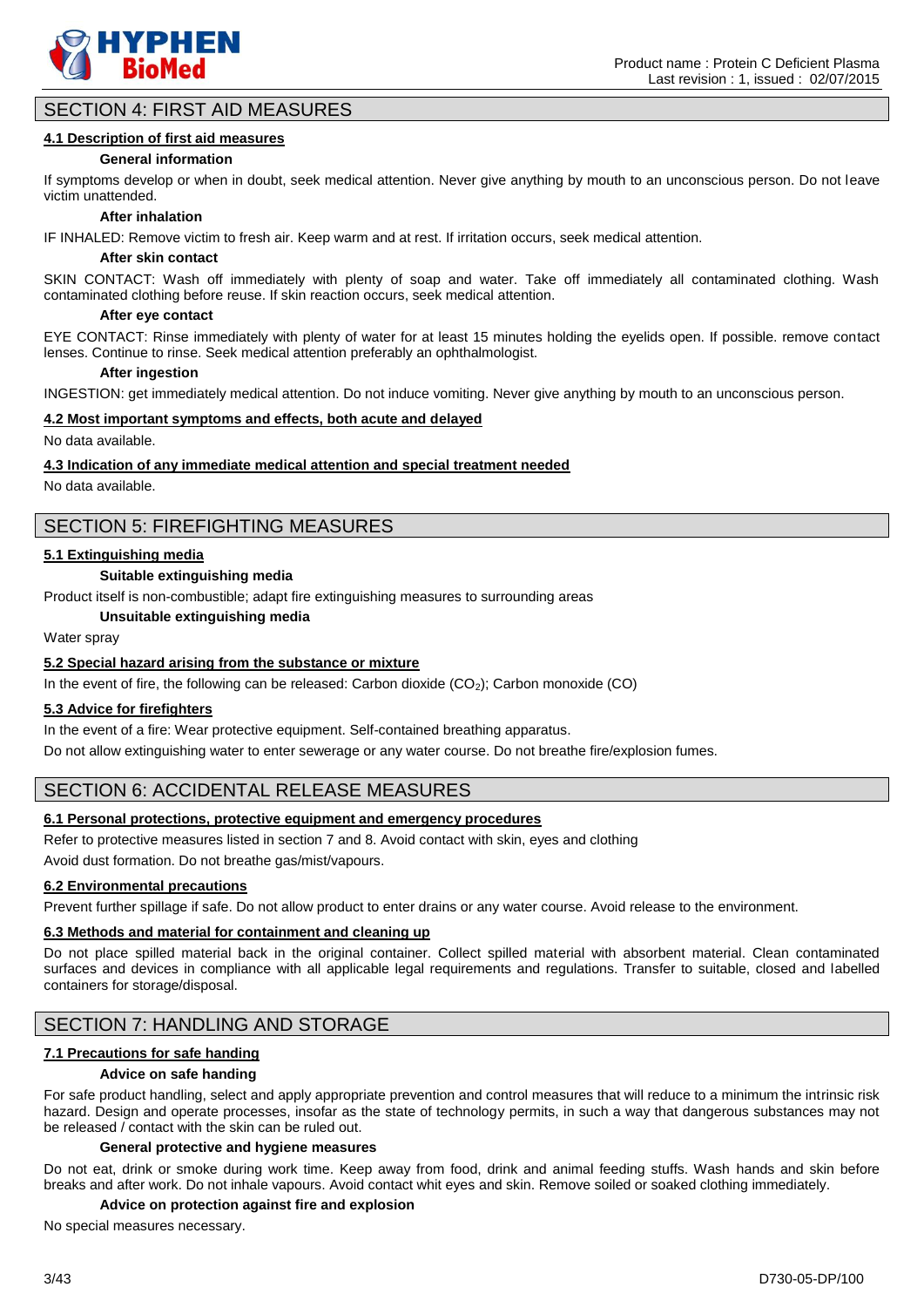## SECTION 4: FIRST AID MEASURES

### 4.1 Description of first aid measures

**General information**

If symptoms develop or when in doubt, seek medical attention. Never give anything by mouth to an unconscious person. Do not leave victim unattended.

**After inhalation**

IF INHALED: Remove victim to fresh air. Keep warm and at rest. If irritation occurs, seek medical attention.

**After skin contact**

SKIN CONTACT: Wash off immediately with plenty of soap and water. Take off immediately all contaminated clothing. Wash contaminated clothing before reuse. If skin reaction occurs, seek medical attention.

**After eye contact**

EYE CONTACT: Rinse immediately with plenty of water for at least 15 minutes holding the eyelids open. If possible. remove contact lenses. Continue to rinse. Seek medical attention preferably an ophthalmologist.

**After ingestion**

INGESTION: get immediately medical attention. Do not induce vomiting. Never give anything by mouth to an unconscious person.

### 4.2 Most important symptoms and effects, both acute and delayed

No data available.

### 4.3 Indication of any immediate medical attention and special treatment needed

No data available.

## SECTION 5: FIREFIGHTING MEASURES

### 5.1 Extinguishing media

**Suitable extinguishing media**

Product itself is non-combustible; adapt fire extinguishing measures to surrounding areas

**Unsuitable extinguishing media**

Water spray

### 5.2 Special hazard arising from the substance or mixture

In the event of fire, the following can be released: Carbon dioxide ($CO_2$); Carbon monoxide (CO)

### 5.3 Advice for firefighters

In the event of a fire: Wear protective equipment. Self-contained breathing apparatus.

Do not allow extinguishing water to enter sewerage or any water course. Do not breathe fire/explosion fumes.

## SECTION 6: ACCIDENTAL RELEASE MEASURES

### 6.1 Personal protections, protective equipment and emergency procedures

Refer to protective measures listed in section 7 and 8. Avoid contact with skin, eyes and clothing

Avoid dust formation. Do not breathe gas/mist/vapours.

### 6.2 Environmental precautions

Prevent further spillage if safe. Do not allow product to enter drains or any water course. Avoid release to the environment.

### 6.3 Methods and material for containment and cleaning up

Do not place spilled material back in the original container. Collect spilled material with absorbent material. Clean contaminated surfaces and devices in compliance with all applicable legal requirements and regulations. Transfer to suitable, closed and labelled containers for storage/disposal.

## SECTION 7: HANDLING AND STORAGE

### 7.1 Precautions for safe handing

**Advice on safe handing**

For safe product handling, select and apply appropriate prevention and control measures that will reduce to a minimum the intrinsic risk hazard. Design and operate processes, insofar as the state of technology permits, in such a way that dangerous substances may not be released / contact with the skin can be ruled out.

**General protective and hygiene measures**

Do not eat, drink or smoke during work time. Keep away from food, drink and animal feeding stuffs. Wash hands and skin before breaks and after work. Do not inhale vapours. Avoid contact whit eyes and skin. Remove soiled or soaked clothing immediately.

**Advice on protection against fire and explosion**

No special measures necessary.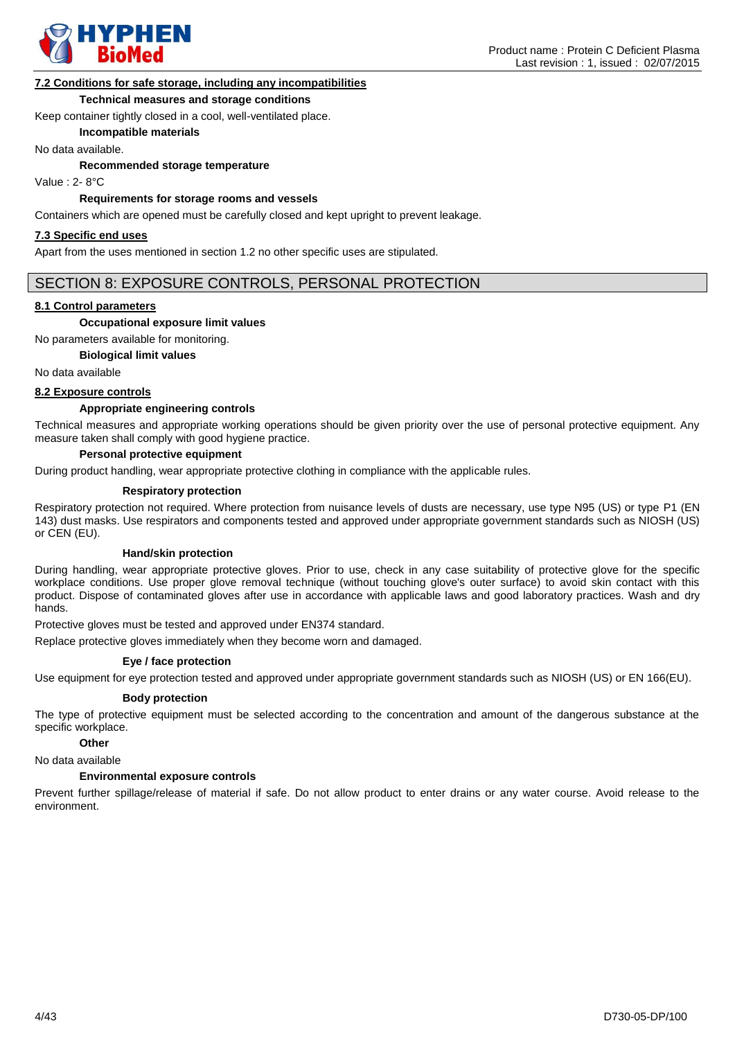### 7.2 Conditions for safe storage, including any incompatibilities

**Technical measures and storage conditions**

Keep container tightly closed in a cool, well-ventilated place.

**Incompatible materials**

No data available.

**Recommended storage temperature**

Value : 2- 8°C

**Requirements for storage rooms and vessels**

Containers which are opened must be carefully closed and kept upright to prevent leakage.

### 7.3 Specific end uses

Apart from the uses mentioned in section 1.2 no other specific uses are stipulated.

## SECTION 8: EXPOSURE CONTROLS, PERSONAL PROTECTION

### 8.1 Control parameters

**Occupational exposure limit values**

No parameters available for monitoring.

**Biological limit values**

No data available

### 8.2 Exposure controls

**Appropriate engineering controls**

Technical measures and appropriate working operations should be given priority over the use of personal protective equipment. Any measure taken shall comply with good hygiene practice.

**Personal protective equipment**

During product handling, wear appropriate protective clothing in compliance with the applicable rules.

**Respiratory protection**

Respiratory protection not required. Where protection from nuisance levels of dusts are necessary, use type N95 (US) or type P1 (EN 143) dust masks. Use respirators and components tested and approved under appropriate government standards such as NIOSH (US) or CEN (EU).

**Hand/skin protection**

During handling, wear appropriate protective gloves. Prior to use, check in any case suitability of protective glove for the specific workplace conditions. Use proper glove removal technique (without touching glove's outer surface) to avoid skin contact with this product. Dispose of contaminated gloves after use in accordance with applicable laws and good laboratory practices. Wash and dry hands.

Protective gloves must be tested and approved under EN374 standard.

Replace protective gloves immediately when they become worn and damaged.

**Eye / face protection**

Use equipment for eye protection tested and approved under appropriate government standards such as NIOSH (US) or EN 166(EU).

**Body protection**

The type of protective equipment must be selected according to the concentration and amount of the dangerous substance at the specific workplace.

**Other**

No data available

**Environmental exposure controls**

Prevent further spillage/release of material if safe. Do not allow product to enter drains or any water course. Avoid release to the environment.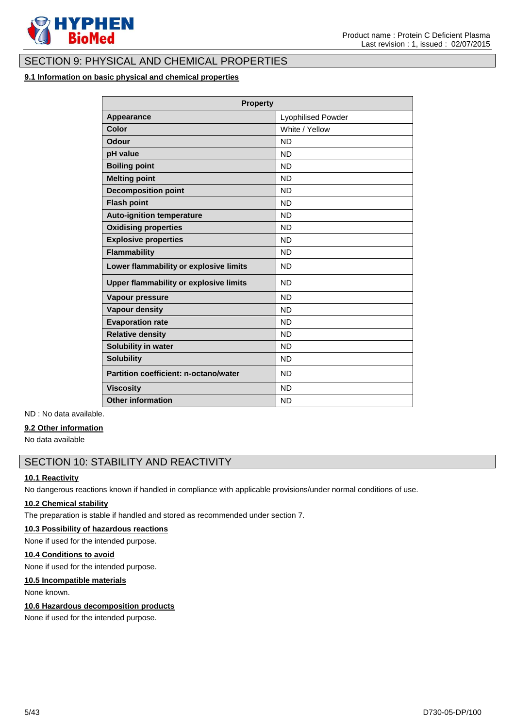## SECTION 9: PHYSICAL AND CHEMICAL PROPERTIES

### 9.1 Information on basic physical and chemical properties

| Property | |
|---|---|
| **Appearance** | Lyophilised Powder |
| **Color** | White / Yellow |
| **Odour** | ND |
| **pH value** | ND |
| **Boiling point** | ND |
| **Melting point** | ND |
| **Decomposition point** | ND |
| **Flash point** | ND |
| **Auto-ignition temperature** | ND |
| **Oxidising properties** | ND |
| **Explosive properties** | ND |
| **Flammability** | ND |
| **Lower flammability or explosive limits** | ND |
| **Upper flammability or explosive limits** | ND |
| **Vapour pressure** | ND |
| **Vapour density** | ND |
| **Evaporation rate** | ND |
| **Relative density** | ND |
| **Solubility in water** | ND |
| **Solubility** | ND |
| **Partition coefficient: n-octano/water** | ND |
| **Viscosity** | ND |
| **Other information** | ND |

ND : No data available.

### 9.2 Other information

No data available

## SECTION 10: STABILITY AND REACTIVITY

### 10.1 Reactivity

No dangerous reactions known if handled in compliance with applicable provisions/under normal conditions of use.

### 10.2 Chemical stability

The preparation is stable if handled and stored as recommended under section 7.

### 10.3 Possibility of hazardous reactions

None if used for the intended purpose.

### 10.4 Conditions to avoid

None if used for the intended purpose.

### 10.5 Incompatible materials

None known.

### 10.6 Hazardous decomposition products

None if used for the intended purpose.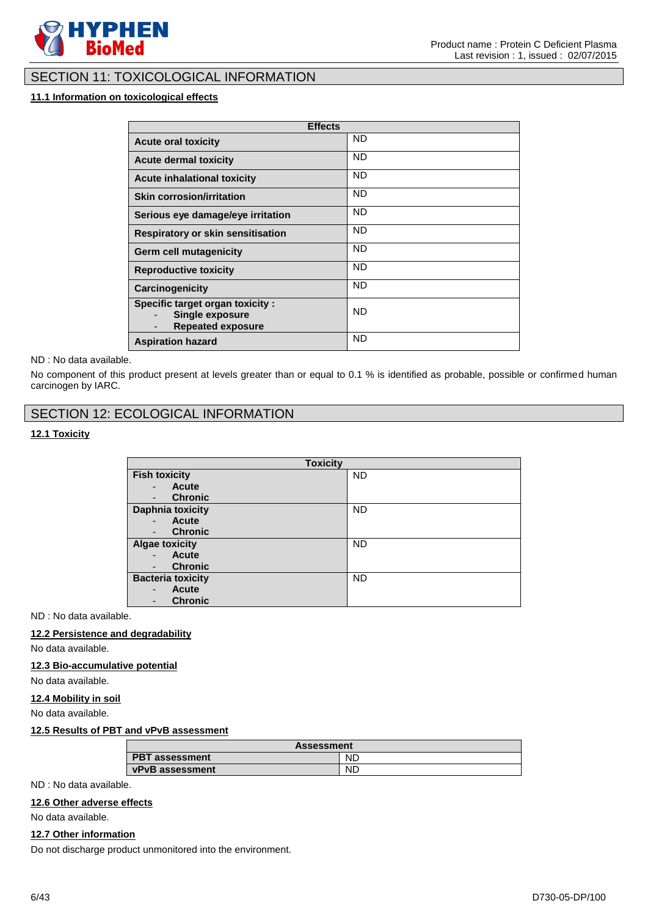## SECTION 11: TOXICOLOGICAL INFORMATION

### 11.1 Information on toxicological effects

| Effects | |
|---|---|
| **Acute oral toxicity** | ND |
| **Acute dermal toxicity** | ND |
| **Acute inhalational toxicity** | ND |
| **Skin corrosion/irritation** | ND |
| **Serious eye damage/eye irritation** | ND |
| **Respiratory or skin sensitisation** | ND |
| **Germ cell mutagenicity** | ND |
| **Reproductive toxicity** | ND |
| **Carcinogenicity** | ND |
| **Specific target organ toxicity :** <br> - **Single exposure** <br> - **Repeated exposure** | ND |
| **Aspiration hazard** | ND |

ND : No data available.

No component of this product present at levels greater than or equal to 0.1 % is identified as probable, possible or confirmed human carcinogen by IARC.

## SECTION 12: ECOLOGICAL INFORMATION

### 12.1 Toxicity

| Toxicity | |
|---|---|
| **Fish toxicity** <br> - **Acute** <br> - **Chronic** | ND |
| **Daphnia toxicity** <br> - **Acute** <br> - **Chronic** | ND |
| **Algae toxicity** <br> - **Acute** <br> - **Chronic** | ND |
| **Bacteria toxicity** <br> - **Acute** <br> - **Chronic** | ND |

ND : No data available.

### 12.2 Persistence and degradability

No data available.

### 12.3 Bio-accumulative potential

No data available.

### 12.4 Mobility in soil

No data available.

### 12.5 Results of PBT and vPvB assessment

| Assessment | |
|---|---|
| **PBT assessment** | ND |
| **vPvB assessment** | ND |

ND : No data available.

### 12.6 Other adverse effects

No data available.

### 12.7 Other information

Do not discharge product unmonitored into the environment.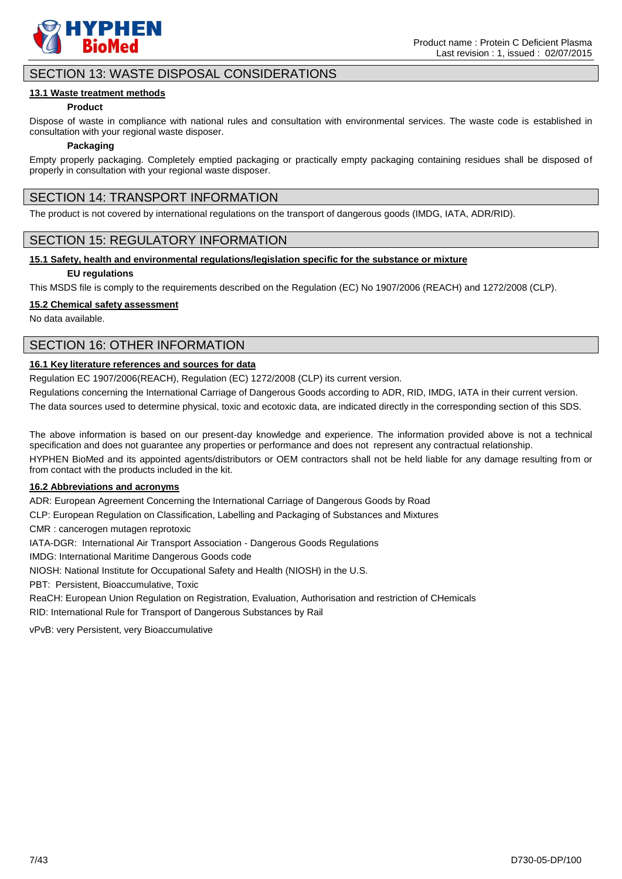## SECTION 13: WASTE DISPOSAL CONSIDERATIONS

### 13.1 Waste treatment methods

**Product**

Dispose of waste in compliance with national rules and consultation with environmental services. The waste code is established in consultation with your regional waste disposer.

**Packaging**

Empty properly packaging. Completely emptied packaging or practically empty packaging containing residues shall be disposed of properly in consultation with your regional waste disposer.

## SECTION 14: TRANSPORT INFORMATION

The product is not covered by international regulations on the transport of dangerous goods (IMDG, IATA, ADR/RID).

## SECTION 15: REGULATORY INFORMATION

### 15.1 Safety, health and environmental regulations/legislation specific for the substance or mixture

**EU regulations**

This MSDS file is comply to the requirements described on the Regulation (EC) No 1907/2006 (REACH) and 1272/2008 (CLP).

### 15.2 Chemical safety assessment

No data available.

## SECTION 16: OTHER INFORMATION

### 16.1 Key literature references and sources for data

Regulation EC 1907/2006(REACH), Regulation (EC) 1272/2008 (CLP) its current version.

Regulations concerning the International Carriage of Dangerous Goods according to ADR, RID, IMDG, IATA in their current version.

The data sources used to determine physical, toxic and ecotoxic data, are indicated directly in the corresponding section of this SDS.

The above information is based on our present-day knowledge and experience. The information provided above is not a technical specification and does not guarantee any properties or performance and does not represent any contractual relationship.

HYPHEN BioMed and its appointed agents/distributors or OEM contractors shall not be held liable for any damage resulting from or from contact with the products included in the kit.

### 16.2 Abbreviations and acronyms

ADR: European Agreement Concerning the International Carriage of Dangerous Goods by Road

CLP: European Regulation on Classification, Labelling and Packaging of Substances and Mixtures

CMR : cancerogen mutagen reprotoxic

IATA-DGR: International Air Transport Association - Dangerous Goods Regulations

IMDG: International Maritime Dangerous Goods code

NIOSH: National Institute for Occupational Safety and Health (NIOSH) in the U.S.

PBT: Persistent, Bioaccumulative, Toxic

ReaCH: European Union Regulation on Registration, Evaluation, Authorisation and restriction of CHemicals

RID: International Rule for Transport of Dangerous Substances by Rail

vPvB: very Persistent, very Bioaccumulative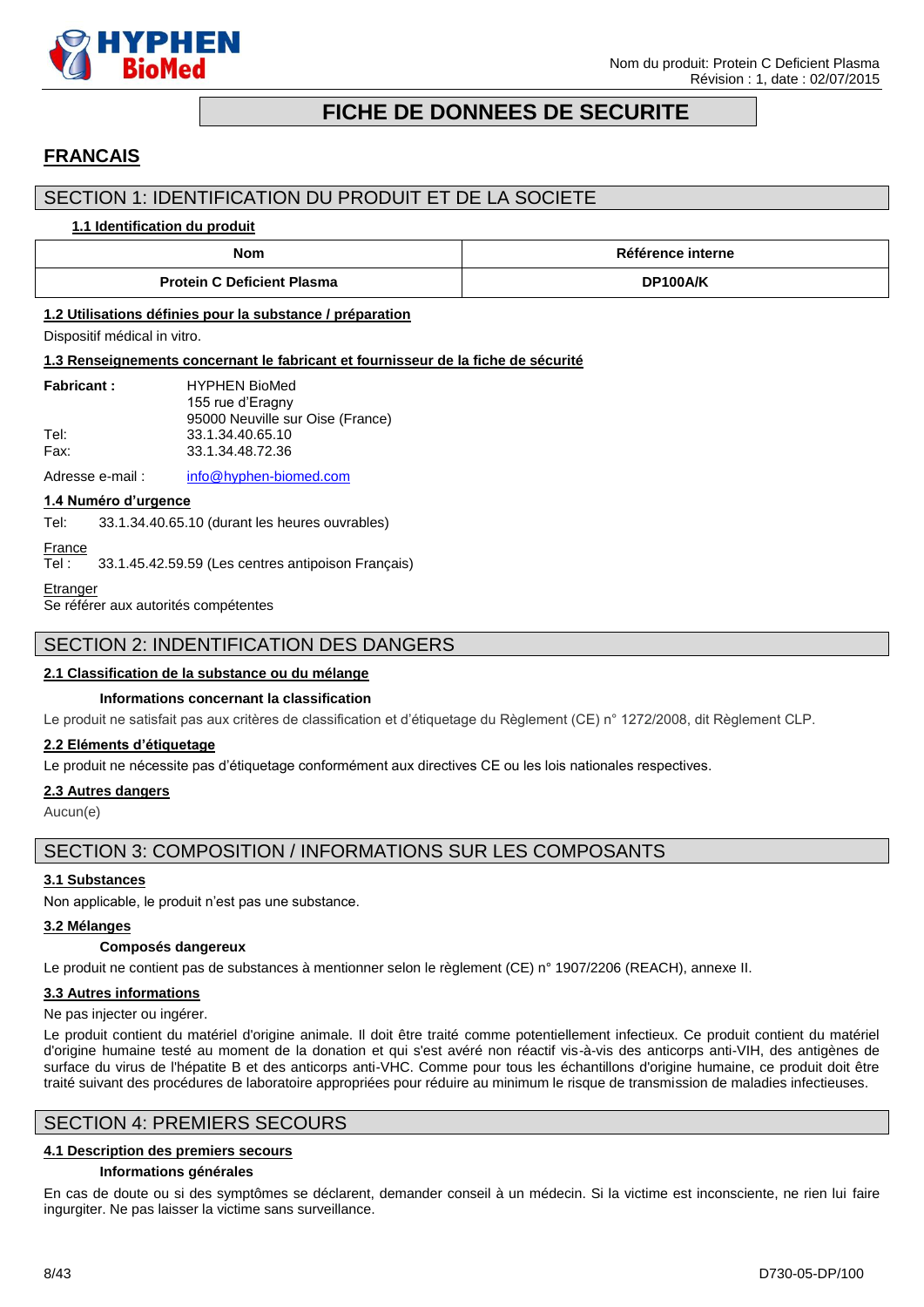# FICHE DE DONNEES DE SECURITE

## FRANCAIS

## SECTION 1: IDENTIFICATION DU PRODUIT ET DE LA SOCIETE

### 1.1 Identification du produit

| Nom | Référence interne |
|---|---|
| **Protein C Deficient Plasma** | **DP100A/K** |

### 1.2 Utilisations définies pour la substance / préparation

Dispositif médical in vitro.

### 1.3 Renseignements concernant le fabricant et fournisseur de la fiche de sécurité

**Fabricant :** HYPHEN BioMed
155 rue d'Eragny
95000 Neuville sur Oise (France)
Tel: 33.1.34.40.65.10
Fax: 33.1.34.48.72.36

Adresse e-mail : info@hyphen-biomed.com

### 1.4 Numéro d'urgence

Tel: 33.1.34.40.65.10 (durant les heures ouvrables)

France
Tel : 33.1.45.42.59.59 (Les centres antipoison Français)

Etranger
Se référer aux autorités compétentes

## SECTION 2: INDENTIFICATION DES DANGERS

### 2.1 Classification de la substance ou du mélange

**Informations concernant la classification**

Le produit ne satisfait pas aux critères de classification et d'étiquetage du Règlement (CE) n° 1272/2008, dit Règlement CLP.

### 2.2 Eléments d'étiquetage

Le produit ne nécessite pas d'étiquetage conformément aux directives CE ou les lois nationales respectives.

### 2.3 Autres dangers

Aucun(e)

## SECTION 3: COMPOSITION / INFORMATIONS SUR LES COMPOSANTS

### 3.1 Substances

Non applicable, le produit n'est pas une substance.

### 3.2 Mélanges

**Composés dangereux**

Le produit ne contient pas de substances à mentionner selon le règlement (CE) n° 1907/2206 (REACH), annexe II.

### 3.3 Autres informations

Ne pas injecter ou ingérer.

Le produit contient du matériel d'origine animale. Il doit être traité comme potentiellement infectieux. Ce produit contient du matériel d'origine humaine testé au moment de la donation et qui s'est avéré non réactif vis-à-vis des anticorps anti-VIH, des antigènes de surface du virus de l'hépatite B et des anticorps anti-VHC. Comme pour tous les échantillons d'origine humaine, ce produit doit être traité suivant des procédures de laboratoire appropriées pour réduire au minimum le risque de transmission de maladies infectieuses.

## SECTION 4: PREMIERS SECOURS

### 4.1 Description des premiers secours

**Informations générales**

En cas de doute ou si des symptômes se déclarent, demander conseil à un médecin. Si la victime est inconsciente, ne rien lui faire ingurgiter. Ne pas laisser la victime sans surveillance.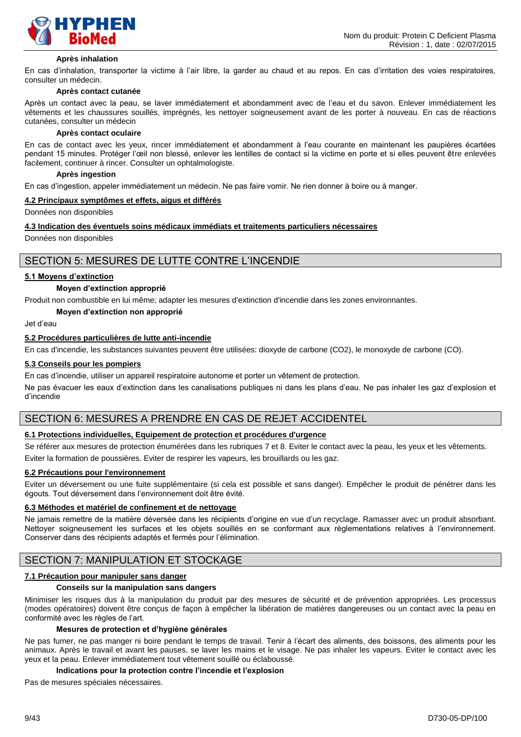#### Après inhalation

En cas d'inhalation, transporter la victime à l'air libre, la garder au chaud et au repos. En cas d'irritation des voies respiratoires, consulter un médecin.

#### Après contact cutanée

Après un contact avec la peau, se laver immédiatement et abondamment avec de l'eau et du savon. Enlever immédiatement les vêtements et les chaussures souillés, imprégnés, les nettoyer soigneusement avant de les porter à nouveau. En cas de réactions cutanées, consulter un médecin

#### Après contact oculaire

En cas de contact avec les yeux, rincer immédiatement et abondamment à l'eau courante en maintenant les paupières écartées pendant 15 minutes. Protéger l'œil non blessé, enlever les lentilles de contact si la victime en porte et si elles peuvent être enlevées facilement, continuer à rincer. Consulter un ophtalmologiste.

#### Après ingestion

En cas d'ingestion, appeler immédiatement un médecin. Ne pas faire vomir. Ne rien donner à boire ou à manger.

### 4.2 Principaux symptômes et effets, aigus et différés

Données non disponibles

### 4.3 Indication des éventuels soins médicaux immédiats et traitements particuliers nécessaires

Données non disponibles

## SECTION 5: MESURES DE LUTTE CONTRE L'INCENDIE

### 5.1 Moyens d'extinction

#### Moyen d'extinction approprié

Produit non combustible en lui même; adapter les mesures d'extinction d'incendie dans les zones environnantes.

#### Moyen d'extinction non approprié

Jet d'eau

### 5.2 Procédures particulières de lutte anti-incendie

En cas d'incendie, les substances suivantes peuvent être utilisées: dioxyde de carbone ($CO_2$), le monoxyde de carbone (CO).

### 5.3 Conseils pour les pompiers

En cas d'incendie, utiliser un appareil respiratoire autonome et porter un vêtement de protection.

Ne pas évacuer les eaux d'extinction dans les canalisations publiques ni dans les plans d'eau. Ne pas inhaler les gaz d'explosion et d'incendie

## SECTION 6: MESURES A PRENDRE EN CAS DE REJET ACCIDENTEL

### 6.1 Protections individuelles, Equipement de protection et procédures d'urgence

Se référer aux mesures de protection énumérées dans les rubriques 7 et 8. Eviter le contact avec la peau, les yeux et les vêtements.

Eviter la formation de poussières. Eviter de respirer les vapeurs, les brouillards ou les gaz.

### 6.2 Précautions pour l'environnement

Eviter un déversement ou une fuite supplémentaire (si cela est possible et sans danger). Empêcher le produit de pénétrer dans les égouts. Tout déversement dans l'environnement doit être évité.

### 6.3 Méthodes et matériel de confinement et de nettoyage

Ne jamais remettre de la matière déversée dans les récipients d'origine en vue d'un recyclage. Ramasser avec un produit absorbant. Nettoyer soigneusement les surfaces et les objets souillés en se conformant aux règlementations relatives à l'environnement. Conserver dans des récipients adaptés et fermés pour l'élimination.

## SECTION 7: MANIPULATION ET STOCKAGE

### 7.1 Précaution pour manipuler sans danger

#### Conseils sur la manipulation sans dangers

Minimiser les risques dus à la manipulation du produit par des mesures de sécurité et de prévention appropriées. Les processus (modes opératoires) doivent être conçus de façon à empêcher la libération de matières dangereuses ou un contact avec la peau en conformité avec les règles de l'art.

#### Mesures de protection et d'hygiène générales

Ne pas fumer, ne pas manger ni boire pendant le temps de travail. Tenir à l'écart des aliments, des boissons, des aliments pour les animaux. Après le travail et avant les pauses, se laver les mains et le visage. Ne pas inhaler les vapeurs. Eviter le contact avec les yeux et la peau. Enlever immédiatement tout vêtement souillé ou éclaboussé.

#### Indications pour la protection contre l'incendie et l'explosion

Pas de mesures spéciales nécessaires.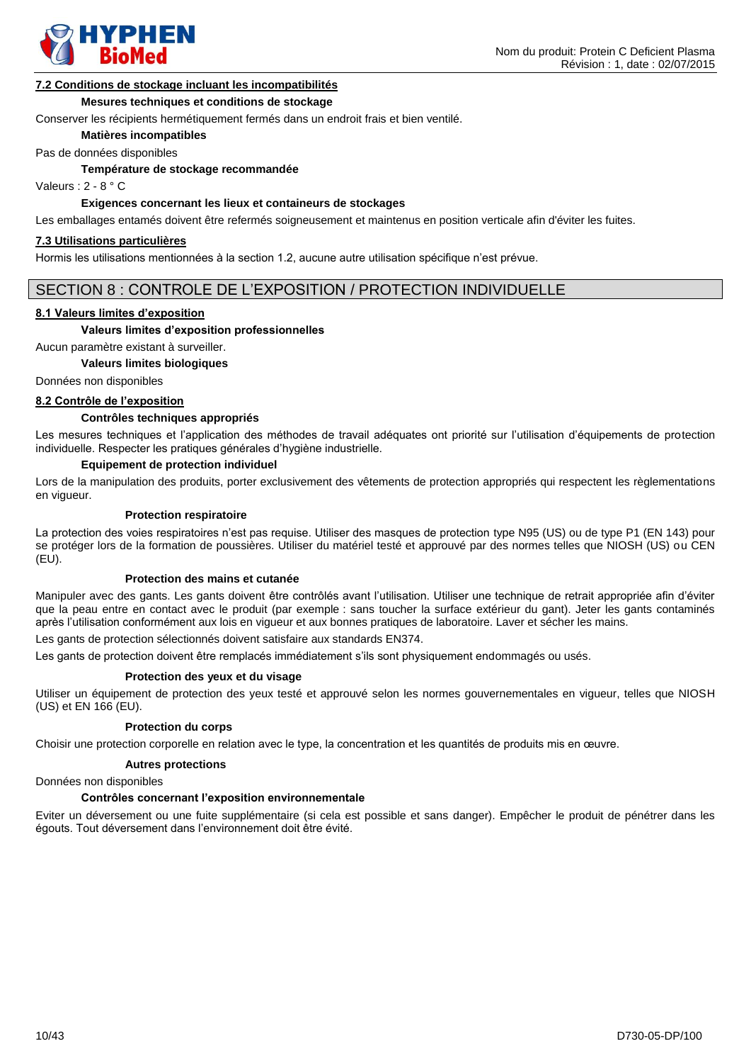### 7.2 Conditions de stockage incluant les incompatibilités

**Mesures techniques et conditions de stockage**

Conserver les récipients hermétiquement fermés dans un endroit frais et bien ventilé.

**Matières incompatibles**

Pas de données disponibles

**Température de stockage recommandée**

Valeurs : 2 - 8 ° C

**Exigences concernant les lieux et containeurs de stockages**

Les emballages entamés doivent être refermés soigneusement et maintenus en position verticale afin d'éviter les fuites.

### 7.3 Utilisations particulières

Hormis les utilisations mentionnées à la section 1.2, aucune autre utilisation spécifique n'est prévue.

## SECTION 8 : CONTROLE DE L'EXPOSITION / PROTECTION INDIVIDUELLE

### 8.1 Valeurs limites d'exposition

**Valeurs limites d'exposition professionnelles**

Aucun paramètre existant à surveiller.

**Valeurs limites biologiques**

Données non disponibles

### 8.2 Contrôle de l'exposition

**Contrôles techniques appropriés**

Les mesures techniques et l'application des méthodes de travail adéquates ont priorité sur l'utilisation d'équipements de protection individuelle. Respecter les pratiques générales d'hygiène industrielle.

**Equipement de protection individuel**

Lors de la manipulation des produits, porter exclusivement des vêtements de protection appropriés qui respectent les règlementations en vigueur.

**Protection respiratoire**

La protection des voies respiratoires n'est pas requise. Utiliser des masques de protection type N95 (US) ou de type P1 (EN 143) pour se protéger lors de la formation de poussières. Utiliser du matériel testé et approuvé par des normes telles que NIOSH (US) ou CEN (EU).

**Protection des mains et cutanée**

Manipuler avec des gants. Les gants doivent être contrôlés avant l'utilisation. Utiliser une technique de retrait appropriée afin d'éviter que la peau entre en contact avec le produit (par exemple : sans toucher la surface extérieur du gant). Jeter les gants contaminés après l'utilisation conformément aux lois en vigueur et aux bonnes pratiques de laboratoire. Laver et sécher les mains.

Les gants de protection sélectionnés doivent satisfaire aux standards EN374.

Les gants de protection doivent être remplacés immédiatement s'ils sont physiquement endommagés ou usés.

**Protection des yeux et du visage**

Utiliser un équipement de protection des yeux testé et approuvé selon les normes gouvernementales en vigueur, telles que NIOSH (US) et EN 166 (EU).

**Protection du corps**

Choisir une protection corporelle en relation avec le type, la concentration et les quantités de produits mis en œuvre.

**Autres protections**

Données non disponibles

**Contrôles concernant l'exposition environnementale**

Eviter un déversement ou une fuite supplémentaire (si cela est possible et sans danger). Empêcher le produit de pénétrer dans les égouts. Tout déversement dans l'environnement doit être évité.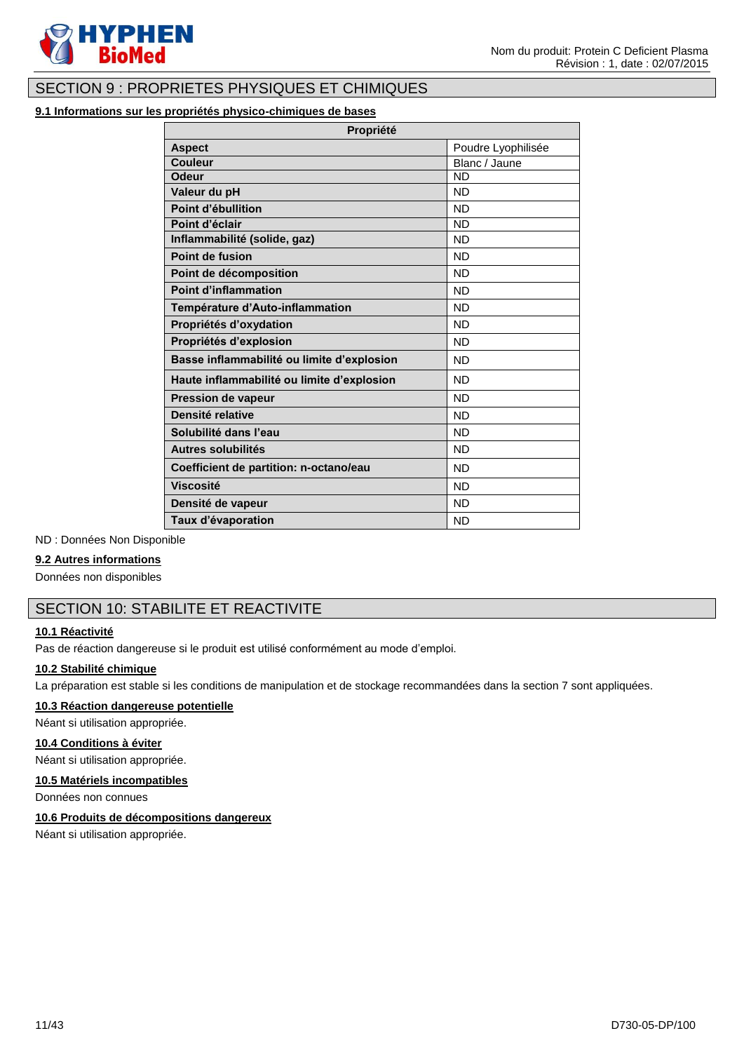## SECTION 9 : PROPRIETES PHYSIQUES ET CHIMIQUES

### 9.1 Informations sur les propriétés physico-chimiques de bases

| Propriété | |
|---|---|
| **Aspect** | Poudre Lyophilisée |
| **Couleur** | Blanc / Jaune |
| **Odeur** | ND |
| **Valeur du pH** | ND |
| **Point d'ébullition** | ND |
| **Point d'éclair** | ND |
| **Inflammabilité (solide, gaz)** | ND |
| **Point de fusion** | ND |
| **Point de décomposition** | ND |
| **Point d'inflammation** | ND |
| **Température d'Auto-inflammation** | ND |
| **Propriétés d'oxydation** | ND |
| **Propriétés d'explosion** | ND |
| **Basse inflammabilité ou limite d'explosion** | ND |
| **Haute inflammabilité ou limite d'explosion** | ND |
| **Pression de vapeur** | ND |
| **Densité relative** | ND |
| **Solubilité dans l'eau** | ND |
| **Autres solubilités** | ND |
| **Coefficient de partition: n-octano/eau** | ND |
| **Viscosité** | ND |
| **Densité de vapeur** | ND |
| **Taux d'évaporation** | ND |

ND : Données Non Disponible

### 9.2 Autres informations

Données non disponibles

## SECTION 10: STABILITE ET REACTIVITE

### 10.1 Réactivité

Pas de réaction dangereuse si le produit est utilisé conformément au mode d'emploi.

### 10.2 Stabilité chimique

La préparation est stable si les conditions de manipulation et de stockage recommandées dans la section 7 sont appliquées.

### 10.3 Réaction dangereuse potentielle

Néant si utilisation appropriée.

### 10.4 Conditions à éviter

Néant si utilisation appropriée.

### 10.5 Matériels incompatibles

Données non connues

### 10.6 Produits de décompositions dangereux

Néant si utilisation appropriée.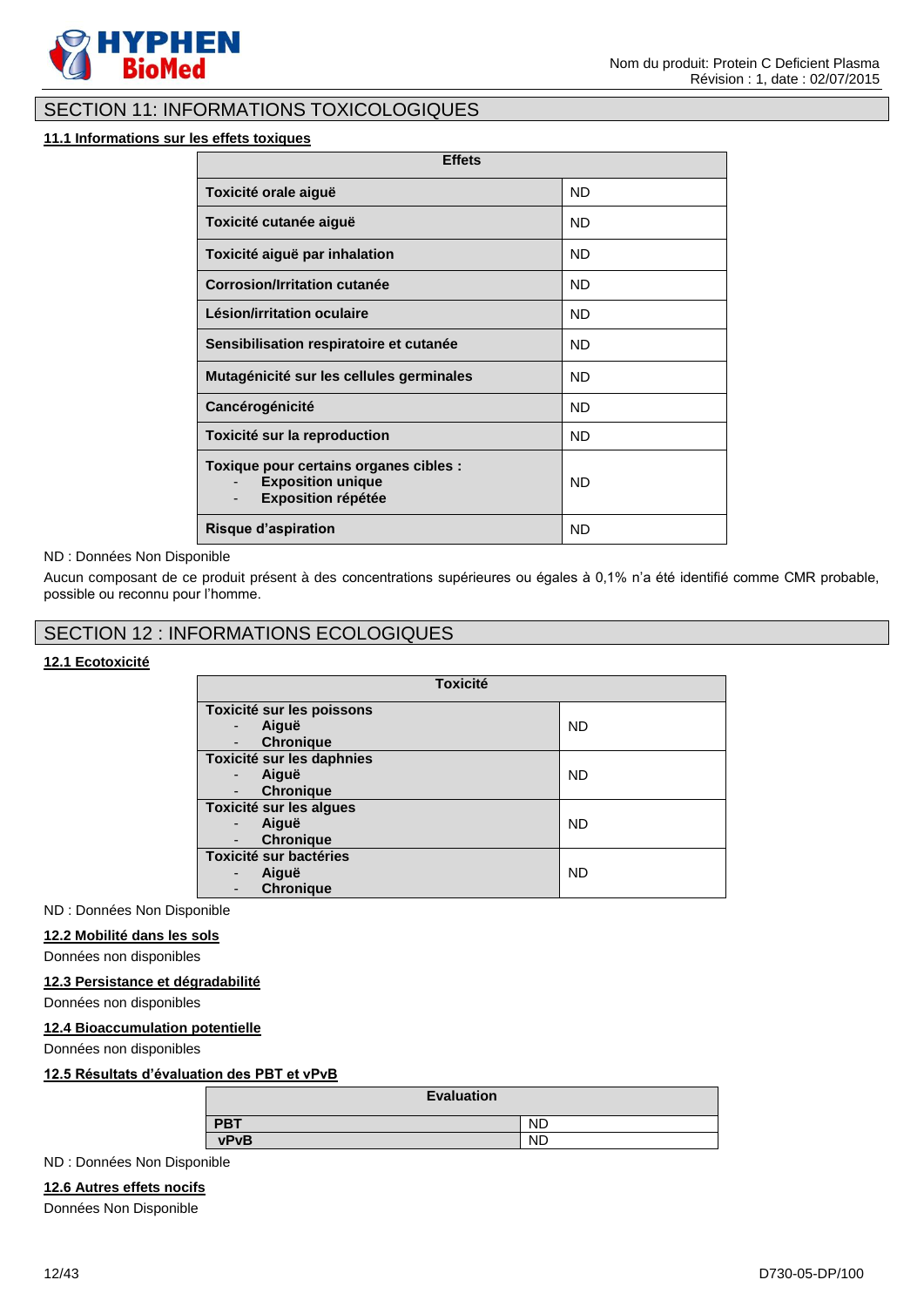## SECTION 11: INFORMATIONS TOXICOLOGIQUES

### 11.1 Informations sur les effets toxiques

| Effets | |
|---|---|
| **Toxicité orale aiguë** | ND |
| **Toxicité cutanée aiguë** | ND |
| **Toxicité aiguë par inhalation** | ND |
| **Corrosion/Irritation cutanée** | ND |
| **Lésion/irritation oculaire** | ND |
| **Sensibilisation respiratoire et cutanée** | ND |
| **Mutagénicité sur les cellules germinales** | ND |
| **Cancérogénicité** | ND |
| **Toxicité sur la reproduction** | ND |
| **Toxique pour certains organes cibles :** <br> - **Exposition unique** <br> - **Exposition répétée** | ND |
| **Risque d'aspiration** | ND |

ND : Données Non Disponible

Aucun composant de ce produit présent à des concentrations supérieures ou égales à 0,1% n'a été identifié comme CMR probable, possible ou reconnu pour l'homme.

## SECTION 12 : INFORMATIONS ECOLOGIQUES

### 12.1 Ecotoxicité

| Toxicité | |
|---|---|
| **Toxicité sur les poissons** <br> - **Aiguë** <br> - **Chronique** | ND |
| **Toxicité sur les daphnies** <br> - **Aiguë** <br> - **Chronique** | ND |
| **Toxicité sur les algues** <br> - **Aiguë** <br> - **Chronique** | ND |
| **Toxicité sur bactéries** <br> - **Aiguë** <br> - **Chronique** | ND |

ND : Données Non Disponible

### 12.2 Mobilité dans les sols

Données non disponibles

### 12.3 Persistance et dégradabilité

Données non disponibles

### 12.4 Bioaccumulation potentielle

Données non disponibles

### 12.5 Résultats d'évaluation des PBT et vPvB

| Evaluation | |
|---|---|
| **PBT** | ND |
| **vPvB** | ND |

ND : Données Non Disponible

### 12.6 Autres effets nocifs

Données Non Disponible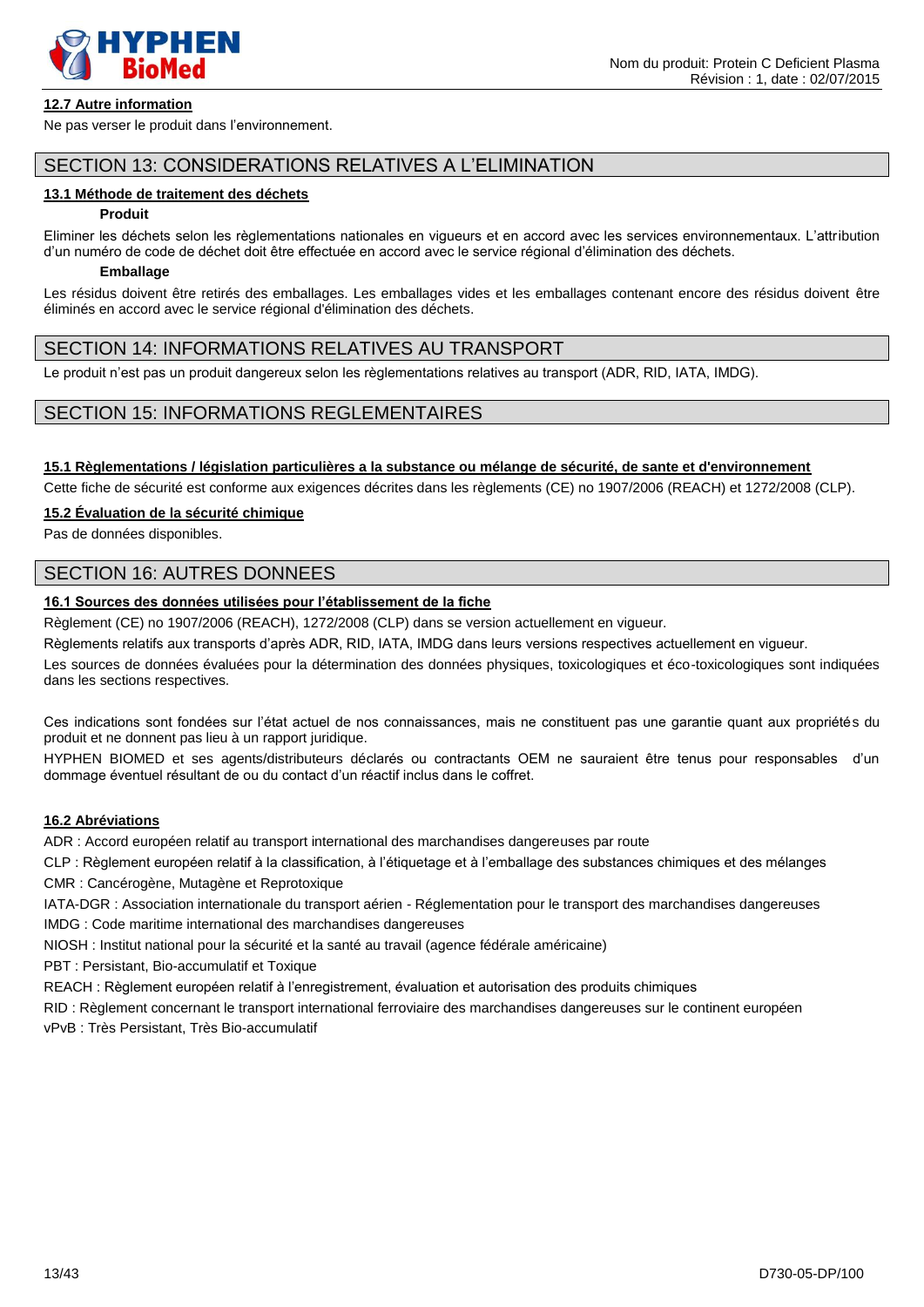### 12.7 Autre information

Ne pas verser le produit dans l'environnement.

## SECTION 13: CONSIDERATIONS RELATIVES A L'ELIMINATION

### 13.1 Méthode de traitement des déchets

**Produit**

Eliminer les déchets selon les règlementations nationales en vigueurs et en accord avec les services environnementaux. L'attribution d'un numéro de code de déchet doit être effectuée en accord avec le service régional d'élimination des déchets.

**Emballage**

Les résidus doivent être retirés des emballages. Les emballages vides et les emballages contenant encore des résidus doivent être éliminés en accord avec le service régional d'élimination des déchets.

## SECTION 14: INFORMATIONS RELATIVES AU TRANSPORT

Le produit n'est pas un produit dangereux selon les règlementations relatives au transport (ADR, RID, IATA, IMDG).

## SECTION 15: INFORMATIONS REGLEMENTAIRES

### 15.1 Règlementations / législation particulières a la substance ou mélange de sécurité, de sante et d'environnement

Cette fiche de sécurité est conforme aux exigences décrites dans les règlements (CE) no 1907/2006 (REACH) et 1272/2008 (CLP).

### 15.2 Évaluation de la sécurité chimique

Pas de données disponibles.

## SECTION 16: AUTRES DONNEES

### 16.1 Sources des données utilisées pour l'établissement de la fiche

Règlement (CE) no 1907/2006 (REACH), 1272/2008 (CLP) dans se version actuellement en vigueur.

Règlements relatifs aux transports d'après ADR, RID, IATA, IMDG dans leurs versions respectives actuellement en vigueur.

Les sources de données évaluées pour la détermination des données physiques, toxicologiques et éco-toxicologiques sont indiquées dans les sections respectives.

Ces indications sont fondées sur l'état actuel de nos connaissances, mais ne constituent pas une garantie quant aux propriétés du produit et ne donnent pas lieu à un rapport juridique.

HYPHEN BIOMED et ses agents/distributeurs déclarés ou contractants OEM ne sauraient être tenus pour responsables d'un dommage éventuel résultant de ou du contact d'un réactif inclus dans le coffret.

### 16.2 Abréviations

ADR : Accord européen relatif au transport international des marchandises dangereuses par route

CLP : Règlement européen relatif à la classification, à l'étiquetage et à l'emballage des substances chimiques et des mélanges

CMR : Cancérogène, Mutagène et Reprotoxique

IATA-DGR : Association internationale du transport aérien - Réglementation pour le transport des marchandises dangereuses

IMDG : Code maritime international des marchandises dangereuses

NIOSH : Institut national pour la sécurité et la santé au travail (agence fédérale américaine)

PBT : Persistant, Bio-accumulatif et Toxique

REACH : Règlement européen relatif à l'enregistrement, évaluation et autorisation des produits chimiques

RID : Règlement concernant le transport international ferroviaire des marchandises dangereuses sur le continent européen

vPvB : Très Persistant, Très Bio-accumulatif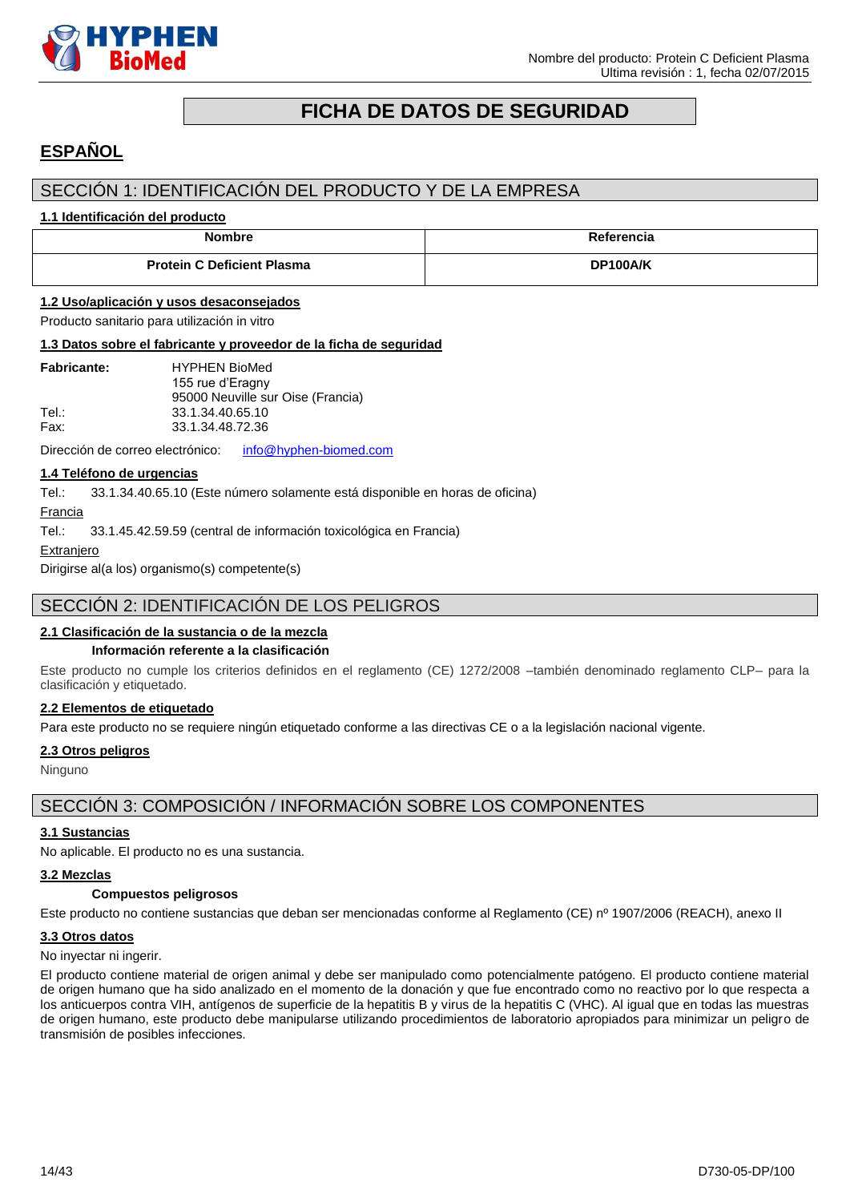# FICHA DE DATOS DE SEGURIDAD

## ESPAÑOL

## SECCIÓN 1: IDENTIFICACIÓN DEL PRODUCTO Y DE LA EMPRESA

### 1.1 Identificación del producto

| Nombre | Referencia |
| --- | --- |
| **Protein C Deficient Plasma** | **DP100A/K** |

### 1.2 Uso/aplicación y usos desaconsejados

Producto sanitario para utilización in vitro

### 1.3 Datos sobre el fabricante y proveedor de la ficha de seguridad

**Fabricante:** HYPHEN BioMed
155 rue d'Eragny
95000 Neuville sur Oise (Francia)

Tel.: 33.1.34.40.65.10
Fax: 33.1.34.48.72.36

Dirección de correo electrónico: info@hyphen-biomed.com

### 1.4 Teléfono de urgencias

Tel.: 33.1.34.40.65.10 (Este número solamente está disponible en horas de oficina)

Francia

Tel.: 33.1.45.42.59.59 (central de información toxicológica en Francia)

Extranjero

Dirigirse al(a los) organismo(s) competente(s)

## SECCIÓN 2: IDENTIFICACIÓN DE LOS PELIGROS

### 2.1 Clasificación de la sustancia o de la mezcla

**Información referente a la clasificación**

Este producto no cumple los criterios definidos en el reglamento (CE) 1272/2008 –también denominado reglamento CLP– para la clasificación y etiquetado.

### 2.2 Elementos de etiquetado

Para este producto no se requiere ningún etiquetado conforme a las directivas CE o a la legislación nacional vigente.

### 2.3 Otros peligros

Ninguno

## SECCIÓN 3: COMPOSICIÓN / INFORMACIÓN SOBRE LOS COMPONENTES

### 3.1 Sustancias

No aplicable. El producto no es una sustancia.

### 3.2 Mezclas

**Compuestos peligrosos**

Este producto no contiene sustancias que deban ser mencionadas conforme al Reglamento (CE) nº 1907/2006 (REACH), anexo II

### 3.3 Otros datos

No inyectar ni ingerir.

El producto contiene material de origen animal y debe ser manipulado como potencialmente patógeno. El producto contiene material de origen humano que ha sido analizado en el momento de la donación y que fue encontrado como no reactivo por lo que respecta a los anticuerpos contra VIH, antígenos de superficie de la hepatitis B y virus de la hepatitis C (VHC). Al igual que en todas las muestras de origen humano, este producto debe manipularse utilizando procedimientos de laboratorio apropiados para minimizar un peligro de transmisión de posibles infecciones.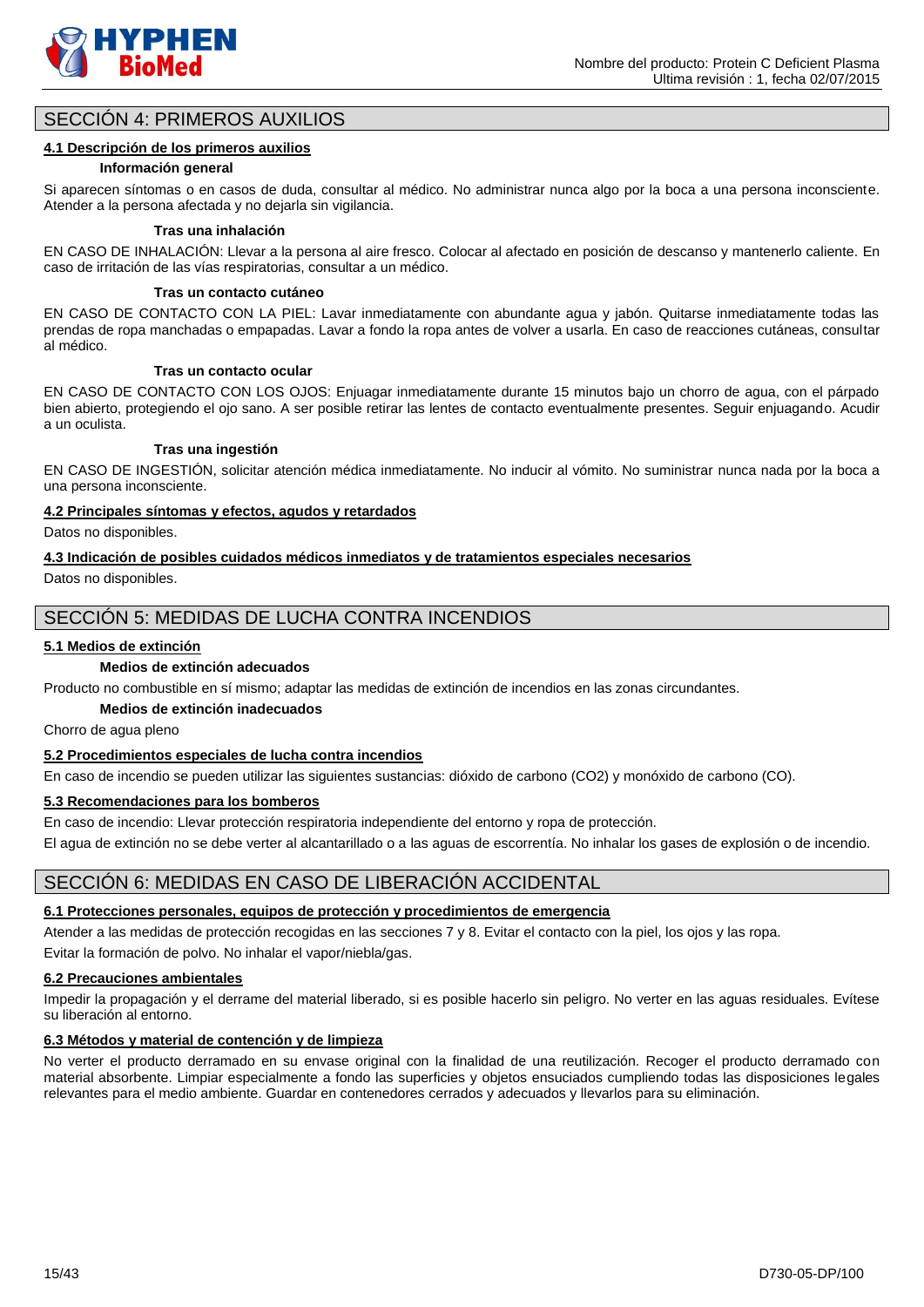## SECCIÓN 4: PRIMEROS AUXILIOS

### 4.1 Descripción de los primeros auxilios

**Información general**

Si aparecen síntomas o en casos de duda, consultar al médico. No administrar nunca algo por la boca a una persona inconsciente. Atender a la persona afectada y no dejarla sin vigilancia.

**Tras una inhalación**

EN CASO DE INHALACIÓN: Llevar a la persona al aire fresco. Colocar al afectado en posición de descanso y mantenerlo caliente. En caso de irritación de las vías respiratorias, consultar a un médico.

**Tras un contacto cutáneo**

EN CASO DE CONTACTO CON LA PIEL: Lavar inmediatamente con abundante agua y jabón. Quitarse inmediatamente todas las prendas de ropa manchadas o empapadas. Lavar a fondo la ropa antes de volver a usarla. En caso de reacciones cutáneas, consultar al médico.

**Tras un contacto ocular**

EN CASO DE CONTACTO CON LOS OJOS: Enjuagar inmediatamente durante 15 minutos bajo un chorro de agua, con el párpado bien abierto, protegiendo el ojo sano. A ser posible retirar las lentes de contacto eventualmente presentes. Seguir enjuagando. Acudir a un oculista.

**Tras una ingestión**

EN CASO DE INGESTIÓN, solicitar atención médica inmediatamente. No inducir al vómito. No suministrar nunca nada por la boca a una persona inconsciente.

### 4.2 Principales síntomas y efectos, agudos y retardados

Datos no disponibles.

### 4.3 Indicación de posibles cuidados médicos inmediatos y de tratamientos especiales necesarios

Datos no disponibles.

## SECCIÓN 5: MEDIDAS DE LUCHA CONTRA INCENDIOS

### 5.1 Medios de extinción

**Medios de extinción adecuados**

Producto no combustible en sí mismo; adaptar las medidas de extinción de incendios en las zonas circundantes.

**Medios de extinción inadecuados**

Chorro de agua pleno

### 5.2 Procedimientos especiales de lucha contra incendios

En caso de incendio se pueden utilizar las siguientes sustancias: dióxido de carbono ($CO_2$) y monóxido de carbono (CO).

### 5.3 Recomendaciones para los bomberos

En caso de incendio: Llevar protección respiratoria independiente del entorno y ropa de protección.

El agua de extinción no se debe verter al alcantarillado o a las aguas de escorrentía. No inhalar los gases de explosión o de incendio.

## SECCIÓN 6: MEDIDAS EN CASO DE LIBERACIÓN ACCIDENTAL

### 6.1 Protecciones personales, equipos de protección y procedimientos de emergencia

Atender a las medidas de protección recogidas en las secciones 7 y 8. Evitar el contacto con la piel, los ojos y las ropa.

Evitar la formación de polvo. No inhalar el vapor/niebla/gas.

### 6.2 Precauciones ambientales

Impedir la propagación y el derrame del material liberado, si es posible hacerlo sin peligro. No verter en las aguas residuales. Evítese su liberación al entorno.

### 6.3 Métodos y material de contención y de limpieza

No verter el producto derramado en su envase original con la finalidad de una reutilización. Recoger el producto derramado con material absorbente. Limpiar especialmente a fondo las superficies y objetos ensuciados cumpliendo todas las disposiciones legales relevantes para el medio ambiente. Guardar en contenedores cerrados y adecuados y llevarlos para su eliminación.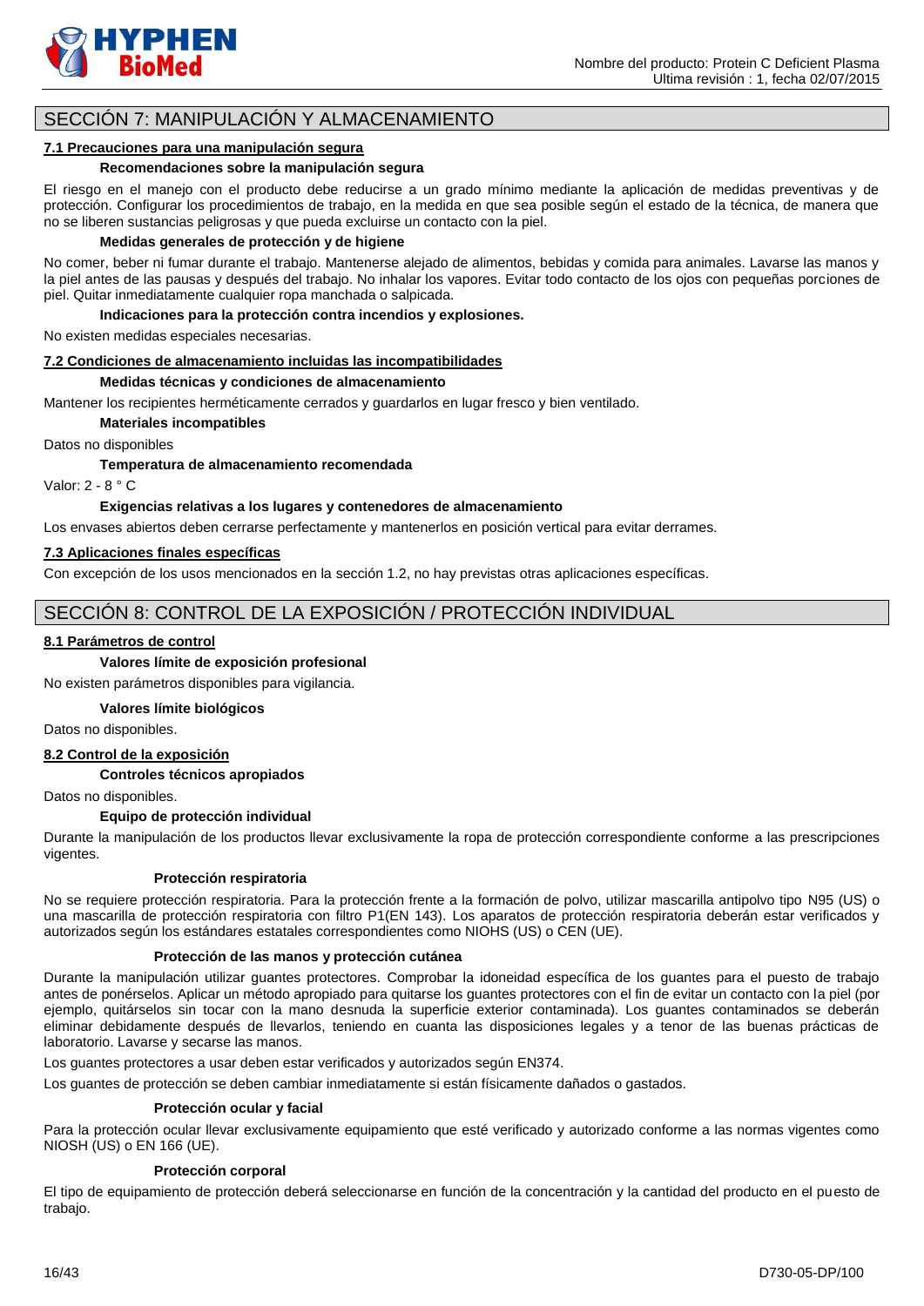## SECCIÓN 7: MANIPULACIÓN Y ALMACENAMIENTO

### 7.1 Precauciones para una manipulación segura

**Recomendaciones sobre la manipulación segura**

El riesgo en el manejo con el producto debe reducirse a un grado mínimo mediante la aplicación de medidas preventivas y de protección. Configurar los procedimientos de trabajo, en la medida en que sea posible según el estado de la técnica, de manera que no se liberen sustancias peligrosas y que pueda excluirse un contacto con la piel.

**Medidas generales de protección y de higiene**

No comer, beber ni fumar durante el trabajo. Mantenerse alejado de alimentos, bebidas y comida para animales. Lavarse las manos y la piel antes de las pausas y después del trabajo. No inhalar los vapores. Evitar todo contacto de los ojos con pequeñas porciones de piel. Quitar inmediatamente cualquier ropa manchada o salpicada.

**Indicaciones para la protección contra incendios y explosiones.**

No existen medidas especiales necesarias.

### 7.2 Condiciones de almacenamiento incluidas las incompatibilidades

**Medidas técnicas y condiciones de almacenamiento**

Mantener los recipientes herméticamente cerrados y guardarlos en lugar fresco y bien ventilado.

**Materiales incompatibles**

Datos no disponibles

**Temperatura de almacenamiento recomendada**

Valor: 2 - 8 ° C

**Exigencias relativas a los lugares y contenedores de almacenamiento**

Los envases abiertos deben cerrarse perfectamente y mantenerlos en posición vertical para evitar derrames.

### 7.3 Aplicaciones finales específicas

Con excepción de los usos mencionados en la sección 1.2, no hay previstas otras aplicaciones específicas.

## SECCIÓN 8: CONTROL DE LA EXPOSICIÓN / PROTECCIÓN INDIVIDUAL

### 8.1 Parámetros de control

**Valores límite de exposición profesional**

No existen parámetros disponibles para vigilancia.

**Valores límite biológicos**

Datos no disponibles.

### 8.2 Control de la exposición

**Controles técnicos apropiados**

Datos no disponibles.

**Equipo de protección individual**

Durante la manipulación de los productos llevar exclusivamente la ropa de protección correspondiente conforme a las prescripciones vigentes.

**Protección respiratoria**

No se requiere protección respiratoria. Para la protección frente a la formación de polvo, utilizar mascarilla antipolvo tipo N95 (US) o una mascarilla de protección respiratoria con filtro P1(EN 143). Los aparatos de protección respiratoria deberán estar verificados y autorizados según los estándares estatales correspondientes como NIOHS (US) o CEN (UE).

**Protección de las manos y protección cutánea**

Durante la manipulación utilizar guantes protectores. Comprobar la idoneidad específica de los guantes para el puesto de trabajo antes de ponérselos. Aplicar un método apropiado para quitarse los guantes protectores con el fin de evitar un contacto con la piel (por ejemplo, quitárselos sin tocar con la mano desnuda la superficie exterior contaminada). Los guantes contaminados se deberán eliminar debidamente después de llevarlos, teniendo en cuanta las disposiciones legales y a tenor de las buenas prácticas de laboratorio. Lavarse y secarse las manos.

Los guantes protectores a usar deben estar verificados y autorizados según EN374.

Los guantes de protección se deben cambiar inmediatamente si están físicamente dañados o gastados.

**Protección ocular y facial**

Para la protección ocular llevar exclusivamente equipamiento que esté verificado y autorizado conforme a las normas vigentes como NIOSH (US) o EN 166 (UE).

**Protección corporal**

El tipo de equipamiento de protección deberá seleccionarse en función de la concentración y la cantidad del producto en el puesto de trabajo.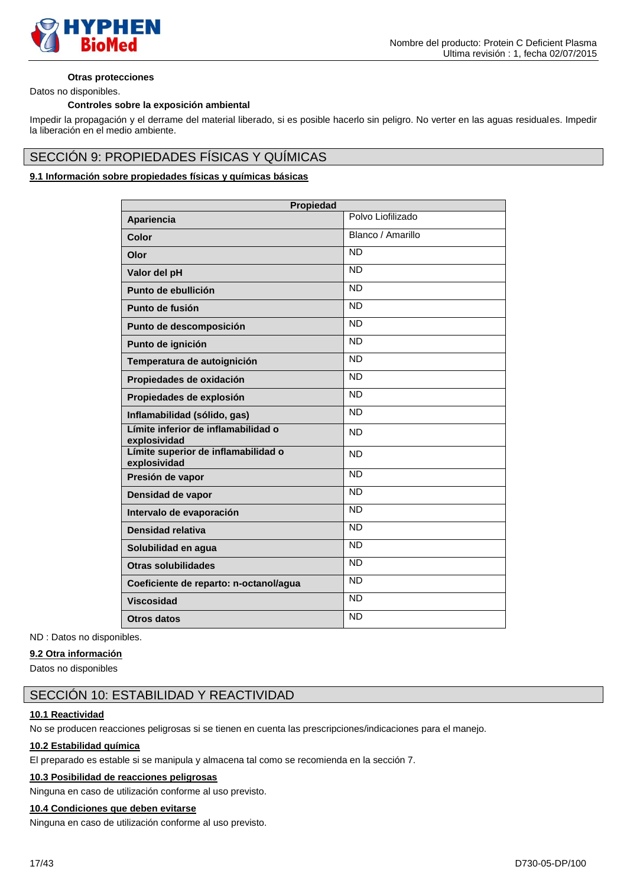**Otras protecciones**

Datos no disponibles.

**Controles sobre la exposición ambiental**

Impedir la propagación y el derrame del material liberado, si es posible hacerlo sin peligro. No verter en las aguas residuales. Impedir la liberación en el medio ambiente.

# SECCIÓN 9: PROPIEDADES FÍSICAS Y QUÍMICAS

## 9.1 Información sobre propiedades físicas y químicas básicas

| Propiedad | |
|---|---|
| **Apariencia** | Polvo Liofilizado |
| **Color** | Blanco / Amarillo |
| **Olor** | ND |
| **Valor del pH** | ND |
| **Punto de ebullición** | ND |
| **Punto de fusión** | ND |
| **Punto de descomposición** | ND |
| **Punto de ignición** | ND |
| **Temperatura de autoignición** | ND |
| **Propiedades de oxidación** | ND |
| **Propiedades de explosión** | ND |
| **Inflamabilidad (sólido, gas)** | ND |
| **Límite inferior de inflamabilidad o explosividad** | ND |
| **Límite superior de inflamabilidad o explosividad** | ND |
| **Presión de vapor** | ND |
| **Densidad de vapor** | ND |
| **Intervalo de evaporación** | ND |
| **Densidad relativa** | ND |
| **Solubilidad en agua** | ND |
| **Otras solubilidades** | ND |
| **Coeficiente de reparto: n-octanol/agua** | ND |
| **Viscosidad** | ND |
| **Otros datos** | ND |

ND : Datos no disponibles.

## 9.2 Otra información

Datos no disponibles

# SECCIÓN 10: ESTABILIDAD Y REACTIVIDAD

## 10.1 Reactividad

No se producen reacciones peligrosas si se tienen en cuenta las prescripciones/indicaciones para el manejo.

## 10.2 Estabilidad química

El preparado es estable si se manipula y almacena tal como se recomienda en la sección 7.

## 10.3 Posibilidad de reacciones peligrosas

Ninguna en caso de utilización conforme al uso previsto.

## 10.4 Condiciones que deben evitarse

Ninguna en caso de utilización conforme al uso previsto.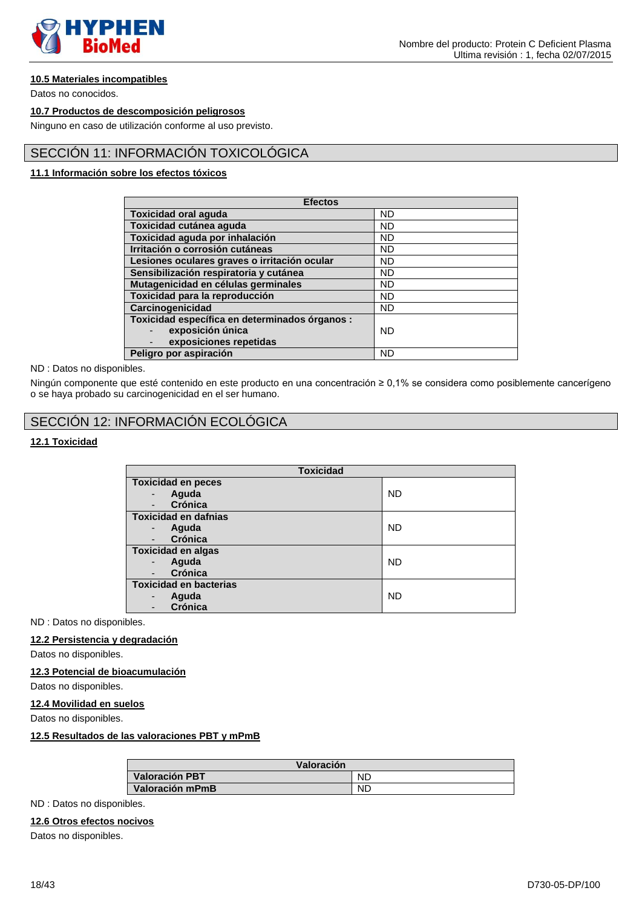### 10.5 Materiales incompatibles

Datos no conocidos.

### 10.7 Productos de descomposición peligrosos

Ninguno en caso de utilización conforme al uso previsto.

## SECCIÓN 11: INFORMACIÓN TOXICOLÓGICA

### 11.1 Información sobre los efectos tóxicos

| Efectos | |
|---|---|
| **Toxicidad oral aguda** | ND |
| **Toxicidad cutánea aguda** | ND |
| **Toxicidad aguda por inhalación** | ND |
| **Irritación o corrosión cutáneas** | ND |
| **Lesiones oculares graves o irritación ocular** | ND |
| **Sensibilización respiratoria y cutánea** | ND |
| **Mutagenicidad en células germinales** | ND |
| **Toxicidad para la reproducción** | ND |
| **Carcinogenicidad** | ND |
| **Toxicidad específica en determinados órganos :**<br>- **exposición única**<br>- **exposiciones repetidas** | ND |
| **Peligro por aspiración** | ND |

ND : Datos no disponibles.

Ningún componente que esté contenido en este producto en una concentración ≥ 0,1% se considera como posiblemente cancerígeno o se haya probado su carcinogenicidad en el ser humano.

## SECCIÓN 12: INFORMACIÓN ECOLÓGICA

### 12.1 Toxicidad

| Toxicidad | |
|---|---|
| **Toxicidad en peces**<br>- **Aguda**<br>- **Crónica** | ND |
| **Toxicidad en dafnias**<br>- **Aguda**<br>- **Crónica** | ND |
| **Toxicidad en algas**<br>- **Aguda**<br>- **Crónica** | ND |
| **Toxicidad en bacterias**<br>- **Aguda**<br>- **Crónica** | ND |

ND : Datos no disponibles.

### 12.2 Persistencia y degradación

Datos no disponibles.

### 12.3 Potencial de bioacumulación

Datos no disponibles.

### 12.4 Movilidad en suelos

Datos no disponibles.

### 12.5 Resultados de las valoraciones PBT y mPmB

| Valoración | |
|---|---|
| **Valoración PBT** | ND |
| **Valoración mPmB** | ND |

ND : Datos no disponibles.

### 12.6 Otros efectos nocivos

Datos no disponibles.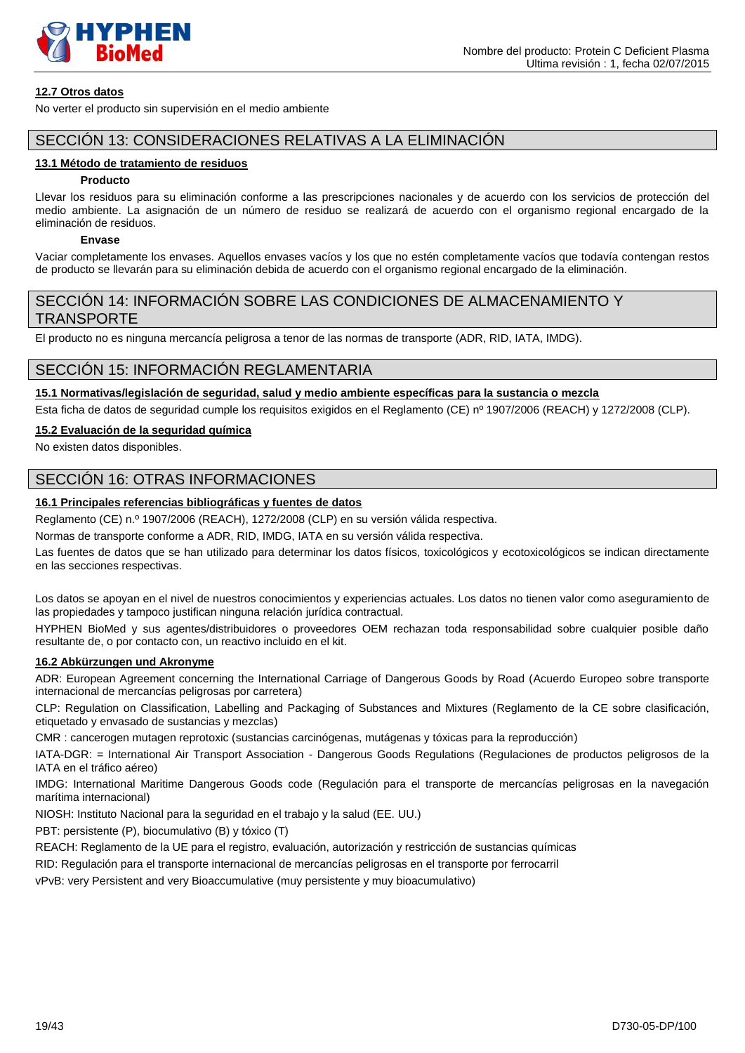#### 12.7 Otros datos

No verter el producto sin supervisión en el medio ambiente

## SECCIÓN 13: CONSIDERACIONES RELATIVAS A LA ELIMINACIÓN

#### 13.1 Método de tratamiento de residuos

**Producto**

Llevar los residuos para su eliminación conforme a las prescripciones nacionales y de acuerdo con los servicios de protección del medio ambiente. La asignación de un número de residuo se realizará de acuerdo con el organismo regional encargado de la eliminación de residuos.

**Envase**

Vaciar completamente los envases. Aquellos envases vacíos y los que no estén completamente vacíos que todavía contengan restos de producto se llevarán para su eliminación debida de acuerdo con el organismo regional encargado de la eliminación.

## SECCIÓN 14: INFORMACIÓN SOBRE LAS CONDICIONES DE ALMACENAMIENTO Y TRANSPORTE

El producto no es ninguna mercancía peligrosa a tenor de las normas de transporte (ADR, RID, IATA, IMDG).

## SECCIÓN 15: INFORMACIÓN REGLAMENTARIA

#### 15.1 Normativas/legislación de seguridad, salud y medio ambiente específicas para la sustancia o mezcla

Esta ficha de datos de seguridad cumple los requisitos exigidos en el Reglamento (CE) nº 1907/2006 (REACH) y 1272/2008 (CLP).

#### 15.2 Evaluación de la seguridad química

No existen datos disponibles.

## SECCIÓN 16: OTRAS INFORMACIONES

#### 16.1 Principales referencias bibliográficas y fuentes de datos

Reglamento (CE) n.º 1907/2006 (REACH), 1272/2008 (CLP) en su versión válida respectiva.

Normas de transporte conforme a ADR, RID, IMDG, IATA en su versión válida respectiva.

Las fuentes de datos que se han utilizado para determinar los datos físicos, toxicológicos y ecotoxicológicos se indican directamente en las secciones respectivas.

Los datos se apoyan en el nivel de nuestros conocimientos y experiencias actuales. Los datos no tienen valor como aseguramiento de las propiedades y tampoco justifican ninguna relación jurídica contractual.

HYPHEN BioMed y sus agentes/distribuidores o proveedores OEM rechazan toda responsabilidad sobre cualquier posible daño resultante de, o por contacto con, un reactivo incluido en el kit.

#### 16.2 Abkürzungen und Akronyme

ADR: European Agreement concerning the International Carriage of Dangerous Goods by Road (Acuerdo Europeo sobre transporte internacional de mercancías peligrosas por carretera)

CLP: Regulation on Classification, Labelling and Packaging of Substances and Mixtures (Reglamento de la CE sobre clasificación, etiquetado y envasado de sustancias y mezclas)

CMR : cancerogen mutagen reprotoxic (sustancias carcinógenas, mutágenas y tóxicas para la reproducción)

IATA-DGR: = International Air Transport Association - Dangerous Goods Regulations (Regulaciones de productos peligrosos de la IATA en el tráfico aéreo)

IMDG: International Maritime Dangerous Goods code (Regulación para el transporte de mercancías peligrosas en la navegación marítima internacional)

NIOSH: Instituto Nacional para la seguridad en el trabajo y la salud (EE. UU.)

PBT: persistente (P), biocumulativo (B) y tóxico (T)

REACH: Reglamento de la UE para el registro, evaluación, autorización y restricción de sustancias químicas

RID: Regulación para el transporte internacional de mercancías peligrosas en el transporte por ferrocarril

vPvB: very Persistent and very Bioaccumulative (muy persistente y muy bioacumulativo)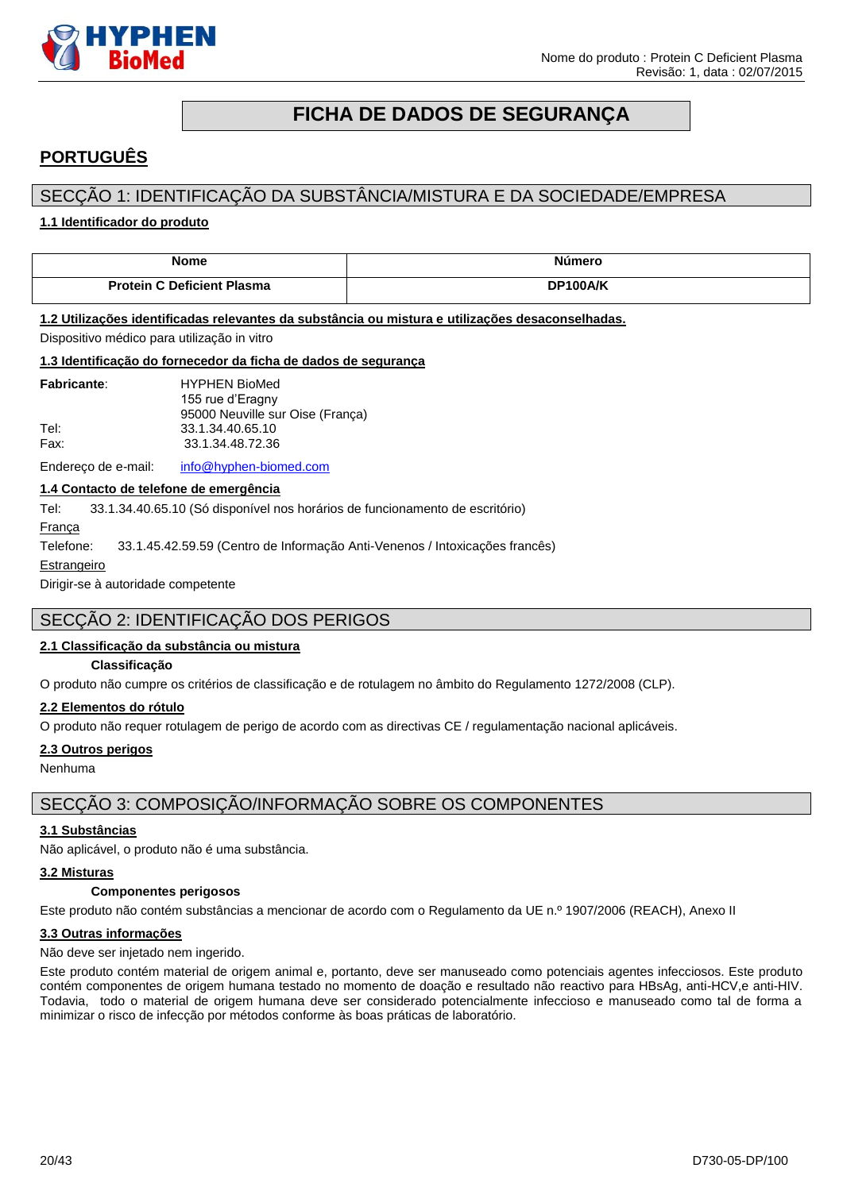# FICHA DE DADOS DE SEGURANÇA

## PORTUGUÊS

## SECÇÃO 1: IDENTIFICAÇÃO DA SUBSTÂNCIA/MISTURA E DA SOCIEDADE/EMPRESA

### 1.1 Identificador do produto

| Nome | Número |
|---|---|
| **Protein C Deficient Plasma** | **DP100A/K** |

### 1.2 Utilizações identificadas relevantes da substância ou mistura e utilizações desaconselhadas.

Dispositivo médico para utilização in vitro

### 1.3 Identificação do fornecedor da ficha de dados de segurança

**Fabricante**: HYPHEN BioMed
155 rue d'Eragny
95000 Neuville sur Oise (França)
Tel: 33.1.34.40.65.10
Fax: 33.1.34.48.72.36

Endereço de e-mail: info@hyphen-biomed.com

### 1.4 Contacto de telefone de emergência

Tel: 33.1.34.40.65.10 (Só disponível nos horários de funcionamento de escritório)

França

Telefone: 33.1.45.42.59.59 (Centro de Informação Anti-Venenos / Intoxicações francês)

Estrangeiro

Dirigir-se à autoridade competente

## SECÇÃO 2: IDENTIFICAÇÃO DOS PERIGOS

### 2.1 Classificação da substância ou mistura

**Classificação**

O produto não cumpre os critérios de classificação e de rotulagem no âmbito do Regulamento 1272/2008 (CLP).

### 2.2 Elementos do rótulo

O produto não requer rotulagem de perigo de acordo com as directivas CE / regulamentação nacional aplicáveis.

### 2.3 Outros perigos

Nenhuma

## SECÇÃO 3: COMPOSIÇÃO/INFORMAÇÃO SOBRE OS COMPONENTES

### 3.1 Substâncias

Não aplicável, o produto não é uma substância.

### 3.2 Misturas

**Componentes perigosos**

Este produto não contém substâncias a mencionar de acordo com o Regulamento da UE n.º 1907/2006 (REACH), Anexo II

### 3.3 Outras informações

Não deve ser injetado nem ingerido.

Este produto contém material de origem animal e, portanto, deve ser manuseado como potenciais agentes infecciosos. Este produto contém componentes de origem humana testado no momento de doação e resultado não reactivo para HBsAg, anti-HCV,e anti-HIV. Todavia, todo o material de origem humana deve ser considerado potencialmente infeccioso e manuseado como tal de forma a minimizar o risco de infecção por métodos conforme às boas práticas de laboratório.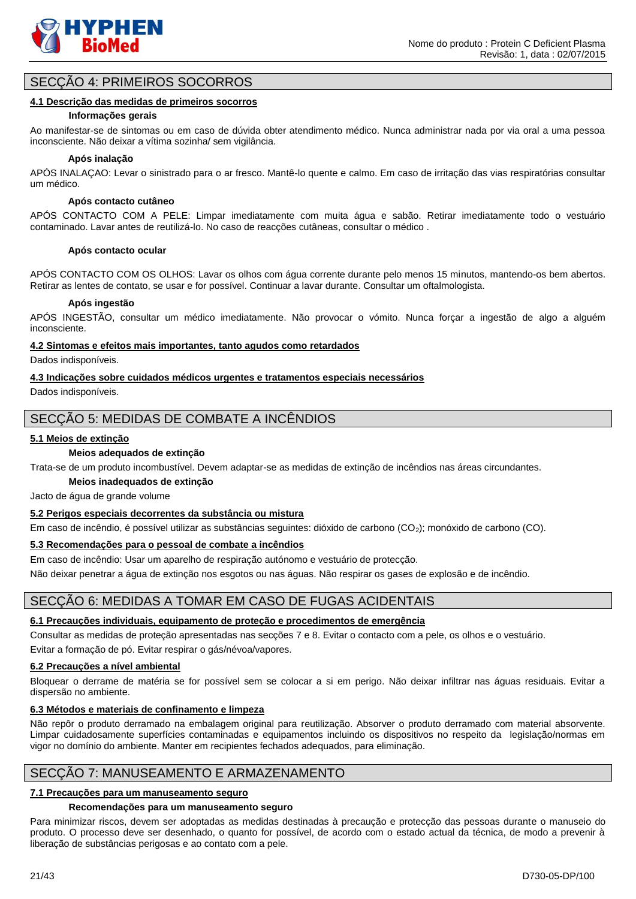## SECÇÃO 4: PRIMEIROS SOCORROS

### 4.1 Descrição das medidas de primeiros socorros

**Informações gerais**

Ao manifestar-se de sintomas ou em caso de dúvida obter atendimento médico. Nunca administrar nada por via oral a uma pessoa inconsciente. Não deixar a vítima sozinha/ sem vigilância.

**Após inalação**

APÓS INALAÇAO: Levar o sinistrado para o ar fresco. Mantê-lo quente e calmo. Em caso de irritação das vias respiratórias consultar um médico.

**Após contacto cutâneo**

APÓS CONTACTO COM A PELE: Limpar imediatamente com muita água e sabão. Retirar imediatamente todo o vestuário contaminado. Lavar antes de reutilizá-lo. No caso de reacções cutâneas, consultar o médico .

**Após contacto ocular**

APÓS CONTACTO COM OS OLHOS: Lavar os olhos com água corrente durante pelo menos 15 minutos, mantendo-os bem abertos. Retirar as lentes de contato, se usar e for possível. Continuar a lavar durante. Consultar um oftalmologista.

**Após ingestão**

APÓS INGESTÃO, consultar um médico imediatamente. Não provocar o vómito. Nunca forçar a ingestão de algo a alguém inconsciente.

### 4.2 Sintomas e efeitos mais importantes, tanto agudos como retardados

Dados indisponíveis.

### 4.3 Indicações sobre cuidados médicos urgentes e tratamentos especiais necessários

Dados indisponíveis.

## SECÇÃO 5: MEDIDAS DE COMBATE A INCÊNDIOS

### 5.1 Meios de extinção

**Meios adequados de extinção**

Trata-se de um produto incombustível. Devem adaptar-se as medidas de extinção de incêndios nas áreas circundantes.

**Meios inadequados de extinção**

Jacto de água de grande volume

### 5.2 Perigos especiais decorrentes da substância ou mistura

Em caso de incêndio, é possível utilizar as substâncias seguintes: dióxido de carbono ($CO_2$); monóxido de carbono (CO).

### 5.3 Recomendações para o pessoal de combate a incêndios

Em caso de incêndio: Usar um aparelho de respiração autónomo e vestuário de protecção.

Não deixar penetrar a água de extinção nos esgotos ou nas águas. Não respirar os gases de explosão e de incêndio.

## SECÇÃO 6: MEDIDAS A TOMAR EM CASO DE FUGAS ACIDENTAIS

### 6.1 Precauções individuais, equipamento de proteção e procedimentos de emergência

Consultar as medidas de proteção apresentadas nas secções 7 e 8. Evitar o contacto com a pele, os olhos e o vestuário.

Evitar a formação de pó. Evitar respirar o gás/névoa/vapores.

### 6.2 Precauções a nível ambiental

Bloquear o derrame de matéria se for possível sem se colocar a si em perigo. Não deixar infiltrar nas águas residuais. Evitar a dispersão no ambiente.

### 6.3 Métodos e materiais de confinamento e limpeza

Não repôr o produto derramado na embalagem original para reutilização. Absorver o produto derramado com material absorvente. Limpar cuidadosamente superfícies contaminadas e equipamentos incluindo os dispositivos no respeito da legislação/normas em vigor no domínio do ambiente. Manter em recipientes fechados adequados, para eliminação.

## SECÇÃO 7: MANUSEAMENTO E ARMAZENAMENTO

### 7.1 Precauções para um manuseamento seguro

**Recomendações para um manuseamento seguro**

Para minimizar riscos, devem ser adoptadas as medidas destinadas à precaução e protecção das pessoas durante o manuseio do produto. O processo deve ser desenhado, o quanto for possível, de acordo com o estado actual da técnica, de modo a prevenir à liberação de substâncias perigosas e ao contato com a pele.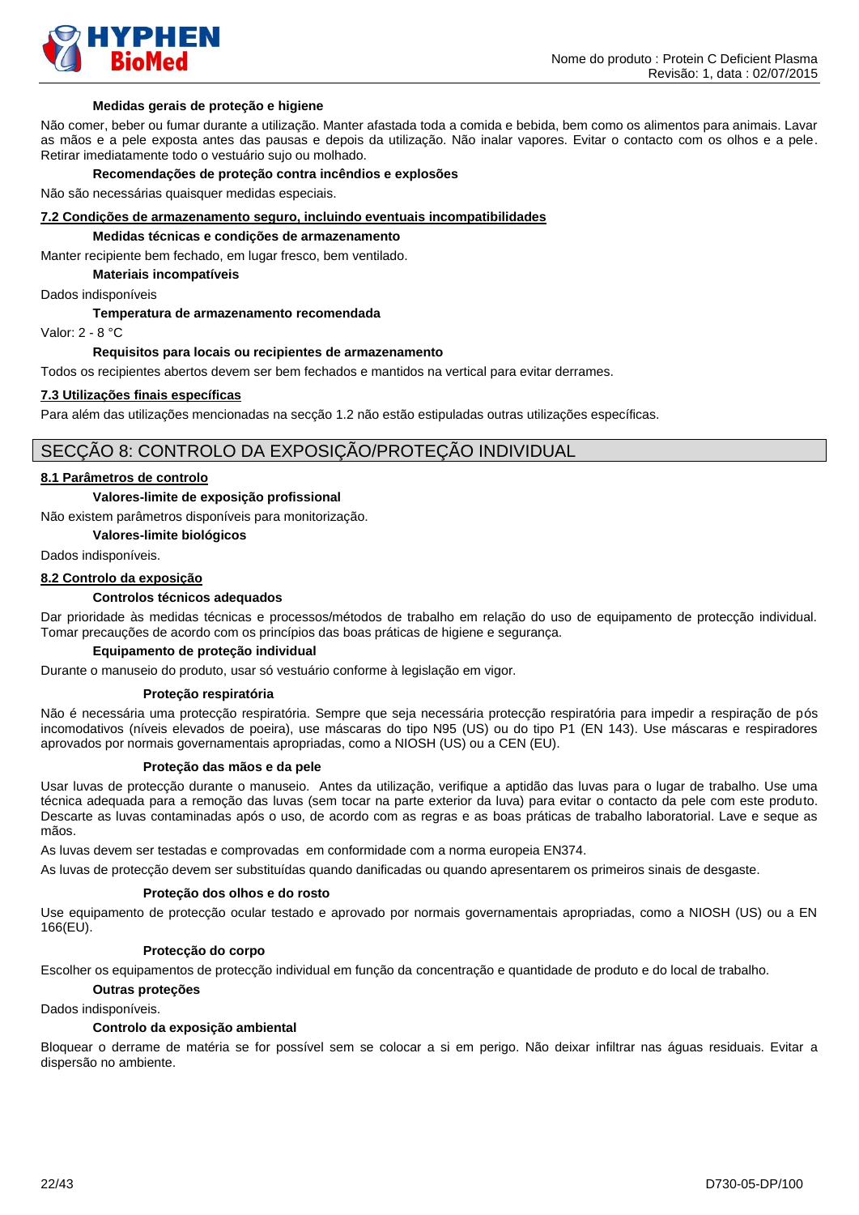#### Medidas gerais de proteção e higiene

Não comer, beber ou fumar durante a utilização. Manter afastada toda a comida e bebida, bem como os alimentos para animais. Lavar as mãos e a pele exposta antes das pausas e depois da utilização. Não inalar vapores. Evitar o contacto com os olhos e a pele. Retirar imediatamente todo o vestuário sujo ou molhado.

#### Recomendações de proteção contra incêndios e explosões

Não são necessárias quaisquer medidas especiais.

### 7.2 Condições de armazenamento seguro, incluindo eventuais incompatibilidades

#### Medidas técnicas e condições de armazenamento

Manter recipiente bem fechado, em lugar fresco, bem ventilado.

#### Materiais incompatíveis

Dados indisponíveis

#### Temperatura de armazenamento recomendada

Valor: 2 - 8 °C

#### Requisitos para locais ou recipientes de armazenamento

Todos os recipientes abertos devem ser bem fechados e mantidos na vertical para evitar derrames.

### 7.3 Utilizações finais específicas

Para além das utilizações mencionadas na secção 1.2 não estão estipuladas outras utilizações específicas.

## SECÇÃO 8: CONTROLO DA EXPOSIÇÃO/PROTEÇÃO INDIVIDUAL

### 8.1 Parâmetros de controlo

#### Valores-limite de exposição profissional

Não existem parâmetros disponíveis para monitorização.

#### Valores-limite biológicos

Dados indisponíveis.

### 8.2 Controlo da exposição

#### Controlos técnicos adequados

Dar prioridade às medidas técnicas e processos/métodos de trabalho em relação do uso de equipamento de protecção individual. Tomar precauções de acordo com os princípios das boas práticas de higiene e segurança.

#### Equipamento de proteção individual

Durante o manuseio do produto, usar só vestuário conforme à legislação em vigor.

##### Proteção respiratória

Não é necessária uma protecção respiratória. Sempre que seja necessária protecção respiratória para impedir a respiração de pós incomodativos (níveis elevados de poeira), use máscaras do tipo N95 (US) ou do tipo P1 (EN 143). Use máscaras e respiradores aprovados por normais governamentais apropriadas, como a NIOSH (US) ou a CEN (EU).

##### Proteção das mãos e da pele

Usar luvas de protecção durante o manuseio. Antes da utilização, verifique a aptidão das luvas para o lugar de trabalho. Use uma técnica adequada para a remoção das luvas (sem tocar na parte exterior da luva) para evitar o contacto da pele com este produto. Descarte as luvas contaminadas após o uso, de acordo com as regras e as boas práticas de trabalho laboratorial. Lave e seque as mãos.

As luvas devem ser testadas e comprovadas em conformidade com a norma europeia EN374.

As luvas de protecção devem ser substituídas quando danificadas ou quando apresentarem os primeiros sinais de desgaste.

##### Proteção dos olhos e do rosto

Use equipamento de protecção ocular testado e aprovado por normais governamentais apropriadas, como a NIOSH (US) ou a EN 166(EU).

##### Protecção do corpo

Escolher os equipamentos de protecção individual em função da concentração e quantidade de produto e do local de trabalho.

#### Outras proteções

Dados indisponíveis.

#### Controlo da exposição ambiental

Bloquear o derrame de matéria se for possível sem se colocar a si em perigo. Não deixar infiltrar nas águas residuais. Evitar a dispersão no ambiente.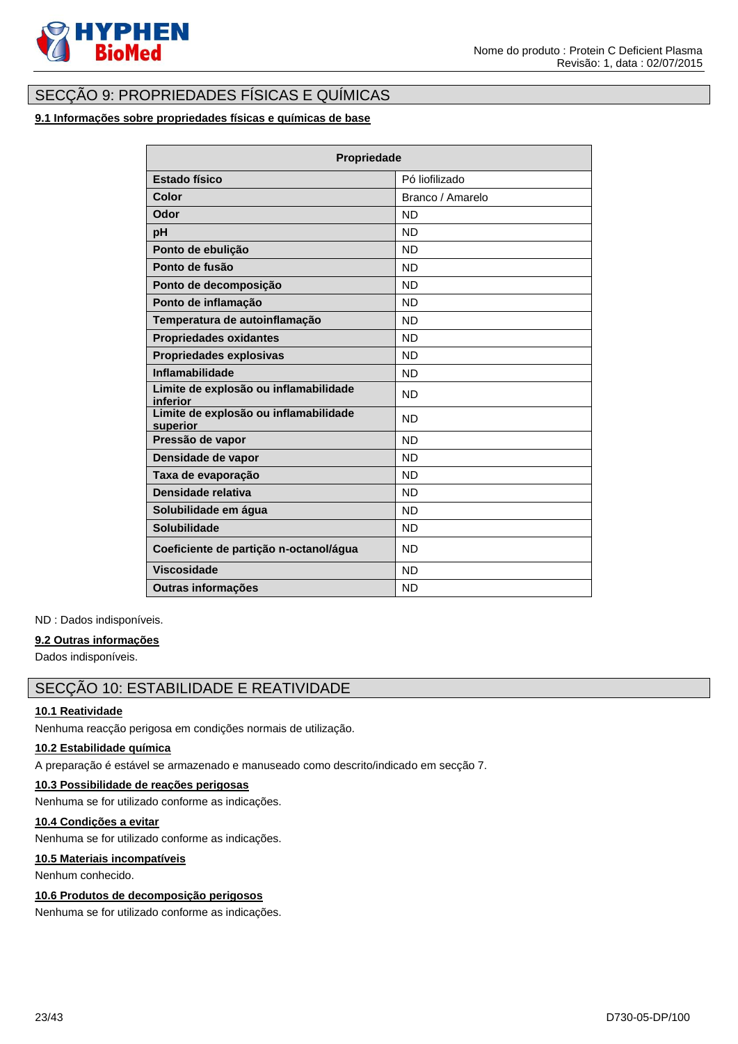## SECÇÃO 9: PROPRIEDADES FÍSICAS E QUÍMICAS

### 9.1 Informações sobre propriedades físicas e químicas de base

| Propriedade | |
|---|---|
| **Estado físico** | Pó liofilizado |
| **Color** | Branco / Amarelo |
| **Odor** | ND |
| **pH** | ND |
| **Ponto de ebulição** | ND |
| **Ponto de fusão** | ND |
| **Ponto de decomposição** | ND |
| **Ponto de inflamação** | ND |
| **Temperatura de autoinflamação** | ND |
| **Propriedades oxidantes** | ND |
| **Propriedades explosivas** | ND |
| **Inflamabilidade** | ND |
| **Limite de explosão ou inflamabilidade inferior** | ND |
| **Limite de explosão ou inflamabilidade superior** | ND |
| **Pressão de vapor** | ND |
| **Densidade de vapor** | ND |
| **Taxa de evaporação** | ND |
| **Densidade relativa** | ND |
| **Solubilidade em água** | ND |
| **Solubilidade** | ND |
| **Coeficiente de partição n-octanol/água** | ND |
| **Viscosidade** | ND |
| **Outras informações** | ND |

ND : Dados indisponíveis.

### 9.2 Outras informações

Dados indisponíveis.

## SECÇÃO 10: ESTABILIDADE E REATIVIDADE

### 10.1 Reatividade

Nenhuma reacção perigosa em condições normais de utilização.

### 10.2 Estabilidade química

A preparação é estável se armazenado e manuseado como descrito/indicado em secção 7.

### 10.3 Possibilidade de reações perigosas

Nenhuma se for utilizado conforme as indicações.

### 10.4 Condições a evitar

Nenhuma se for utilizado conforme as indicações.

### 10.5 Materiais incompatíveis

Nenhum conhecido.

### 10.6 Produtos de decomposição perigosos

Nenhuma se for utilizado conforme as indicações.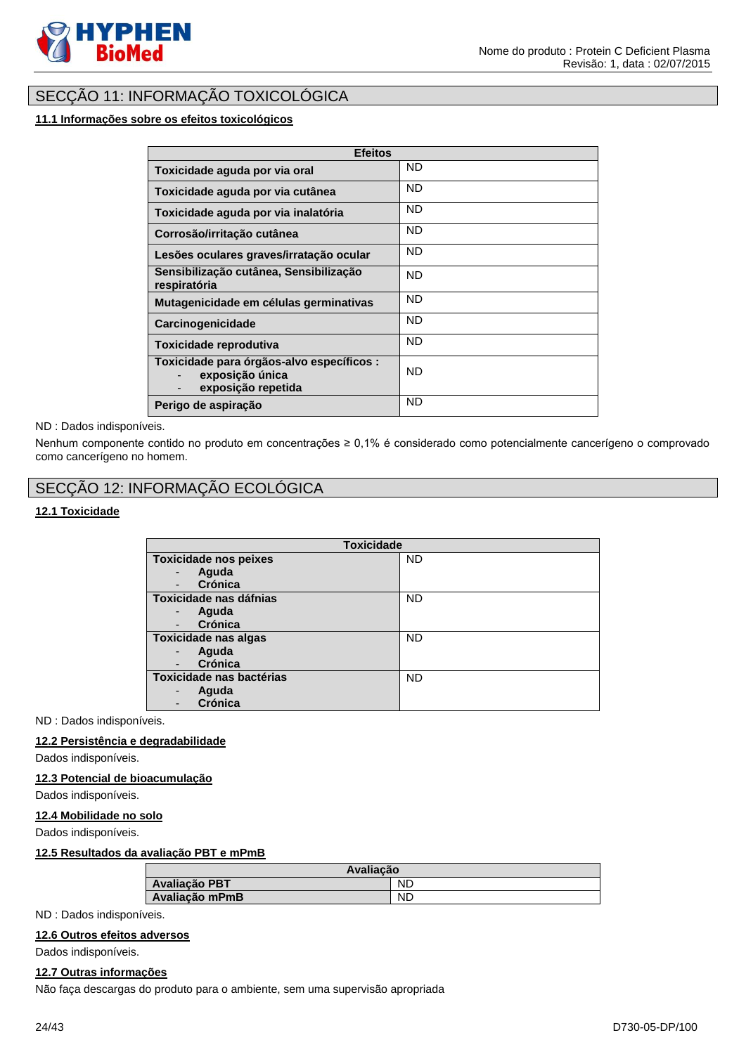## SECÇÃO 11: INFORMAÇÃO TOXICOLÓGICA

### 11.1 Informações sobre os efeitos toxicológicos

| Efeitos | |
|---|---|
| **Toxicidade aguda por via oral** | ND |
| **Toxicidade aguda por via cutânea** | ND |
| **Toxicidade aguda por via inalatória** | ND |
| **Corrosão/irritação cutânea** | ND |
| **Lesões oculares graves/irratação ocular** | ND |
| **Sensibilização cutânea, Sensibilização respiratória** | ND |
| **Mutagenicidade em células germinativas** | ND |
| **Carcinogenicidade** | ND |
| **Toxicidade reprodutiva** | ND |
| **Toxicidade para órgãos-alvo específicos :** <br> - **exposição única** <br> - **exposição repetida** | ND |
| **Perigo de aspiração** | ND |

ND : Dados indisponíveis.

Nenhum componente contido no produto em concentrações ≥ 0,1% é considerado como potencialmente cancerígeno o comprovado como cancerígeno no homem.

## SECÇÃO 12: INFORMAÇÃO ECOLÓGICA

### 12.1 Toxicidade

| Toxicidade | |
|---|---|
| **Toxicidade nos peixes** <br> - **Aguda** <br> - **Crónica** | ND |
| **Toxicidade nas dáfnias** <br> - **Aguda** <br> - **Crónica** | ND |
| **Toxicidade nas algas** <br> - **Aguda** <br> - **Crónica** | ND |
| **Toxicidade nas bactérias** <br> - **Aguda** <br> - **Crónica** | ND |

ND : Dados indisponíveis.

### 12.2 Persistência e degradabilidade

Dados indisponíveis.

### 12.3 Potencial de bioacumulação

Dados indisponíveis.

### 12.4 Mobilidade no solo

Dados indisponíveis.

### 12.5 Resultados da avaliação PBT e mPmB

| Avaliação | |
|---|---|
| **Avaliação PBT** | ND |
| **Avaliação mPmB** | ND |

ND : Dados indisponíveis.

### 12.6 Outros efeitos adversos

Dados indisponíveis.

### 12.7 Outras informações

Não faça descargas do produto para o ambiente, sem uma supervisão apropriada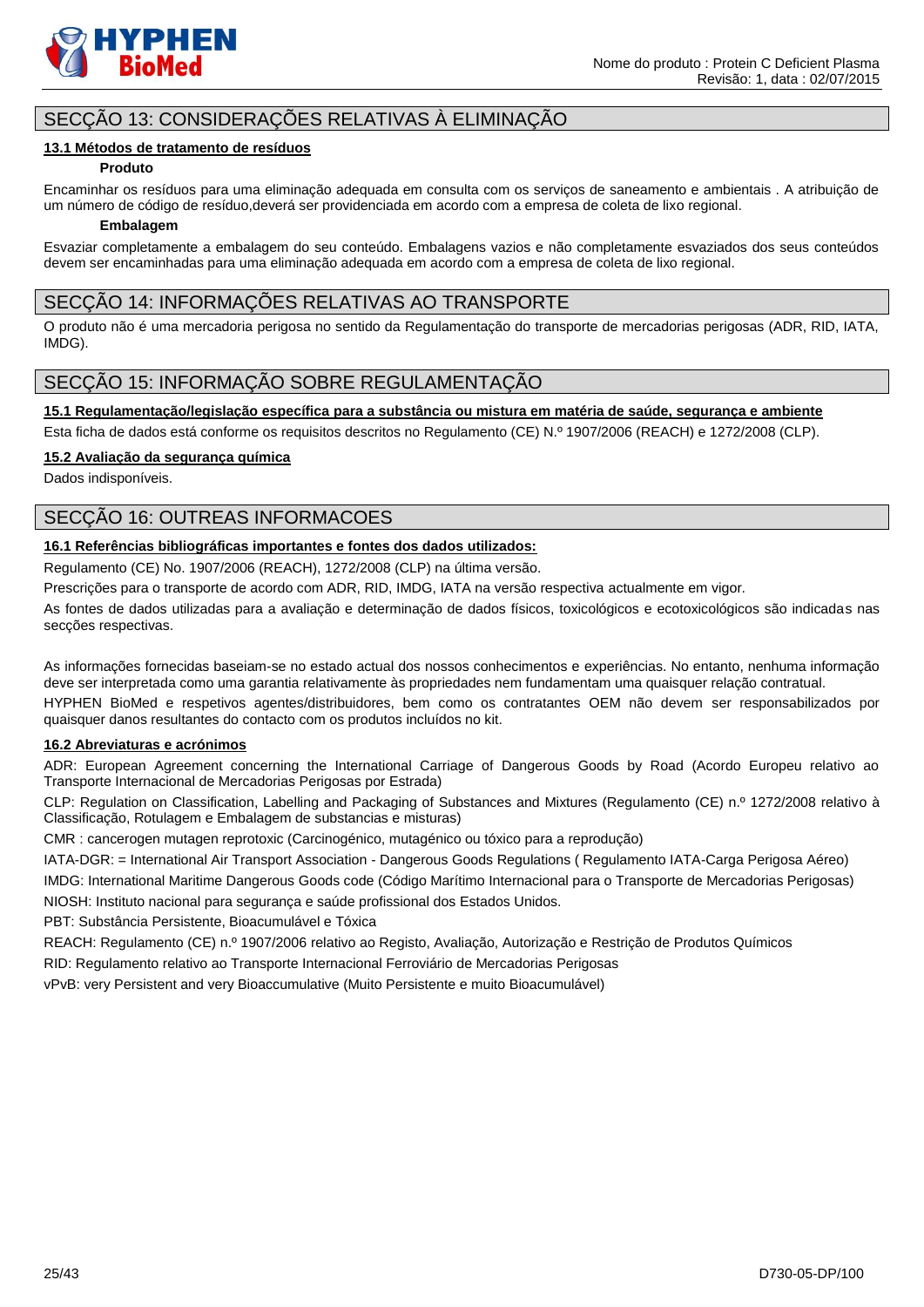## SECÇÃO 13: CONSIDERAÇÕES RELATIVAS À ELIMINAÇÃO

### 13.1 Métodos de tratamento de resíduos

**Produto**

Encaminhar os resíduos para uma eliminação adequada em consulta com os serviços de saneamento e ambientais . A atribuição de um número de código de resíduo,deverá ser providenciada em acordo com a empresa de coleta de lixo regional.

**Embalagem**

Esvaziar completamente a embalagem do seu conteúdo. Embalagens vazios e não completamente esvaziados dos seus conteúdos devem ser encaminhadas para uma eliminação adequada em acordo com a empresa de coleta de lixo regional.

## SECÇÃO 14: INFORMAÇÕES RELATIVAS AO TRANSPORTE

O produto não é uma mercadoria perigosa no sentido da Regulamentação do transporte de mercadorias perigosas (ADR, RID, IATA, IMDG).

## SECÇÃO 15: INFORMAÇÃO SOBRE REGULAMENTAÇÃO

### 15.1 Regulamentação/legislação específica para a substância ou mistura em matéria de saúde, segurança e ambiente

Esta ficha de dados está conforme os requisitos descritos no Regulamento (CE) N.º 1907/2006 (REACH) e 1272/2008 (CLP).

### 15.2 Avaliação da segurança química

Dados indisponíveis.

## SECÇÃO 16: OUTREAS INFORMACOES

### 16.1 Referências bibliográficas importantes e fontes dos dados utilizados:

Regulamento (CE) No. 1907/2006 (REACH), 1272/2008 (CLP) na última versão.

Prescrições para o transporte de acordo com ADR, RID, IMDG, IATA na versão respectiva actualmente em vigor.

As fontes de dados utilizadas para a avaliação e determinação de dados físicos, toxicológicos e ecotoxicológicos são indicadas nas secções respectivas.

As informações fornecidas baseiam-se no estado actual dos nossos conhecimentos e experiências. No entanto, nenhuma informação deve ser interpretada como uma garantia relativamente às propriedades nem fundamentam uma quaisquer relação contratual.

HYPHEN BioMed e respetivos agentes/distribuidores, bem como os contratantes OEM não devem ser responsabilizados por quaisquer danos resultantes do contacto com os produtos incluídos no kit.

### 16.2 Abreviaturas e acrónimos

ADR: European Agreement concerning the International Carriage of Dangerous Goods by Road (Acordo Europeu relativo ao Transporte Internacional de Mercadorias Perigosas por Estrada)

CLP: Regulation on Classification, Labelling and Packaging of Substances and Mixtures (Regulamento (CE) n.º 1272/2008 relativo à Classificação, Rotulagem e Embalagem de substancias e misturas)

CMR : cancerogen mutagen reprotoxic (Carcinogénico, mutagénico ou tóxico para a reprodução)

IATA-DGR: = International Air Transport Association - Dangerous Goods Regulations ( Regulamento IATA-Carga Perigosa Aéreo)

IMDG: International Maritime Dangerous Goods code (Código Marítimo Internacional para o Transporte de Mercadorias Perigosas)

NIOSH: Instituto nacional para segurança e saúde profissional dos Estados Unidos.

PBT: Substância Persistente, Bioacumulável e Tóxica

REACH: Regulamento (CE) n.º 1907/2006 relativo ao Registo, Avaliação, Autorização e Restrição de Produtos Químicos

RID: Regulamento relativo ao Transporte Internacional Ferroviário de Mercadorias Perigosas

vPvB: very Persistent and very Bioaccumulative (Muito Persistente e muito Bioacumulável)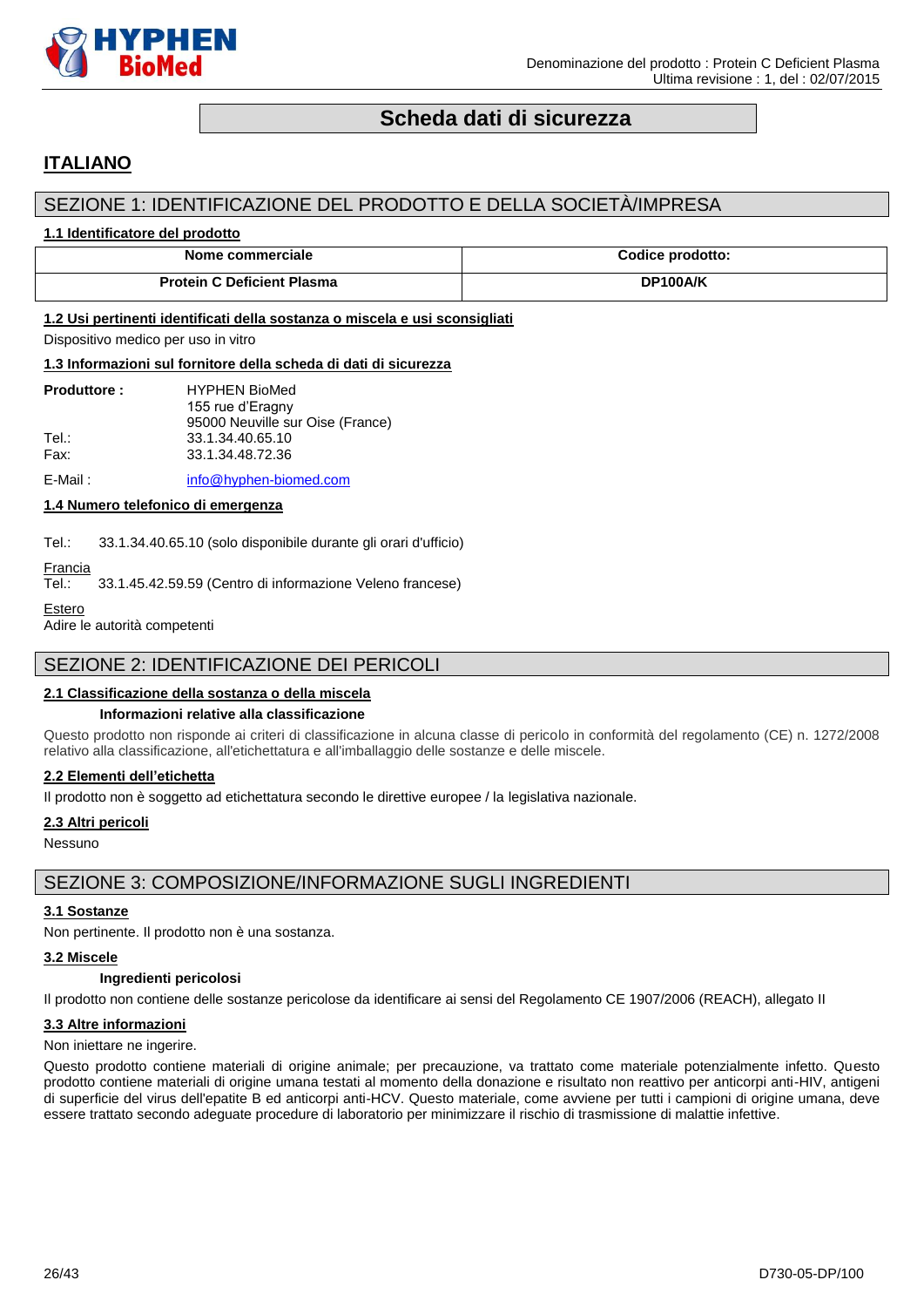# Scheda dati di sicurezza

## ITALIANO

## SEZIONE 1: IDENTIFICAZIONE DEL PRODOTTO E DELLA SOCIETÀ/IMPRESA

### 1.1 Identificatore del prodotto

| Nome commerciale | Codice prodotto: |
|---|---|
| **Protein C Deficient Plasma** | **DP100A/K** |

### 1.2 Usi pertinenti identificati della sostanza o miscela e usi sconsigliati

Dispositivo medico per uso in vitro

### 1.3 Informazioni sul fornitore della scheda di dati di sicurezza

**Produttore :** HYPHEN BioMed
155 rue d'Eragny
95000 Neuville sur Oise (France)

Tel.: 33.1.34.40.65.10

Fax: 33.1.34.48.72.36

E-Mail : info@hyphen-biomed.com

### 1.4 Numero telefonico di emergenza

Tel.: 33.1.34.40.65.10 (solo disponibile durante gli orari d'ufficio)

Francia

Tel.: 33.1.45.42.59.59 (Centro di informazione Veleno francese)

Estero

Adire le autorità competenti

## SEZIONE 2: IDENTIFICAZIONE DEI PERICOLI

### 2.1 Classificazione della sostanza o della miscela

**Informazioni relative alla classificazione**

Questo prodotto non risponde ai criteri di classificazione in alcuna classe di pericolo in conformità del regolamento (CE) n. 1272/2008 relativo alla classificazione, all'etichettatura e all'imballaggio delle sostanze e delle miscele.

### 2.2 Elementi dell'etichetta

Il prodotto non è soggetto ad etichettatura secondo le direttive europee / la legislativa nazionale.

### 2.3 Altri pericoli

Nessuno

## SEZIONE 3: COMPOSIZIONE/INFORMAZIONE SUGLI INGREDIENTI

### 3.1 Sostanze

Non pertinente. Il prodotto non è una sostanza.

### 3.2 Miscele

**Ingredienti pericolosi**

Il prodotto non contiene delle sostanze pericolose da identificare ai sensi del Regolamento CE 1907/2006 (REACH), allegato II

### 3.3 Altre informazioni

Non iniettare ne ingerire.

Questo prodotto contiene materiali di origine animale; per precauzione, va trattato come materiale potenzialmente infetto. Questo prodotto contiene materiali di origine umana testati al momento della donazione e risultato non reattivo per anticorpi anti-HIV, antigeni di superficie del virus dell'epatite B ed anticorpi anti-HCV. Questo materiale, come avviene per tutti i campioni di origine umana, deve essere trattato secondo adeguate procedure di laboratorio per minimizzare il rischio di trasmissione di malattie infettive.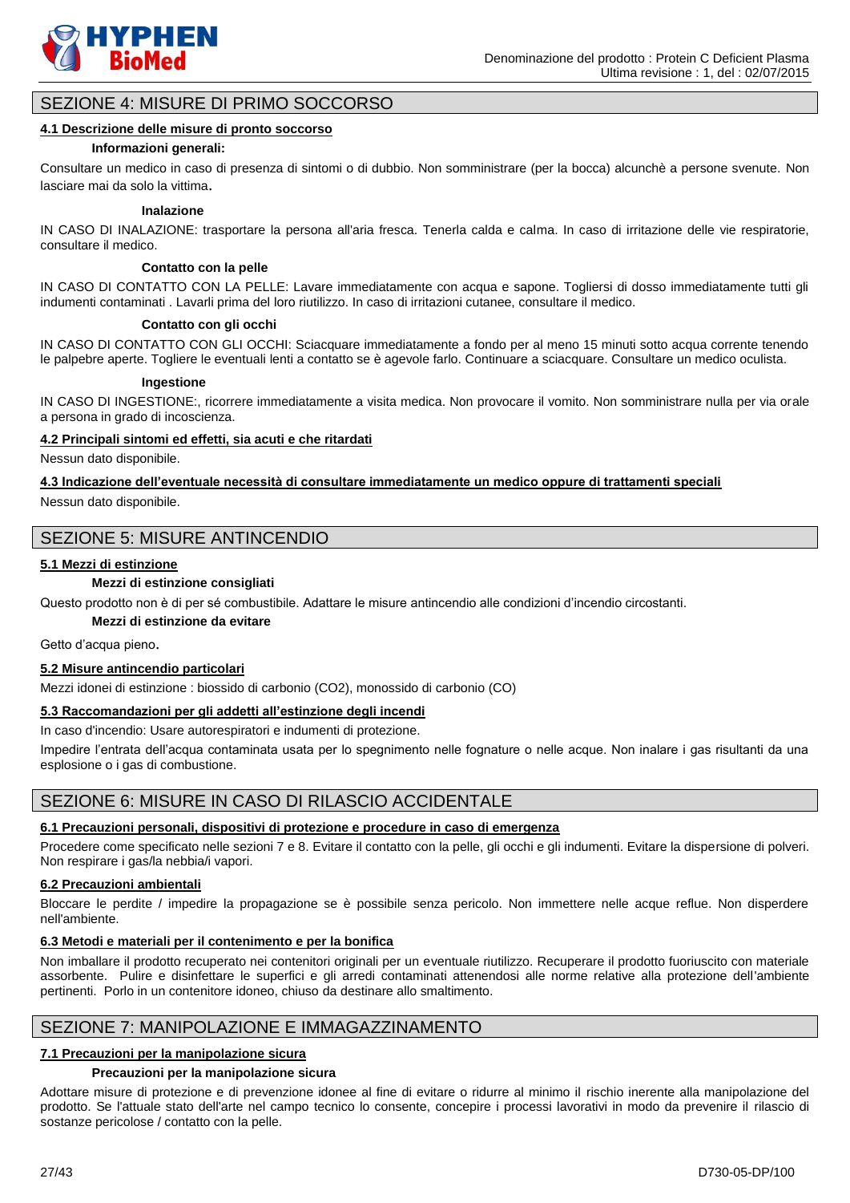## SEZIONE 4: MISURE DI PRIMO SOCCORSO

### 4.1 Descrizione delle misure di pronto soccorso

**Informazioni generali:**

Consultare un medico in caso di presenza di sintomi o di dubbio. Non somministrare (per la bocca) alcunchè a persone svenute. Non lasciare mai da solo la vittima.

**Inalazione**

IN CASO DI INALAZIONE: trasportare la persona all'aria fresca. Tenerla calda e calma. In caso di irritazione delle vie respiratorie, consultare il medico.

**Contatto con la pelle**

IN CASO DI CONTATTO CON LA PELLE: Lavare immediatamente con acqua e sapone. Togliersi di dosso immediatamente tutti gli indumenti contaminati . Lavarli prima del loro riutilizzo. In caso di irritazioni cutanee, consultare il medico.

**Contatto con gli occhi**

IN CASO DI CONTATTO CON GLI OCCHI: Sciacquare immediatamente a fondo per al meno 15 minuti sotto acqua corrente tenendo le palpebre aperte. Togliere le eventuali lenti a contatto se è agevole farlo. Continuare a sciacquare. Consultare un medico oculista.

**Ingestione**

IN CASO DI INGESTIONE:, ricorrere immediatamente a visita medica. Non provocare il vomito. Non somministrare nulla per via orale a persona in grado di incoscienza.

### 4.2 Principali sintomi ed effetti, sia acuti e che ritardati

Nessun dato disponibile.

### 4.3 Indicazione dell'eventuale necessità di consultare immediatamente un medico oppure di trattamenti speciali

Nessun dato disponibile.

## SEZIONE 5: MISURE ANTINCENDIO

### 5.1 Mezzi di estinzione

**Mezzi di estinzione consigliati**

Questo prodotto non è di per sé combustibile. Adattare le misure antincendio alle condizioni d'incendio circostanti.

**Mezzi di estinzione da evitare**

Getto d'acqua pieno.

### 5.2 Misure antincendio particolari

Mezzi idonei di estinzione : biossido di carbonio ($CO_2$), monossido di carbonio (CO)

### 5.3 Raccomandazioni per gli addetti all'estinzione degli incendi

In caso d'incendio: Usare autorespiratori e indumenti di protezione.

Impedire l'entrata dell'acqua contaminata usata per lo spegnimento nelle fognature o nelle acque. Non inalare i gas risultanti da una esplosione o i gas di combustione.

## SEZIONE 6: MISURE IN CASO DI RILASCIO ACCIDENTALE

### 6.1 Precauzioni personali, dispositivi di protezione e procedure in caso di emergenza

Procedere come specificato nelle sezioni 7 e 8. Evitare il contatto con la pelle, gli occhi e gli indumenti. Evitare la dispersione di polveri. Non respirare i gas/la nebbia/i vapori.

### 6.2 Precauzioni ambientali

Bloccare le perdite / impedire la propagazione se è possibile senza pericolo. Non immettere nelle acque reflue. Non disperdere nell'ambiente.

### 6.3 Metodi e materiali per il contenimento e per la bonifica

Non imballare il prodotto recuperato nei contenitori originali per un eventuale riutilizzo. Recuperare il prodotto fuoriuscito con materiale assorbente. Pulire e disinfettare le superfici e gli arredi contaminati attenendosi alle norme relative alla protezione dell'ambiente pertinenti. Porlo in un contenitore idoneo, chiuso da destinare allo smaltimento.

## SEZIONE 7: MANIPOLAZIONE E IMMAGAZZINAMENTO

### 7.1 Precauzioni per la manipolazione sicura

**Precauzioni per la manipolazione sicura**

Adottare misure di protezione e di prevenzione idonee al fine di evitare o ridurre al minimo il rischio inerente alla manipolazione del prodotto. Se l'attuale stato dell'arte nel campo tecnico lo consente, concepire i processi lavorativi in modo da prevenire il rilascio di sostanze pericolose / contatto con la pelle.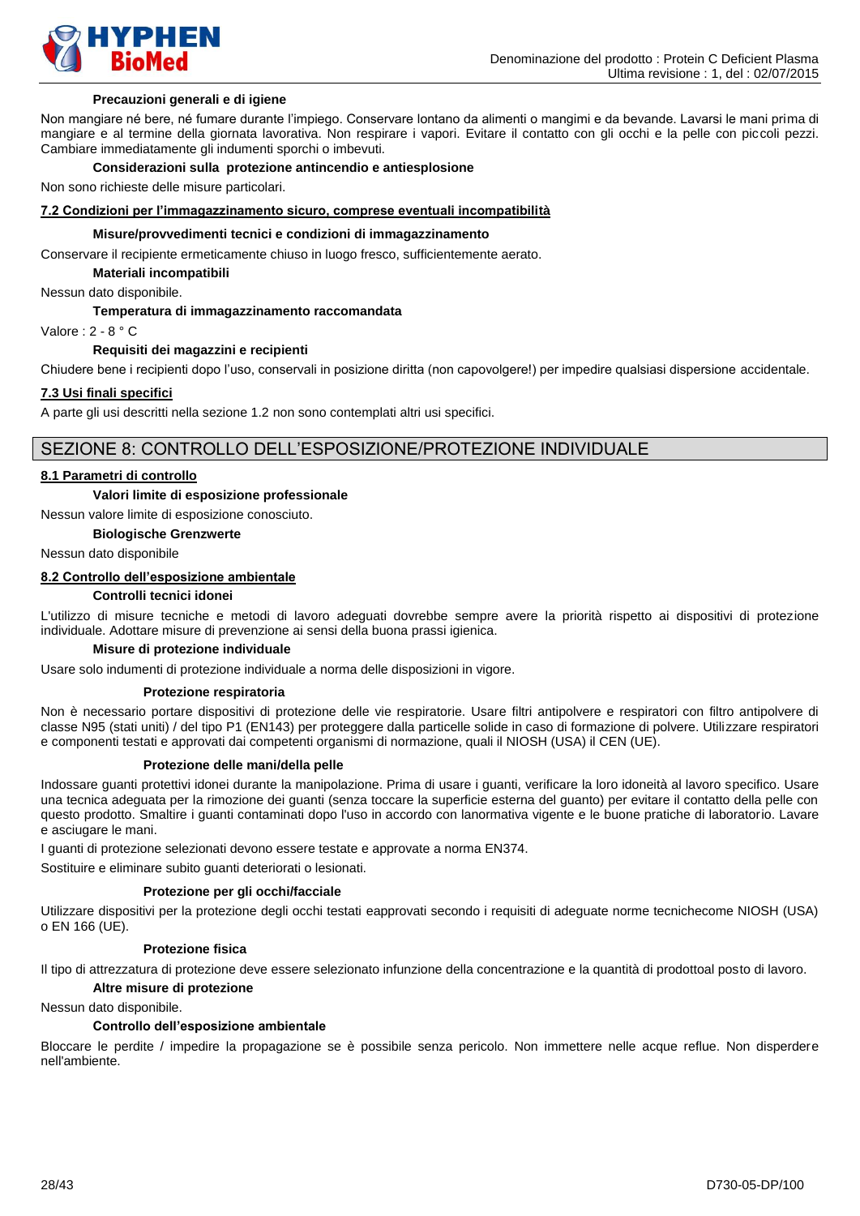#### Precauzioni generali e di igiene

Non mangiare né bere, né fumare durante l'impiego. Conservare lontano da alimenti o mangimi e da bevande. Lavarsi le mani prima di mangiare e al termine della giornata lavorativa. Non respirare i vapori. Evitare il contatto con gli occhi e la pelle con piccoli pezzi. Cambiare immediatamente gli indumenti sporchi o imbevuti.

#### Considerazioni sulla protezione antincendio e antiesplosione

Non sono richieste delle misure particolari.

### 7.2 Condizioni per l'immagazzinamento sicuro, comprese eventuali incompatibilità

#### Misure/provvedimenti tecnici e condizioni di immagazzinamento

Conservare il recipiente ermeticamente chiuso in luogo fresco, sufficientemente aerato.

#### Materiali incompatibili

Nessun dato disponibile.

#### Temperatura di immagazzinamento raccomandata

Valore : 2 - 8 ° C

#### Requisiti dei magazzini e recipienti

Chiudere bene i recipienti dopo l'uso, conservali in posizione diritta (non capovolgere!) per impedire qualsiasi dispersione accidentale.

### 7.3 Usi finali specifici

A parte gli usi descritti nella sezione 1.2 non sono contemplati altri usi specifici.

## SEZIONE 8: CONTROLLO DELL'ESPOSIZIONE/PROTEZIONE INDIVIDUALE

### 8.1 Parametri di controllo

#### Valori limite di esposizione professionale

Nessun valore limite di esposizione conosciuto.

#### Biologische Grenzwerte

Nessun dato disponibile

### 8.2 Controllo dell'esposizione ambientale

#### Controlli tecnici idonei

L'utilizzo di misure tecniche e metodi di lavoro adeguati dovrebbe sempre avere la priorità rispetto ai dispositivi di protezione individuale. Adottare misure di prevenzione ai sensi della buona prassi igienica.

#### Misure di protezione individuale

Usare solo indumenti di protezione individuale a norma delle disposizioni in vigore.

##### Protezione respiratoria

Non è necessario portare dispositivi di protezione delle vie respiratorie. Usare filtri antipolvere e respiratori con filtro antipolvere di classe N95 (stati uniti) / del tipo P1 (EN143) per proteggere dalla particelle solide in caso di formazione di polvere. Utilizzare respiratori e componenti testati e approvati dai competenti organismi di normazione, quali il NIOSH (USA) il CEN (UE).

##### Protezione delle mani/della pelle

Indossare guanti protettivi idonei durante la manipolazione. Prima di usare i guanti, verificare la loro idoneità al lavoro specifico. Usare una tecnica adeguata per la rimozione dei guanti (senza toccare la superficie esterna del guanto) per evitare il contatto della pelle con questo prodotto. Smaltire i guanti contaminati dopo l'uso in accordo con lanormativa vigente e le buone pratiche di laboratorio. Lavare e asciugare le mani.

I guanti di protezione selezionati devono essere testate e approvate a norma EN374.

Sostituire e eliminare subito guanti deteriorati o lesionati.

##### Protezione per gli occhi/facciale

Utilizzare dispositivi per la protezione degli occhi testati eapprovati secondo i requisiti di adeguate norme tecnichecome NIOSH (USA) o EN 166 (UE).

##### Protezione fisica

Il tipo di attrezzatura di protezione deve essere selezionato infunzione della concentrazione e la quantità di prodottoal posto di lavoro.

#### Altre misure di protezione

Nessun dato disponibile.

#### Controllo dell'esposizione ambientale

Bloccare le perdite / impedire la propagazione se è possibile senza pericolo. Non immettere nelle acque reflue. Non disperdere nell'ambiente.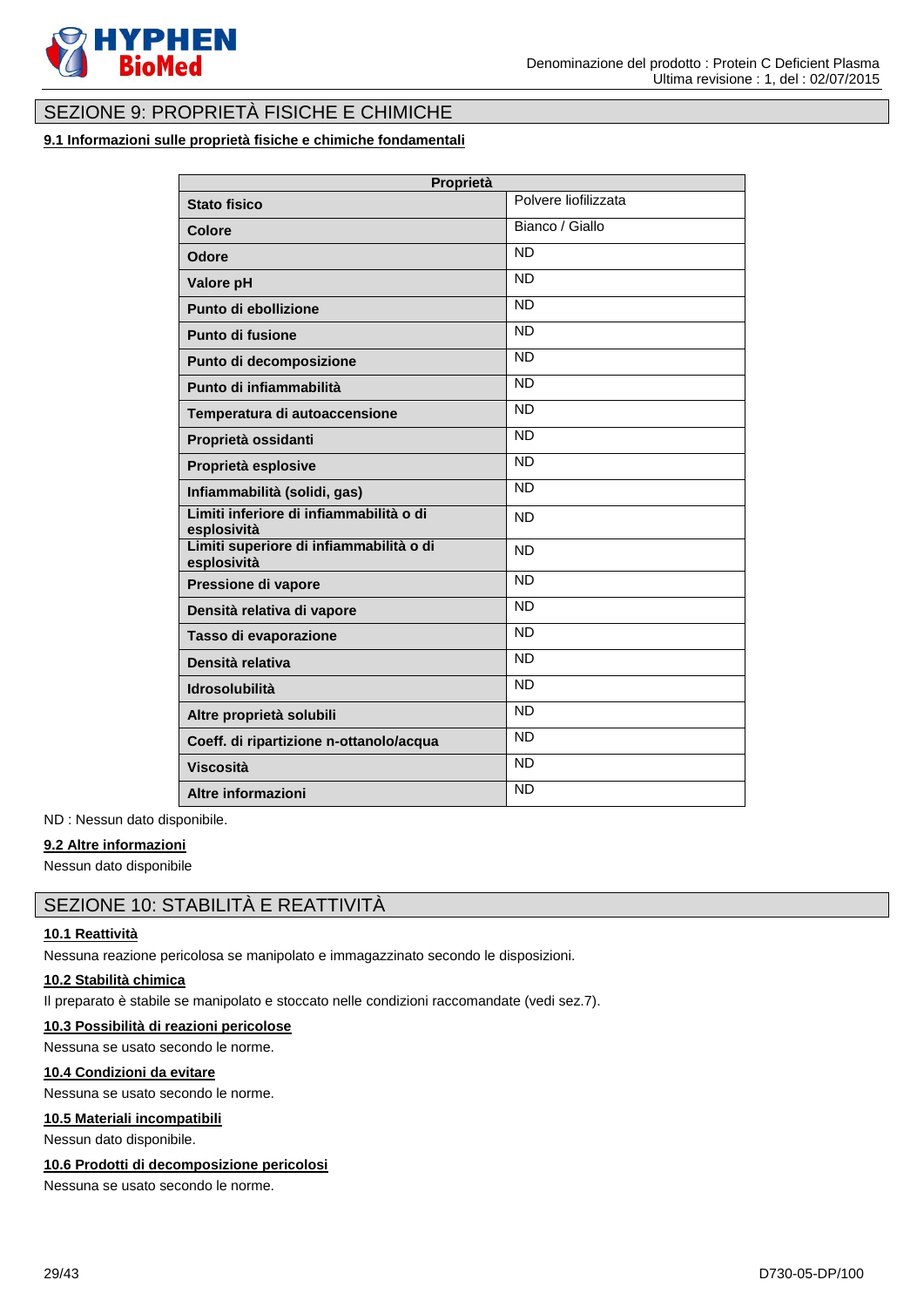## SEZIONE 9: PROPRIETÀ FISICHE E CHIMICHE

### 9.1 Informazioni sulle proprietà fisiche e chimiche fondamentali

| Proprietà | |
|---|---|
| **Stato fisico** | Polvere liofilizzata |
| **Colore** | Bianco / Giallo |
| **Odore** | ND |
| **Valore pH** | ND |
| **Punto di ebollizione** | ND |
| **Punto di fusione** | ND |
| **Punto di decomposizione** | ND |
| **Punto di infiammabilità** | ND |
| **Temperatura di autoaccensione** | ND |
| **Proprietà ossidanti** | ND |
| **Proprietà esplosive** | ND |
| **Infiammabilità (solidi, gas)** | ND |
| **Limiti inferiore di infiammabilità o di esplosività** | ND |
| **Limiti superiore di infiammabilità o di esplosività** | ND |
| **Pressione di vapore** | ND |
| **Densità relativa di vapore** | ND |
| **Tasso di evaporazione** | ND |
| **Densità relativa** | ND |
| **Idrosolubilità** | ND |
| **Altre proprietà solubili** | ND |
| **Coeff. di ripartizione n-ottanolo/acqua** | ND |
| **Viscosità** | ND |
| **Altre informazioni** | ND |

ND : Nessun dato disponibile.

### 9.2 Altre informazioni

Nessun dato disponibile

## SEZIONE 10: STABILITÀ E REATTIVITÀ

### 10.1 Reattività

Nessuna reazione pericolosa se manipolato e immagazzinato secondo le disposizioni.

### 10.2 Stabilità chimica

Il preparato è stabile se manipolato e stoccato nelle condizioni raccomandate (vedi sez.7).

### 10.3 Possibilità di reazioni pericolose

Nessuna se usato secondo le norme.

### 10.4 Condizioni da evitare

Nessuna se usato secondo le norme.

### 10.5 Materiali incompatibili

Nessun dato disponibile.

### 10.6 Prodotti di decomposizione pericolosi

Nessuna se usato secondo le norme.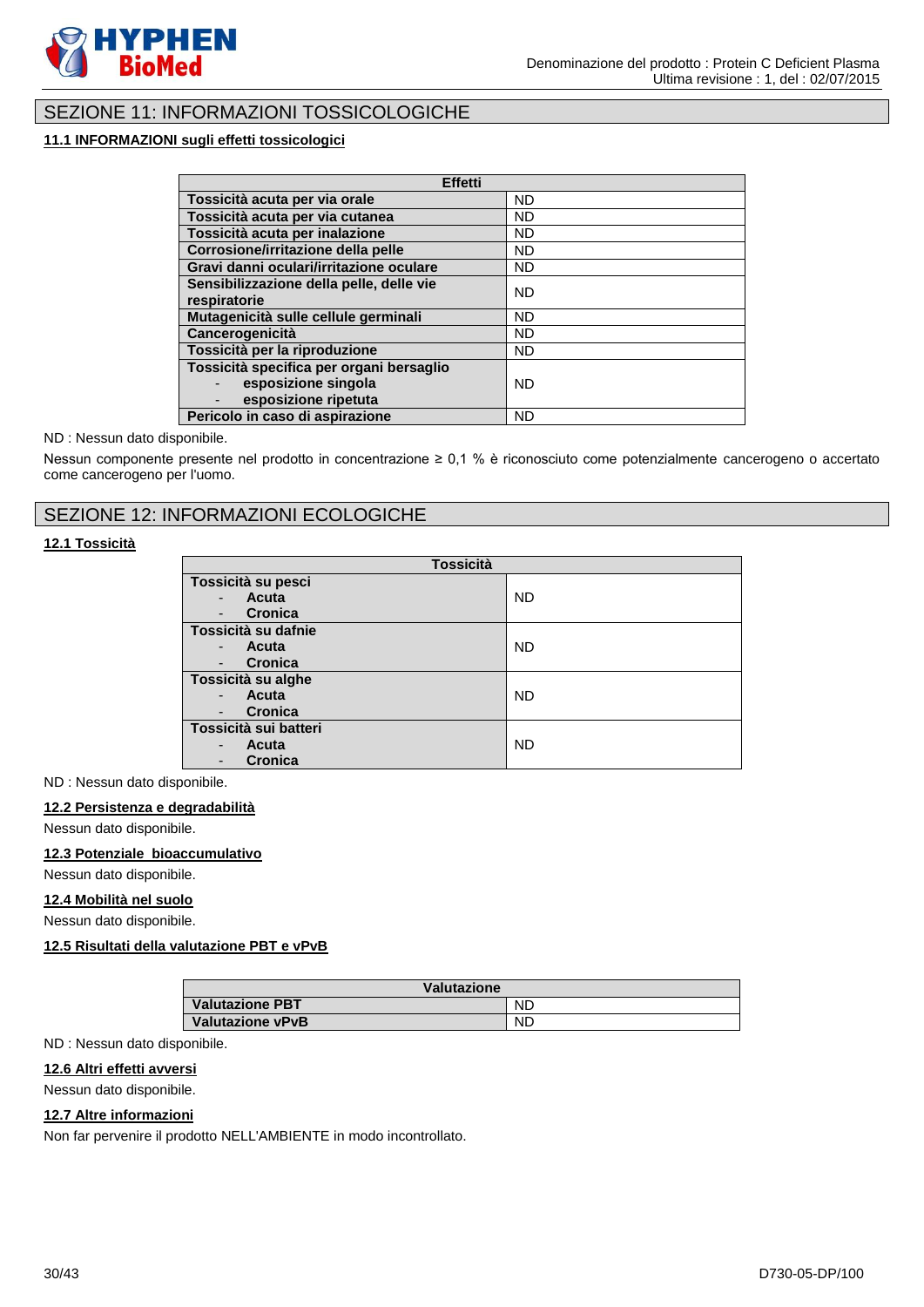## SEZIONE 11: INFORMAZIONI TOSSICOLOGICHE

### 11.1 INFORMAZIONI sugli effetti tossicologici

| Effetti | |
|---|---|
| **Tossicità acuta per via orale** | ND |
| **Tossicità acuta per via cutanea** | ND |
| **Tossicità acuta per inalazione** | ND |
| **Corrosione/irritazione della pelle** | ND |
| **Gravi danni oculari/irritazione oculare** | ND |
| **Sensibilizzazione della pelle, delle vie respiratorie** | ND |
| **Mutagenicità sulle cellule germinali** | ND |
| **Cancerogenicità** | ND |
| **Tossicità per la riproduzione** | ND |
| **Tossicità specifica per organi bersaglio**<br>- **esposizione singola**<br>- **esposizione ripetuta** | ND |
| **Pericolo in caso di aspirazione** | ND |

ND : Nessun dato disponibile.

Nessun componente presente nel prodotto in concentrazione ≥ 0,1 % è riconosciuto come potenzialmente cancerogeno o accertato come cancerogeno per l'uomo.

## SEZIONE 12: INFORMAZIONI ECOLOGICHE

### 12.1 Tossicità

| Tossicità | |
|---|---|
| **Tossicità su pesci**<br>- **Acuta**<br>- **Cronica** | ND |
| **Tossicità su dafnie**<br>- **Acuta**<br>- **Cronica** | ND |
| **Tossicità su alghe**<br>- **Acuta**<br>- **Cronica** | ND |
| **Tossicità sui batteri**<br>- **Acuta**<br>- **Cronica** | ND |

ND : Nessun dato disponibile.

### 12.2 Persistenza e degradabilità

Nessun dato disponibile.

### 12.3 Potenziale bioaccumulativo

Nessun dato disponibile.

### 12.4 Mobilità nel suolo

Nessun dato disponibile.

### 12.5 Risultati della valutazione PBT e vPvB

| Valutazione | |
|---|---|
| **Valutazione PBT** | ND |
| **Valutazione vPvB** | ND |

ND : Nessun dato disponibile.

### 12.6 Altri effetti avversi

Nessun dato disponibile.

### 12.7 Altre informazioni

Non far pervenire il prodotto NELL'AMBIENTE in modo incontrollato.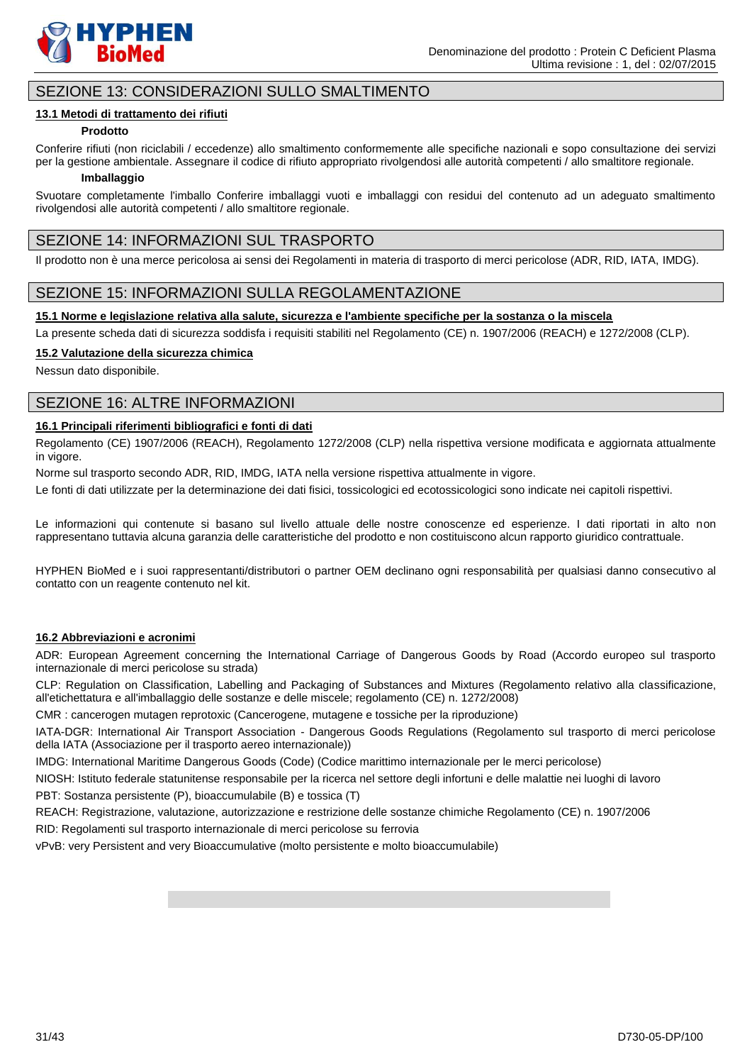## SEZIONE 13: CONSIDERAZIONI SULLO SMALTIMENTO

### 13.1 Metodi di trattamento dei rifiuti

**Prodotto**

Conferire rifiuti (non riciclabili / eccedenze) allo smaltimento conformemente alle specifiche nazionali e sopo consultazione dei servizi per la gestione ambientale. Assegnare il codice di rifiuto appropriato rivolgendosi alle autorità competenti / allo smaltitore regionale.

**Imballaggio**

Svuotare completamente l'imballo Conferire imballaggi vuoti e imballaggi con residui del contenuto ad un adeguato smaltimento rivolgendosi alle autorità competenti / allo smaltitore regionale.

## SEZIONE 14: INFORMAZIONI SUL TRASPORTO

Il prodotto non è una merce pericolosa ai sensi dei Regolamenti in materia di trasporto di merci pericolose (ADR, RID, IATA, IMDG).

## SEZIONE 15: INFORMAZIONI SULLA REGOLAMENTAZIONE

### 15.1 Norme e legislazione relativa alla salute, sicurezza e l'ambiente specifiche per la sostanza o la miscela

La presente scheda dati di sicurezza soddisfa i requisiti stabiliti nel Regolamento (CE) n. 1907/2006 (REACH) e 1272/2008 (CLP).

### 15.2 Valutazione della sicurezza chimica

Nessun dato disponibile.

## SEZIONE 16: ALTRE INFORMAZIONI

### 16.1 Principali riferimenti bibliografici e fonti di dati

Regolamento (CE) 1907/2006 (REACH), Regolamento 1272/2008 (CLP) nella rispettiva versione modificata e aggiornata attualmente in vigore.

Norme sul trasporto secondo ADR, RID, IMDG, IATA nella versione rispettiva attualmente in vigore.

Le fonti di dati utilizzate per la determinazione dei dati fisici, tossicologici ed ecotossicologici sono indicate nei capitoli rispettivi.

Le informazioni qui contenute si basano sul livello attuale delle nostre conoscenze ed esperienze. I dati riportati in alto non rappresentano tuttavia alcuna garanzia delle caratteristiche del prodotto e non costituiscono alcun rapporto giuridico contrattuale.

HYPHEN BioMed e i suoi rappresentanti/distributori o partner OEM declinano ogni responsabilità per qualsiasi danno consecutivo al contatto con un reagente contenuto nel kit.

### 16.2 Abbreviazioni e acronimi

ADR: European Agreement concerning the International Carriage of Dangerous Goods by Road (Accordo europeo sul trasporto internazionale di merci pericolose su strada)

CLP: Regulation on Classification, Labelling and Packaging of Substances and Mixtures (Regolamento relativo alla classificazione, all'etichettatura e all'imballaggio delle sostanze e delle miscele; regolamento (CE) n. 1272/2008)

CMR : cancerogen mutagen reprotoxic (Cancerogene, mutagene e tossiche per la riproduzione)

IATA-DGR: International Air Transport Association - Dangerous Goods Regulations (Regolamento sul trasporto di merci pericolose della IATA (Associazione per il trasporto aereo internazionale))

IMDG: International Maritime Dangerous Goods (Code) (Codice marittimo internazionale per le merci pericolose)

NIOSH: Istituto federale statunitense responsabile per la ricerca nel settore degli infortuni e delle malattie nei luoghi di lavoro

PBT: Sostanza persistente (P), bioaccumulabile (B) e tossica (T)

REACH: Registrazione, valutazione, autorizzazione e restrizione delle sostanze chimiche Regolamento (CE) n. 1907/2006

RID: Regolamenti sul trasporto internazionale di merci pericolose su ferrovia

vPvB: very Persistent and very Bioaccumulative (molto persistente e molto bioaccumulabile)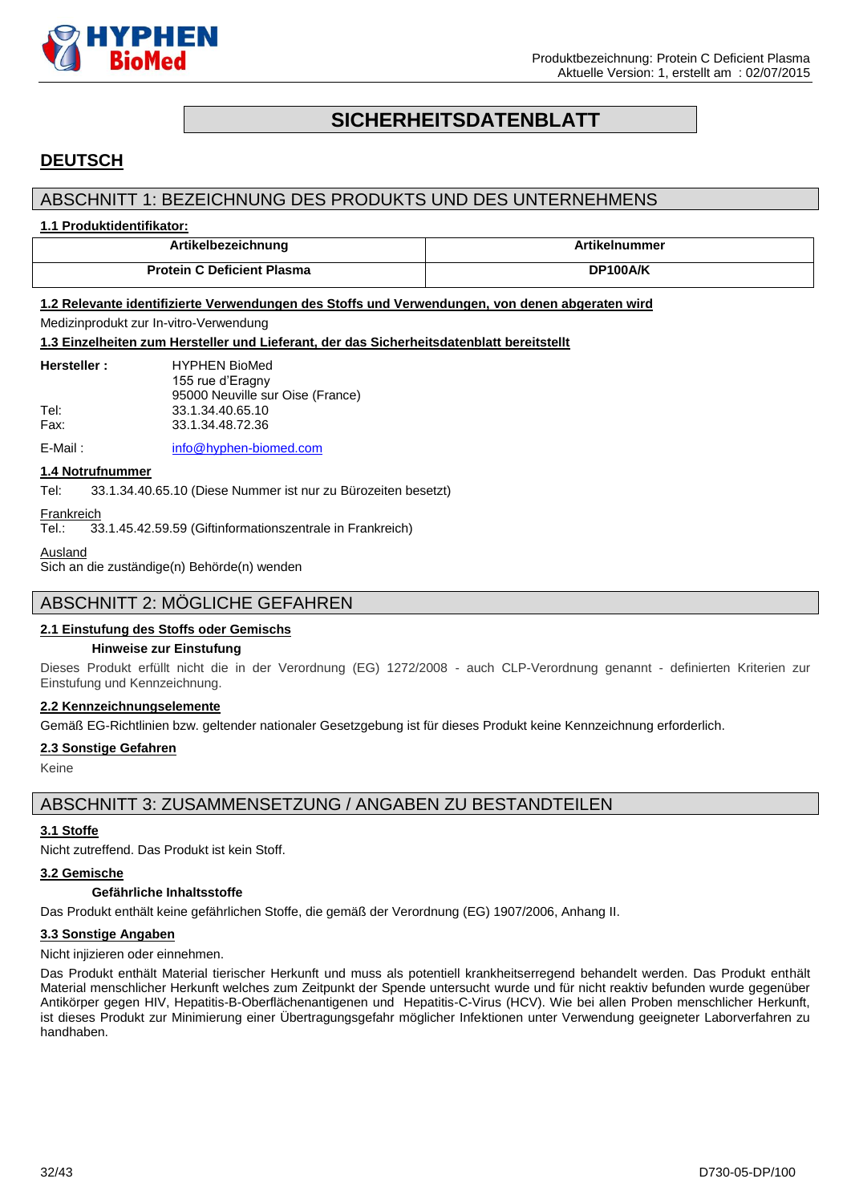# SICHERHEITSDATENBLATT

## DEUTSCH

## ABSCHNITT 1: BEZEICHNUNG DES PRODUKTS UND DES UNTERNEHMENS

### 1.1 Produktidentifikator:

| Artikelbezeichnung | Artikelnummer |
|---|---|
| **Protein C Deficient Plasma** | **DP100A/K** |

### 1.2 Relevante identifizierte Verwendungen des Stoffs und Verwendungen, von denen abgeraten wird

Medizinprodukt zur In-vitro-Verwendung

### 1.3 Einzelheiten zum Hersteller und Lieferant, der das Sicherheitsdatenblatt bereitstellt

**Hersteller :** HYPHEN BioMed
155 rue d'Eragny
95000 Neuville sur Oise (France)

Tel: 33.1.34.40.65.10
Fax: 33.1.34.48.72.36

E-Mail : info@hyphen-biomed.com

### 1.4 Notrufnummer

Tel: 33.1.34.40.65.10 (Diese Nummer ist nur zu Bürozeiten besetzt)

Frankreich
Tel.: 33.1.45.42.59.59 (Giftinformationszentrale in Frankreich)

Ausland
Sich an die zuständige(n) Behörde(n) wenden

## ABSCHNITT 2: MÖGLICHE GEFAHREN

### 2.1 Einstufung des Stoffs oder Gemischs

**Hinweise zur Einstufung**

Dieses Produkt erfüllt nicht die in der Verordnung (EG) 1272/2008 - auch CLP-Verordnung genannt - definierten Kriterien zur Einstufung und Kennzeichnung.

### 2.2 Kennzeichnungselemente

Gemäß EG-Richtlinien bzw. geltender nationaler Gesetzgebung ist für dieses Produkt keine Kennzeichnung erforderlich.

### 2.3 Sonstige Gefahren

Keine

## ABSCHNITT 3: ZUSAMMENSETZUNG / ANGABEN ZU BESTANDTEILEN

### 3.1 Stoffe

Nicht zutreffend. Das Produkt ist kein Stoff.

### 3.2 Gemische

**Gefährliche Inhaltsstoffe**

Das Produkt enthält keine gefährlichen Stoffe, die gemäß der Verordnung (EG) 1907/2006, Anhang II.

### 3.3 Sonstige Angaben

Nicht injizieren oder einnehmen.

Das Produkt enthält Material tierischer Herkunft und muss als potentiell krankheitserregend behandelt werden. Das Produkt enthält Material menschlicher Herkunft welches zum Zeitpunkt der Spende untersucht wurde und für nicht reaktiv befunden wurde gegenüber Antikörper gegen HIV, Hepatitis-B-Oberflächenantigenen und Hepatitis-C-Virus (HCV). Wie bei allen Proben menschlicher Herkunft, ist dieses Produkt zur Minimierung einer Übertragungsgefahr möglicher Infektionen unter Verwendung geeigneter Laborverfahren zu handhaben.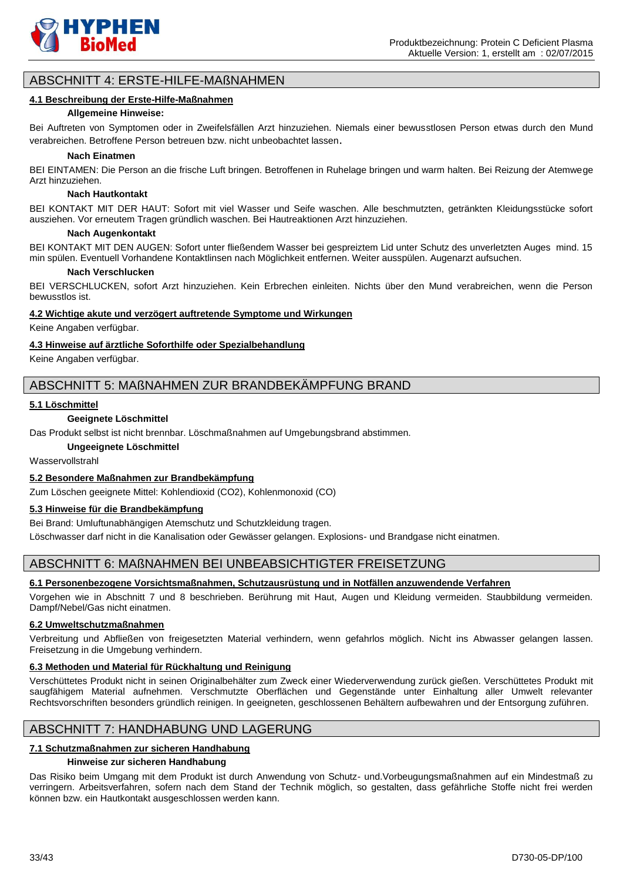## ABSCHNITT 4: ERSTE-HILFE-MAßNAHMEN

### 4.1 Beschreibung der Erste-Hilfe-Maßnahmen

**Allgemeine Hinweise:**

Bei Auftreten von Symptomen oder in Zweifelsfällen Arzt hinzuziehen. Niemals einer bewusstlosen Person etwas durch den Mund verabreichen. Betroffene Person betreuen bzw. nicht unbeobachtet lassen.

**Nach Einatmen**

BEI EINTAMEN: Die Person an die frische Luft bringen. Betroffenen in Ruhelage bringen und warm halten. Bei Reizung der Atemwege Arzt hinzuziehen.

**Nach Hautkontakt**

BEI KONTAKT MIT DER HAUT: Sofort mit viel Wasser und Seife waschen. Alle beschmutzten, getränkten Kleidungsstücke sofort ausziehen. Vor erneutem Tragen gründlich waschen. Bei Hautreaktionen Arzt hinzuziehen.

**Nach Augenkontakt**

BEI KONTAKT MIT DEN AUGEN: Sofort unter fließendem Wasser bei gespreiztem Lid unter Schutz des unverletzten Auges mind. 15 min spülen. Eventuell Vorhandene Kontaktlinsen nach Möglichkeit entfernen. Weiter ausspülen. Augenarzt aufsuchen.

**Nach Verschlucken**

BEI VERSCHLUCKEN, sofort Arzt hinzuziehen. Kein Erbrechen einleiten. Nichts über den Mund verabreichen, wenn die Person bewusstlos ist.

### 4.2 Wichtige akute und verzögert auftretende Symptome und Wirkungen

Keine Angaben verfügbar.

### 4.3 Hinweise auf ärztliche Soforthilfe oder Spezialbehandlung

Keine Angaben verfügbar.

## ABSCHNITT 5: MAßNAHMEN ZUR BRANDBEKÄMPFUNG BRAND

### 5.1 Löschmittel

**Geeignete Löschmittel**

Das Produkt selbst ist nicht brennbar. Löschmaßnahmen auf Umgebungsbrand abstimmen.

**Ungeeignete Löschmittel**

Wasservollstrahl

### 5.2 Besondere Maßnahmen zur Brandbekämpfung

Zum Löschen geeignete Mittel: Kohlendioxid ($CO_2$), Kohlenmonoxid (CO)

### 5.3 Hinweise für die Brandbekämpfung

Bei Brand: Umluftunabhängigen Atemschutz und Schutzkleidung tragen.

Löschwasser darf nicht in die Kanalisation oder Gewässer gelangen. Explosions- und Brandgase nicht einatmen.

## ABSCHNITT 6: MAßNAHMEN BEI UNBEABSICHTIGTER FREISETZUNG

### 6.1 Personenbezogene Vorsichtsmaßnahmen, Schutzausrüstung und in Notfällen anzuwendende Verfahren

Vorgehen wie in Abschnitt 7 und 8 beschrieben. Berührung mit Haut, Augen und Kleidung vermeiden. Staubbildung vermeiden. Dampf/Nebel/Gas nicht einatmen.

### 6.2 Umweltschutzmaßnahmen

Verbreitung und Abfließen von freigesetzten Material verhindern, wenn gefahrlos möglich. Nicht ins Abwasser gelangen lassen. Freisetzung in die Umgebung verhindern.

### 6.3 Methoden und Material für Rückhaltung und Reinigung

Verschüttetes Produkt nicht in seinen Originalbehälter zum Zweck einer Wiederverwendung zurück gießen. Verschüttetes Produkt mit saugfähigem Material aufnehmen. Verschmutzte Oberflächen und Gegenstände unter Einhaltung aller Umwelt relevanter Rechtsvorschriften besonders gründlich reinigen. In geeigneten, geschlossenen Behältern aufbewahren und der Entsorgung zuführen.

## ABSCHNITT 7: HANDHABUNG UND LAGERUNG

### 7.1 Schutzmaßnahmen zur sicheren Handhabung

**Hinweise zur sicheren Handhabung**

Das Risiko beim Umgang mit dem Produkt ist durch Anwendung von Schutz- und.Vorbeugungsmaßnahmen auf ein Mindestmaß zu verringern. Arbeitsverfahren, sofern nach dem Stand der Technik möglich, so gestalten, dass gefährliche Stoffe nicht frei werden können bzw. ein Hautkontakt ausgeschlossen werden kann.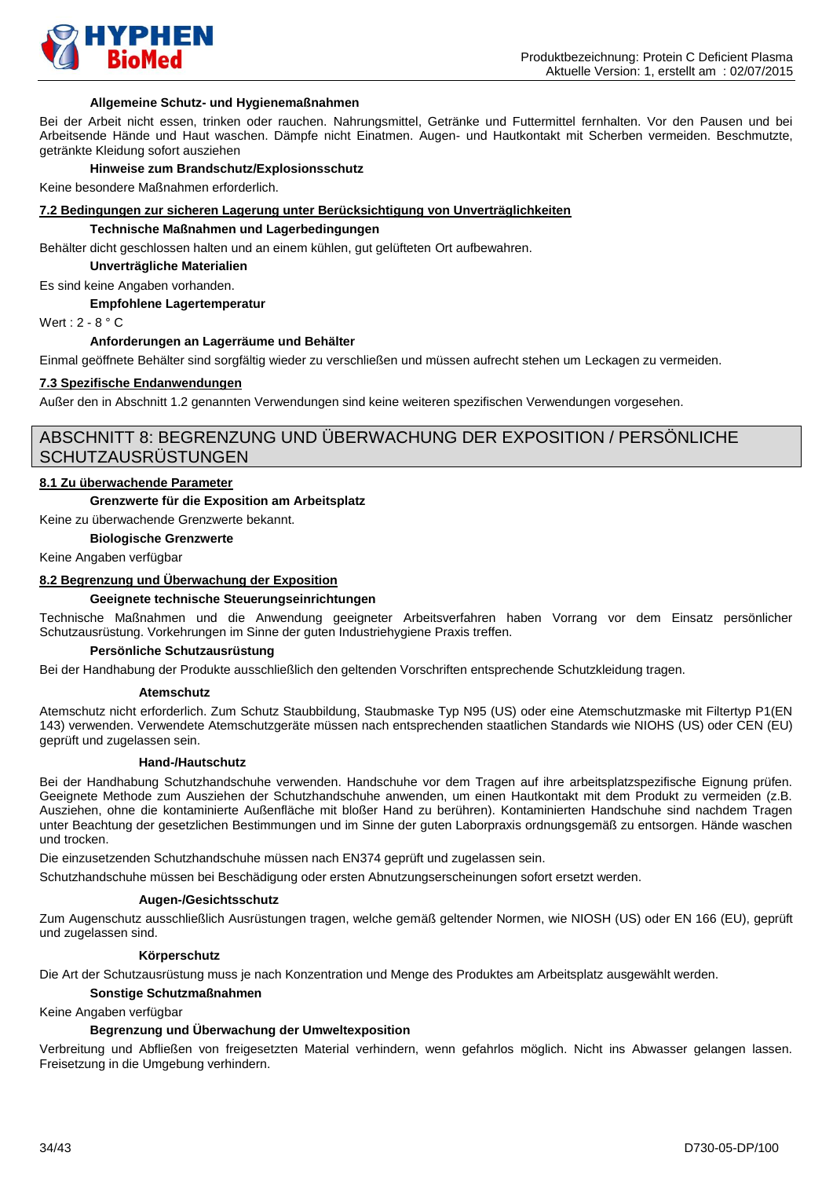#### Allgemeine Schutz- und Hygienemaßnahmen

Bei der Arbeit nicht essen, trinken oder rauchen. Nahrungsmittel, Getränke und Futtermittel fernhalten. Vor den Pausen und bei Arbeitsende Hände und Haut waschen. Dämpfe nicht Einatmen. Augen- und Hautkontakt mit Scherben vermeiden. Beschmutzte, getränkte Kleidung sofort ausziehen

#### Hinweise zum Brandschutz/Explosionsschutz

Keine besondere Maßnahmen erforderlich.

### 7.2 Bedingungen zur sicheren Lagerung unter Berücksichtigung von Unverträglichkeiten

#### Technische Maßnahmen und Lagerbedingungen

Behälter dicht geschlossen halten und an einem kühlen, gut gelüfteten Ort aufbewahren.

#### Unverträgliche Materialien

Es sind keine Angaben vorhanden.

#### Empfohlene Lagertemperatur

Wert : 2 - 8 ° C

#### Anforderungen an Lagerräume und Behälter

Einmal geöffnete Behälter sind sorgfältig wieder zu verschließen und müssen aufrecht stehen um Leckagen zu vermeiden.

### 7.3 Spezifische Endanwendungen

Außer den in Abschnitt 1.2 genannten Verwendungen sind keine weiteren spezifischen Verwendungen vorgesehen.

## ABSCHNITT 8: BEGRENZUNG UND ÜBERWACHUNG DER EXPOSITION / PERSÖNLICHE SCHUTZAUSRÜSTUNGEN

### 8.1 Zu überwachende Parameter

#### Grenzwerte für die Exposition am Arbeitsplatz

Keine zu überwachende Grenzwerte bekannt.

#### Biologische Grenzwerte

Keine Angaben verfügbar

### 8.2 Begrenzung und Überwachung der Exposition

#### Geeignete technische Steuerungseinrichtungen

Technische Maßnahmen und die Anwendung geeigneter Arbeitsverfahren haben Vorrang vor dem Einsatz persönlicher Schutzausrüstung. Vorkehrungen im Sinne der guten Industriehygiene Praxis treffen.

#### Persönliche Schutzausrüstung

Bei der Handhabung der Produkte ausschließlich den geltenden Vorschriften entsprechende Schutzkleidung tragen.

##### Atemschutz

Atemschutz nicht erforderlich. Zum Schutz Staubbildung, Staubmaske Typ N95 (US) oder eine Atemschutzmaske mit Filtertyp P1(EN 143) verwenden. Verwendete Atemschutzgeräte müssen nach entsprechenden staatlichen Standards wie NIOHS (US) oder CEN (EU) geprüft und zugelassen sein.

##### Hand-/Hautschutz

Bei der Handhabung Schutzhandschuhe verwenden. Handschuhe vor dem Tragen auf ihre arbeitsplatzspezifische Eignung prüfen. Geeignete Methode zum Ausziehen der Schutzhandschuhe anwenden, um einen Hautkontakt mit dem Produkt zu vermeiden (z.B. Ausziehen, ohne die kontaminierte Außenfläche mit bloßer Hand zu berühren). Kontaminierten Handschuhe sind nachdem Tragen unter Beachtung der gesetzlichen Bestimmungen und im Sinne der guten Laborpraxis ordnungsgemäß zu entsorgen. Hände waschen und trocken.

Die einzusetzenden Schutzhandschuhe müssen nach EN374 geprüft und zugelassen sein.

Schutzhandschuhe müssen bei Beschädigung oder ersten Abnutzungserscheinungen sofort ersetzt werden.

##### Augen-/Gesichtsschutz

Zum Augenschutz ausschließlich Ausrüstungen tragen, welche gemäß geltender Normen, wie NIOSH (US) oder EN 166 (EU), geprüft und zugelassen sind.

##### Körperschutz

Die Art der Schutzausrüstung muss je nach Konzentration und Menge des Produktes am Arbeitsplatz ausgewählt werden.

#### Sonstige Schutzmaßnahmen

Keine Angaben verfügbar

#### Begrenzung und Überwachung der Umweltexposition

Verbreitung und Abfließen von freigesetzten Material verhindern, wenn gefahrlos möglich. Nicht ins Abwasser gelangen lassen. Freisetzung in die Umgebung verhindern.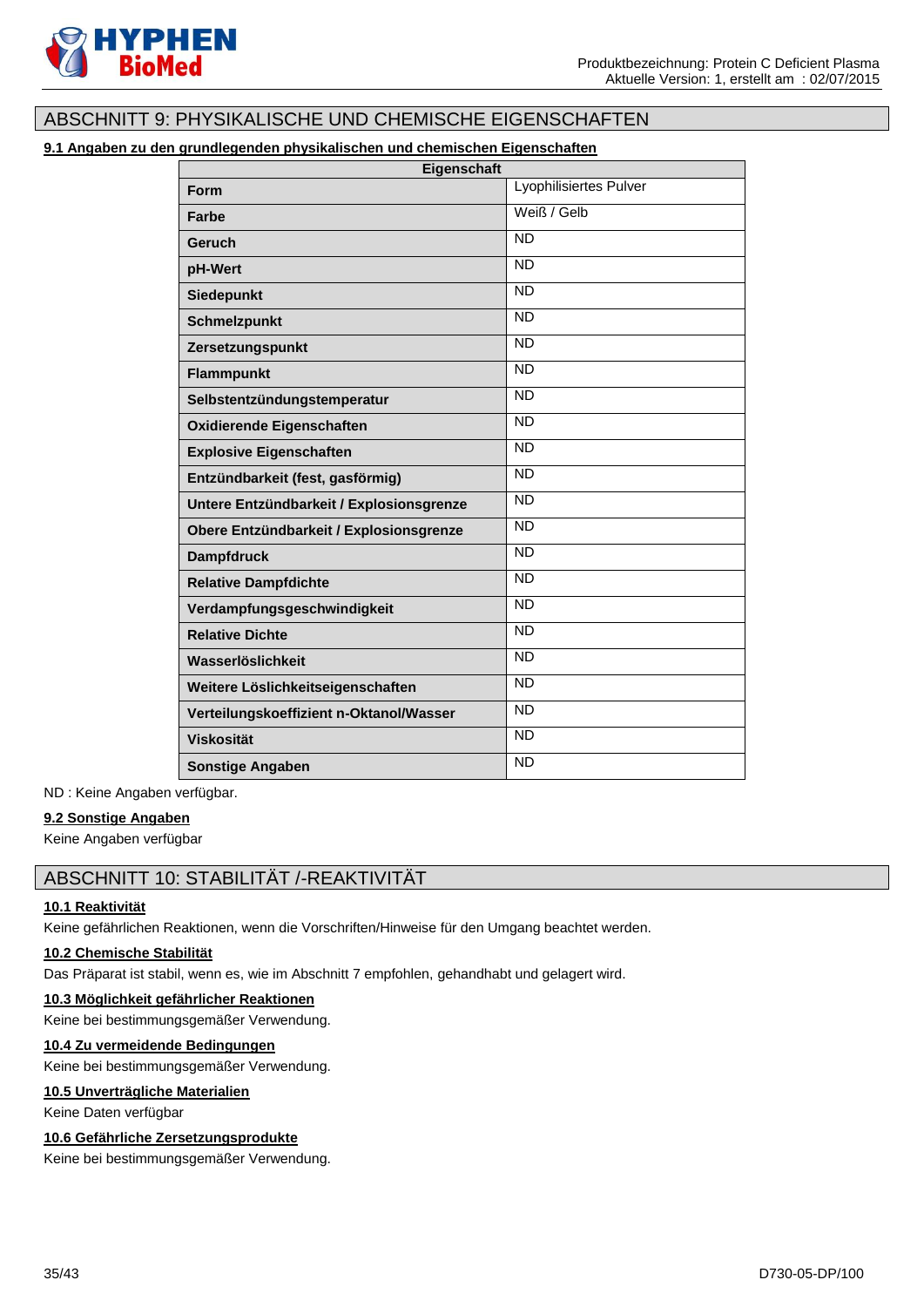## ABSCHNITT 9: PHYSIKALISCHE UND CHEMISCHE EIGENSCHAFTEN

### 9.1 Angaben zu den grundlegenden physikalischen und chemischen Eigenschaften

| Eigenschaft | |
|---|---|
| **Form** | Lyophilisiertes Pulver |
| **Farbe** | Weiß / Gelb |
| **Geruch** | ND |
| **pH-Wert** | ND |
| **Siedepunkt** | ND |
| **Schmelzpunkt** | ND |
| **Zersetzungspunkt** | ND |
| **Flammpunkt** | ND |
| **Selbstentzündungstemperatur** | ND |
| **Oxidierende Eigenschaften** | ND |
| **Explosive Eigenschaften** | ND |
| **Entzündbarkeit (fest, gasförmig)** | ND |
| **Untere Entzündbarkeit / Explosionsgrenze** | ND |
| **Obere Entzündbarkeit / Explosionsgrenze** | ND |
| **Dampfdruck** | ND |
| **Relative Dampfdichte** | ND |
| **Verdampfungsgeschwindigkeit** | ND |
| **Relative Dichte** | ND |
| **Wasserlöslichkeit** | ND |
| **Weitere Löslichkeitseigenschaften** | ND |
| **Verteilungskoeffizient n-Oktanol/Wasser** | ND |
| **Viskosität** | ND |
| **Sonstige Angaben** | ND |

ND : Keine Angaben verfügbar.

### 9.2 Sonstige Angaben

Keine Angaben verfügbar

## ABSCHNITT 10: STABILITÄT /-REAKTIVITÄT

### 10.1 Reaktivität

Keine gefährlichen Reaktionen, wenn die Vorschriften/Hinweise für den Umgang beachtet werden.

### 10.2 Chemische Stabilität

Das Präparat ist stabil, wenn es, wie im Abschnitt 7 empfohlen, gehandhabt und gelagert wird.

### 10.3 Möglichkeit gefährlicher Reaktionen

Keine bei bestimmungsgemäßer Verwendung.

### 10.4 Zu vermeidende Bedingungen

Keine bei bestimmungsgemäßer Verwendung.

### 10.5 Unverträgliche Materialien

Keine Daten verfügbar

### 10.6 Gefährliche Zersetzungsprodukte

Keine bei bestimmungsgemäßer Verwendung.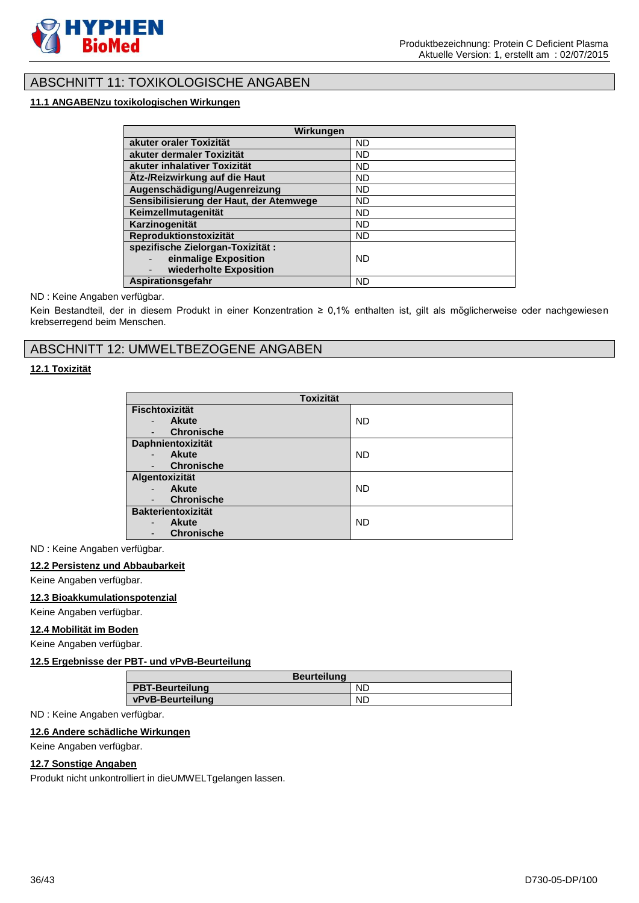## ABSCHNITT 11: TOXIKOLOGISCHE ANGABEN

### 11.1 ANGABENzu toxikologischen Wirkungen

| Wirkungen | |
|---|---|
| **akuter oraler Toxizität** | ND |
| **akuter dermaler Toxizität** | ND |
| **akuter inhalativer Toxizität** | ND |
| **Ätz-/Reizwirkung auf die Haut** | ND |
| **Augenschädigung/Augenreizung** | ND |
| **Sensibilisierung der Haut, der Atemwege** | ND |
| **Keimzellmutagenität** | ND |
| **Karzinogenität** | ND |
| **Reproduktionstoxizität** | ND |
| **spezifische Zielorgan-Toxizität :** <br> - **einmalige Exposition** <br> - **wiederholte Exposition** | ND |
| **Aspirationsgefahr** | ND |

ND : Keine Angaben verfügbar.

Kein Bestandteil, der in diesem Produkt in einer Konzentration ≥ 0,1% enthalten ist, gilt als möglicherweise oder nachgewiesen krebserregend beim Menschen.

## ABSCHNITT 12: UMWELTBEZOGENE ANGABEN

### 12.1 Toxizität

| Toxizität | |
|---|---|
| **Fischtoxizität** <br> - **Akute** <br> - **Chronische** | ND |
| **Daphnientoxizität** <br> - **Akute** <br> - **Chronische** | ND |
| **Algentoxizität** <br> - **Akute** <br> - **Chronische** | ND |
| **Bakterientoxizität** <br> - **Akute** <br> - **Chronische** | ND |

ND : Keine Angaben verfügbar.

### 12.2 Persistenz und Abbaubarkeit

Keine Angaben verfügbar.

### 12.3 Bioakkumulationspotenzial

Keine Angaben verfügbar.

### 12.4 Mobilität im Boden

Keine Angaben verfügbar.

### 12.5 Ergebnisse der PBT- und vPvB-Beurteilung

| Beurteilung | |
|---|---|
| **PBT-Beurteilung** | ND |
| **vPvB-Beurteilung** | ND |

ND : Keine Angaben verfügbar.

### 12.6 Andere schädliche Wirkungen

Keine Angaben verfügbar.

### 12.7 Sonstige Angaben

Produkt nicht unkontrolliert in dieUMWELTgelangen lassen.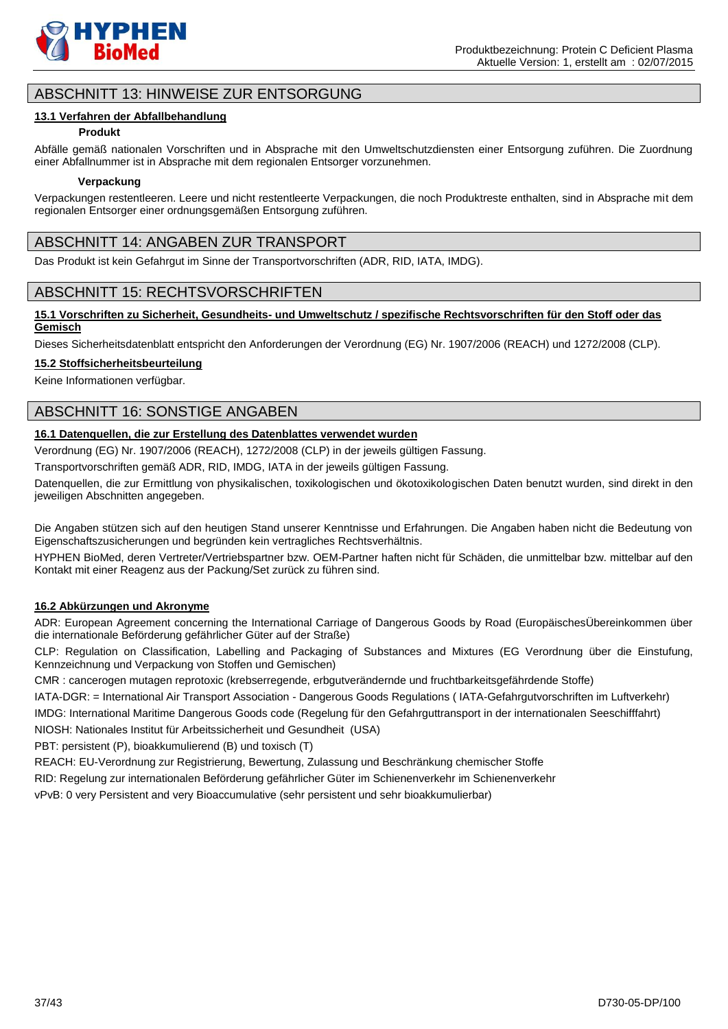## ABSCHNITT 13: HINWEISE ZUR ENTSORGUNG

### 13.1 Verfahren der Abfallbehandlung

**Produkt**

Abfälle gemäß nationalen Vorschriften und in Absprache mit den Umweltschutzdiensten einer Entsorgung zuführen. Die Zuordnung einer Abfallnummer ist in Absprache mit dem regionalen Entsorger vorzunehmen.

**Verpackung**

Verpackungen restentleeren. Leere und nicht restentleerte Verpackungen, die noch Produktreste enthalten, sind in Absprache mit dem regionalen Entsorger einer ordnungsgemäßen Entsorgung zuführen.

## ABSCHNITT 14: ANGABEN ZUR TRANSPORT

Das Produkt ist kein Gefahrgut im Sinne der Transportvorschriften (ADR, RID, IATA, IMDG).

## ABSCHNITT 15: RECHTSVORSCHRIFTEN

### 15.1 Vorschriften zu Sicherheit, Gesundheits- und Umweltschutz / spezifische Rechtsvorschriften für den Stoff oder das Gemisch

Dieses Sicherheitsdatenblatt entspricht den Anforderungen der Verordnung (EG) Nr. 1907/2006 (REACH) und 1272/2008 (CLP).

### 15.2 Stoffsicherheitsbeurteilung

Keine Informationen verfügbar.

## ABSCHNITT 16: SONSTIGE ANGABEN

### 16.1 Datenquellen, die zur Erstellung des Datenblattes verwendet wurden

Verordnung (EG) Nr. 1907/2006 (REACH), 1272/2008 (CLP) in der jeweils gültigen Fassung.

Transportvorschriften gemäß ADR, RID, IMDG, IATA in der jeweils gültigen Fassung.

Datenquellen, die zur Ermittlung von physikalischen, toxikologischen und ökotoxikologischen Daten benutzt wurden, sind direkt in den jeweiligen Abschnitten angegeben.

Die Angaben stützen sich auf den heutigen Stand unserer Kenntnisse und Erfahrungen. Die Angaben haben nicht die Bedeutung von Eigenschaftszusicherungen und begründen kein vertragliches Rechtsverhältnis.

HYPHEN BioMed, deren Vertreter/Vertriebspartner bzw. OEM-Partner haften nicht für Schäden, die unmittelbar bzw. mittelbar auf den Kontakt mit einer Reagenz aus der Packung/Set zurück zu führen sind.

### 16.2 Abkürzungen und Akronyme

ADR: European Agreement concerning the International Carriage of Dangerous Goods by Road (EuropäischesÜbereinkommen über die internationale Beförderung gefährlicher Güter auf der Straße)

CLP: Regulation on Classification, Labelling and Packaging of Substances and Mixtures (EG Verordnung über die Einstufung, Kennzeichnung und Verpackung von Stoffen und Gemischen)

CMR : cancerogen mutagen reprotoxic (krebserregende, erbgutverändernde und fruchtbarkeitsgefährdende Stoffe)

IATA-DGR: = International Air Transport Association - Dangerous Goods Regulations ( IATA-Gefahrgutvorschriften im Luftverkehr)

IMDG: International Maritime Dangerous Goods code (Regelung für den Gefahrguttransport in der internationalen Seeschifffahrt)

NIOSH: Nationales Institut für Arbeitssicherheit und Gesundheit (USA)

PBT: persistent (P), bioakkumulierend (B) und toxisch (T)

REACH: EU-Verordnung zur Registrierung, Bewertung, Zulassung und Beschränkung chemischer Stoffe

RID: Regelung zur internationalen Beförderung gefährlicher Güter im Schienenverkehr im Schienenverkehr

vPvB: 0 very Persistent and very Bioaccumulative (sehr persistent und sehr bioakkumulierbar)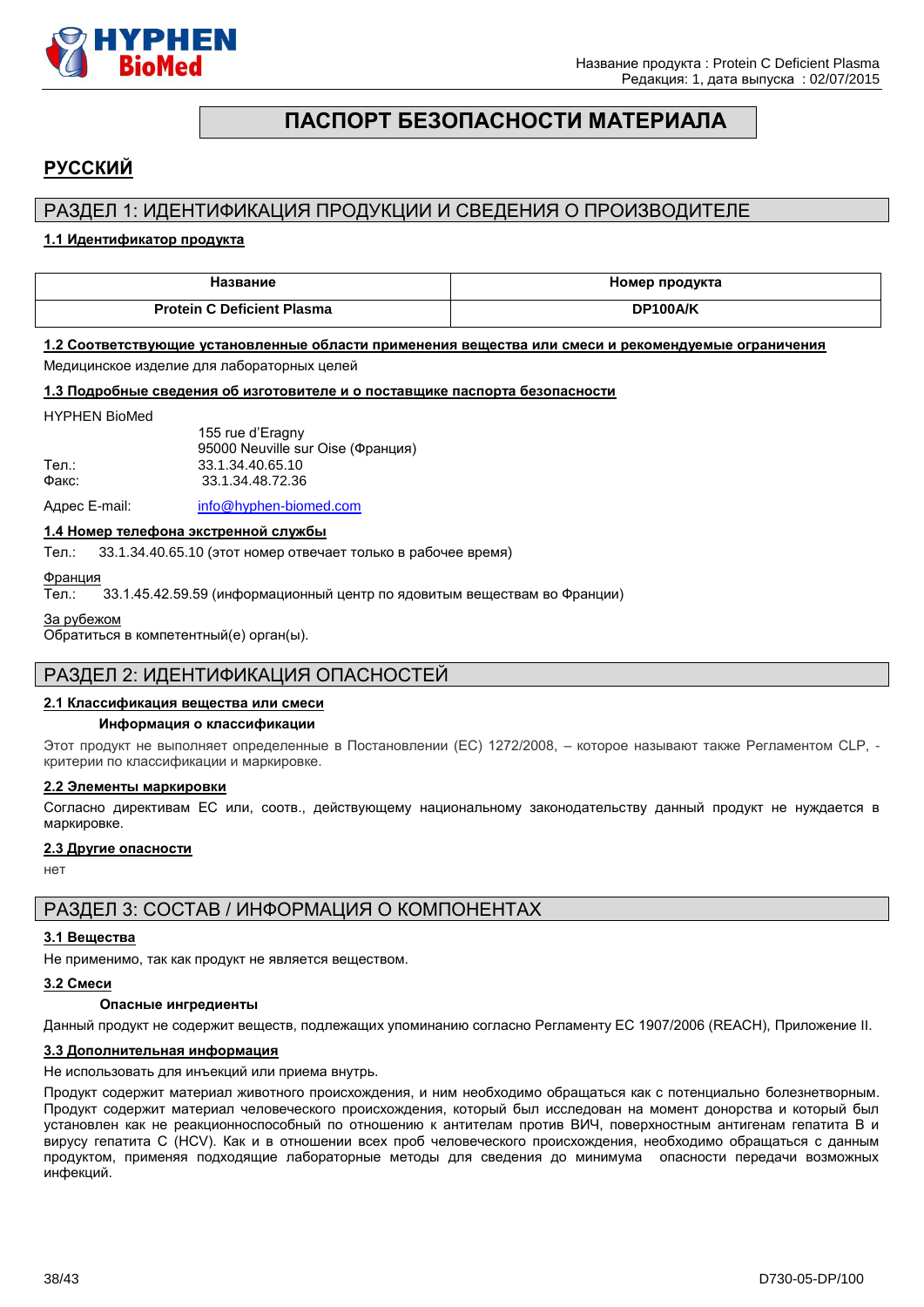# ПАСПОРТ БЕЗОПАСНОСТИ МАТЕРИАЛА

## РУССКИЙ

## РАЗДЕЛ 1: ИДЕНТИФИКАЦИЯ ПРОДУКЦИИ И СВЕДЕНИЯ О ПРОИЗВОДИТЕЛЕ

### 1.1 Идентификатор продукта

| Название | Номер продукта |
|---|---|
| **Protein C Deficient Plasma** | **DP100A/K** |

### 1.2 Соответствующие установленные области применения вещества или смеси и рекомендуемые ограничения

Медицинское изделие для лабораторных целей

### 1.3 Подробные сведения об изготовителе и о поставщике паспорта безопасности

HYPHEN BioMed

155 rue d'Eragny
95000 Neuville sur Oise (Франция)

Тел.: 33.1.34.40.65.10
Факс: 33.1.34.48.72.36

Адрес E-mail: info@hyphen-biomed.com

### 1.4 Номер телефона экстренной службы

Тел.: 33.1.34.40.65.10 (этот номер отвечает только в рабочее время)

Франция
Тел.: 33.1.45.42.59.59 (информационный центр по ядовитым веществам во Франции)

За рубежом
Обратиться в компетентный(е) орган(ы).

## РАЗДЕЛ 2: ИДЕНТИФИКАЦИЯ ОПАСНОСТЕЙ

### 2.1 Классификация вещества или смеси

**Информация о классификации**

Этот продукт не выполняет определенные в Постановлении (ЕС) 1272/2008, – которое называют также Регламентом CLP, - критерии по классификации и маркировке.

### 2.2 Элементы маркировки

Согласно директивам ЕС или, соотв., действующему национальному законодательству данный продукт не нуждается в маркировке.

### 2.3 Другие опасности

нет

## РАЗДЕЛ 3: СОСТАВ / ИНФОРМАЦИЯ О КОМПОНЕНТАХ

### 3.1 Вещества

Не применимо, так как продукт не является веществом.

### 3.2 Смеси

**Опасные ингредиенты**

Данный продукт не содержит веществ, подлежащих упоминанию согласно Регламенту ЕС 1907/2006 (REACH), Приложение II.

### 3.3 Дополнительная информация

Не использовать для инъекций или приема внутрь.

Продукт содержит материал животного происхождения, и ним необходимо обращаться как с потенциально болезнетворным. Продукт содержит материал человеческого происхождения, который был исследован на момент донорства и который был установлен как не реакционноспособный по отношению к антителам против ВИЧ, поверхностным антигенам гепатита В и вирусу гепатита С (HCV). Как и в отношении всех проб человеческого происхождения, необходимо обращаться с данным продуктом, применяя подходящие лабораторные методы для сведения до минимума опасности передачи возможных инфекций.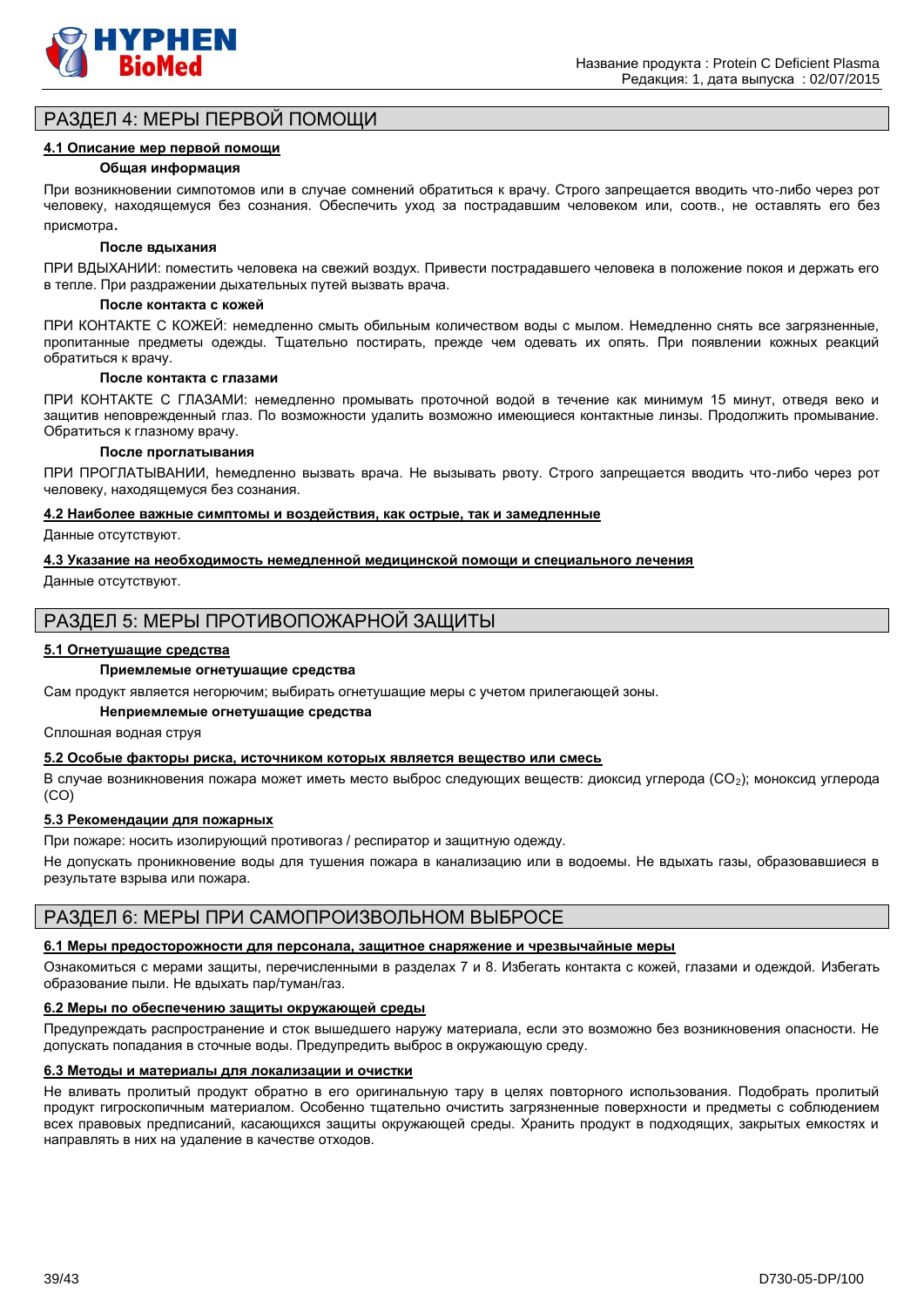## РАЗДЕЛ 4: МЕРЫ ПЕРВОЙ ПОМОЩИ

### 4.1 Описание мер первой помощи

**Общая информация**

При возникновении симпотомов или в случае сомнений обратиться к врачу. Строго запрещается вводить что-либо через рот человеку, находящемуся без сознания. Обеспечить уход за пострадавшим человеком или, соотв., не оставлять его без присмотра.

**После вдыхания**

ПРИ ВДЫХАНИИ: поместить человека на свежий воздух. Привести пострадавшего человека в положение покоя и держать его в тепле. При раздражении дыхательных путей вызвать врача.

**После контакта с кожей**

ПРИ КОНТАКТЕ С КОЖЕЙ: немедленно смыть обильным количеством воды с мылом. Немедленно снять все загрязненные, пропитанные предметы одежды. Тщательно постирать, прежде чем одевать их опять. При появлении кожных реакций обратиться к врачу.

**После контакта с глазами**

ПРИ КОНТАКТЕ С ГЛАЗАМИ: немедленно промывать проточной водой в течение как минимум 15 минут, отведя веко и защитив неповрежденный глаз. По возможности удалить возможно имеющиеся контактные линзы. Продолжить промывание. Обратиться к глазному врачу.

**После проглатывания**

ПРИ ПРОГЛАТЫВАНИИ, hемедленно вызвать врача. Не вызывать рвоту. Строго запрещается вводить что-либо через рот человеку, находящемуся без сознания.

### 4.2 Наиболее важные симптомы и воздействия, как острые, так и замедленные

Данные отсутствуют.

### 4.3 Указание на необходимость немедленной медицинской помощи и специального лечения

Данные отсутствуют.

## РАЗДЕЛ 5: МЕРЫ ПРОТИВОПОЖАРНОЙ ЗАЩИТЫ

### 5.1 Огнетушащие средства

**Приемлемые огнетушащие средства**

Сам продукт является негорючим; выбирать огнетушащие меры с учетом прилегающей зоны.

**Неприемлемые огнетушащие средства**

Сплошная водная струя

### 5.2 Особые факторы риска, источником которых является вещество или смесь

В случае возникновения пожара может иметь место выброс следующих веществ: диоксид углерода ($CO_2$); моноксид углерода (CO)

### 5.3 Рекомендации для пожарных

При пожаре: носить изолирующий противогаз / респиратор и защитную одежду.

Не допускать проникновение воды для тушения пожара в канализацию или в водоемы. Не вдыхать газы, образовавшиеся в результате взрыва или пожара.

## РАЗДЕЛ 6: МЕРЫ ПРИ САМОПРОИЗВОЛЬНОМ ВЫБРОСЕ

### 6.1 Меры предосторожности для персонала, защитное снаряжение и чрезвычайные меры

Ознакомиться с мерами защиты, перечисленными в разделах 7 и 8. Избегать контакта с кожей, глазами и одеждой. Избегать образование пыли. Не вдыхать пар/туман/газ.

### 6.2 Меры по обеспечению защиты окружающей среды

Предупреждать распространение и сток вышедшего наружу материала, если это возможно без возникновения опасности. Не допускать попадания в сточные воды. Предупредить выброс в окружающую среду.

### 6.3 Методы и материалы для локализации и очистки

Не вливать пролитый продукт обратно в его оригинальную тару в целях повторного использования. Подобрать пролитый продукт гигроскопичным материалом. Особенно тщательно очистить загрязненные поверхности и предметы с соблюдением всех правовых предписаний, касающихся защиты окружающей среды. Хранить продукт в подходящих, закрытых емкостях и направлять в них на удаление в качестве отходов.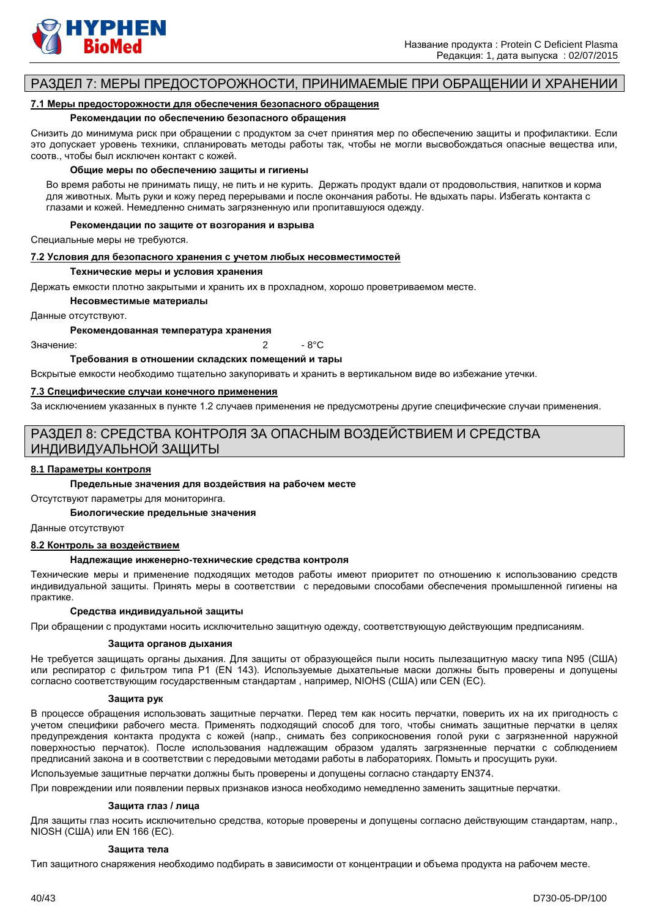## РАЗДЕЛ 7: МЕРЫ ПРЕДОСТОРОЖНОСТИ, ПРИНИМАЕМЫЕ ПРИ ОБРАЩЕНИИ И ХРАНЕНИИ

### 7.1 Меры предосторожности для обеспечения безопасного обращения

**Рекомендации по обеспечению безопасного обращения**

Снизить до минимума риск при обращении с продуктом за счет принятия мер по обеспечению защиты и профилактики. Если это допускает уровень техники, спланировать методы работы так, чтобы не могли высвобождаться опасные вещества или, соотв., чтобы был исключен контакт с кожей.

**Общие меры по обеспечению защиты и гигиены**

Во время работы не принимать пищу, не пить и не курить. Держать продукт вдали от продовольствия, напитков и корма для животных. Мыть руки и кожу перед перерывами и после окончания работы. Не вдыхать пары. Избегать контакта с глазами и кожей. Немедленно снимать загрязненную или пропитавшуюся одежду.

**Рекомендации по защите от возгорания и взрыва**

Специальные меры не требуются.

### 7.2 Условия для безопасного хранения с учетом любых несовместимостей

**Технические меры и условия хранения**

Держать емкости плотно закрытыми и хранить их в прохладном, хорошо проветриваемом месте.

**Несовместимые материалы**

Данные отсутствуют.

**Рекомендованная температура хранения**

Значение: 2 - 8°C

**Требования в отношении складских помещений и тары**

Вскрытые емкости необходимо тщательно закупоривать и хранить в вертикальном виде во избежание утечки.

### 7.3 Специфические случаи конечного применения

За исключением указанных в пункте 1.2 случаев применения не предусмотрены другие специфические случаи применения.

## РАЗДЕЛ 8: СРЕДСТВА КОНТРОЛЯ ЗА ОПАСНЫМ ВОЗДЕЙСТВИЕМ И СРЕДСТВА ИНДИВИДУАЛЬНОЙ ЗАЩИТЫ

### 8.1 Параметры контроля

**Предельные значения для воздействия на рабочем месте**

Отсутствуют параметры для мониторинга.

**Биологические предельные значения**

Данные отсутствуют

### 8.2 Контроль за воздействием

**Надлежащие инженерно-технические средства контроля**

Технические меры и применение подходящих методов работы имеют приоритет по отношению к использованию средств индивидуальной защиты. Принять меры в соответствии с передовыми способами обеспечения промышленной гигиены на практике.

**Средства индивидуальной защиты**

При обращении с продуктами носить исключительно защитную одежду, соответствующую действующим предписаниям.

**Защита органов дыхания**

Не требуется защищать органы дыхания. Для защиты от образующейся пыли носить пылезащитную маску типа N95 (США) или респиратор с фильтром типа P1 (EN 143). Используемые дыхательные маски должны быть проверены и допущены согласно соответствующим государственным стандартам , например, NIOHS (США) или CEN (ЕС).

**Защита рук**

В процессе обращения использовать защитные перчатки. Перед тем как носить перчатки, поверить их на их пригодность с учетом специфики рабочего места. Применять подходящий способ для того, чтобы снимать защитные перчатки в целях предупреждения контакта продукта с кожей (напр., снимать без соприкосновения голой руки с загрязненной наружной поверхностью перчаток). После использования надлежащим образом удалять загрязненные перчатки с соблюдением предписаний закона и в соответствии с передовыми методами работы в лабораториях. Помыть и просушить руки.

Используемые защитные перчатки должны быть проверены и допущены согласно стандарту EN374.

При повреждении или появлении первых признаков износа необходимо немедленно заменить защитные перчатки.

**Защита глаз / лица**

Для защиты глаз носить исключительно средства, которые проверены и допущены согласно действующим стандартам, напр., NIOSH (США) или EN 166 (ЕС).

**Защита тела**

Тип защитного снаряжения необходимо подбирать в зависимости от концентрации и объема продукта на рабочем месте.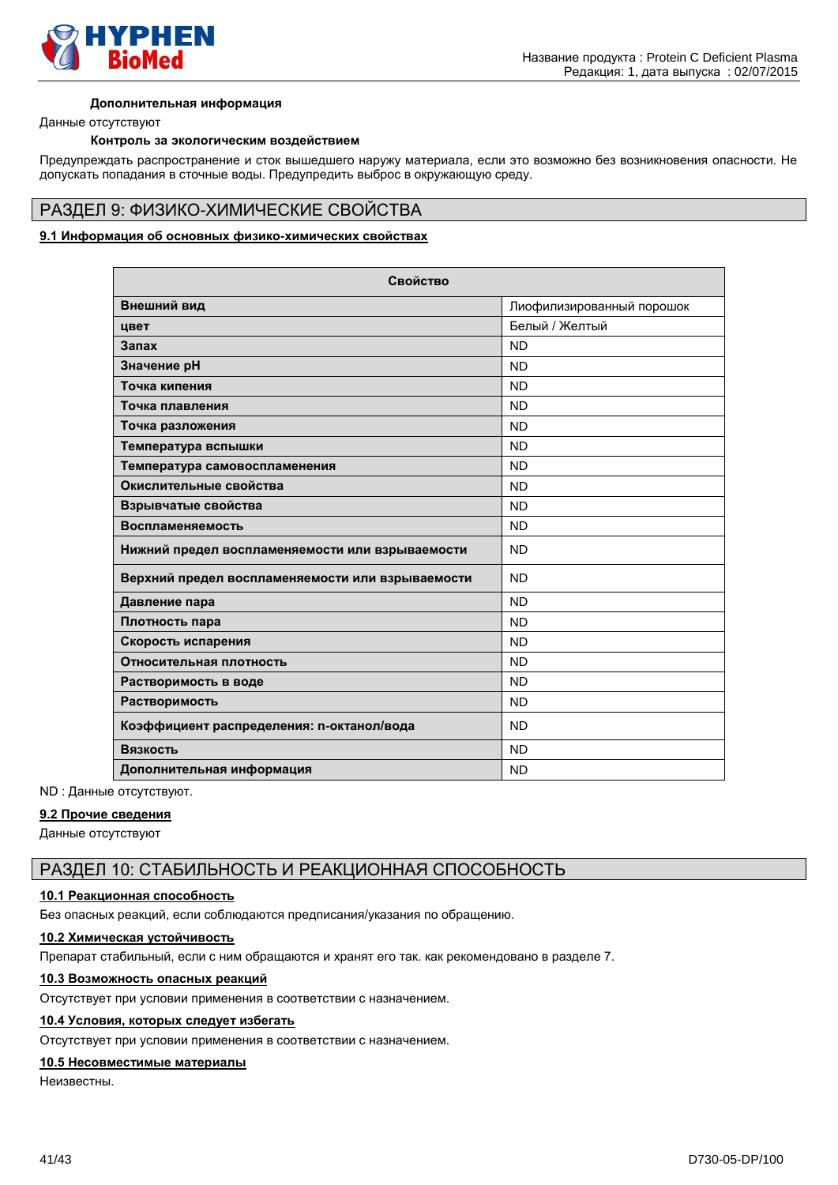**Дополнительная информация**

Данные отсутствуют

**Контроль за экологическим воздействием**

Предупреждать распространение и сток вышедшего наружу материала, если это возможно без возникновения опасности. Не допускать попадания в сточные воды. Предупредить выброс в окружающую среду.

## РАЗДЕЛ 9: ФИЗИКО-ХИМИЧЕСКИЕ СВОЙСТВА

### 9.1 Информация об основных физико-химических свойствах

| Свойство | |
|---|---|
| **Внешний вид** | Лиофилизированный порошок |
| **цвет** | Белый / Желтый |
| **Запах** | ND |
| **Значение pH** | ND |
| **Точка кипения** | ND |
| **Точка плавления** | ND |
| **Точка разложения** | ND |
| **Температура вспышки** | ND |
| **Температура самовоспламенения** | ND |
| **Окислительные свойства** | ND |
| **Взрывчатые свойства** | ND |
| **Воспламеняемость** | ND |
| **Нижний предел воспламеняемости или взрываемости** | ND |
| **Верхний предел воспламеняемости или взрываемости** | ND |
| **Давление пара** | ND |
| **Плотность пара** | ND |
| **Скорость испарения** | ND |
| **Относительная плотность** | ND |
| **Растворимость в воде** | ND |
| **Растворимость** | ND |
| **Коэффициент распределения: n-октанол/вода** | ND |
| **Вязкость** | ND |
| **Дополнительная информация** | ND |

ND : Данные отсутствуют.

### 9.2 Прочие сведения

Данные отсутствуют

## РАЗДЕЛ 10: СТАБИЛЬНОСТЬ И РЕАКЦИОННАЯ СПОСОБНОСТЬ

### 10.1 Реакционная способность

Без опасных реакций, если соблюдаются предписания/указания по обращению.

### 10.2 Химическая устойчивость

Препарат стабильный, если с ним обращаются и хранят его так. как рекомендовано в разделе 7.

### 10.3 Возможность опасных реакций

Отсутствует при условии применения в соответствии с назначением.

### 10.4 Условия, которых следует избегать

Отсутствует при условии применения в соответствии с назначением.

### 10.5 Несовместимые материалы

Неизвестны.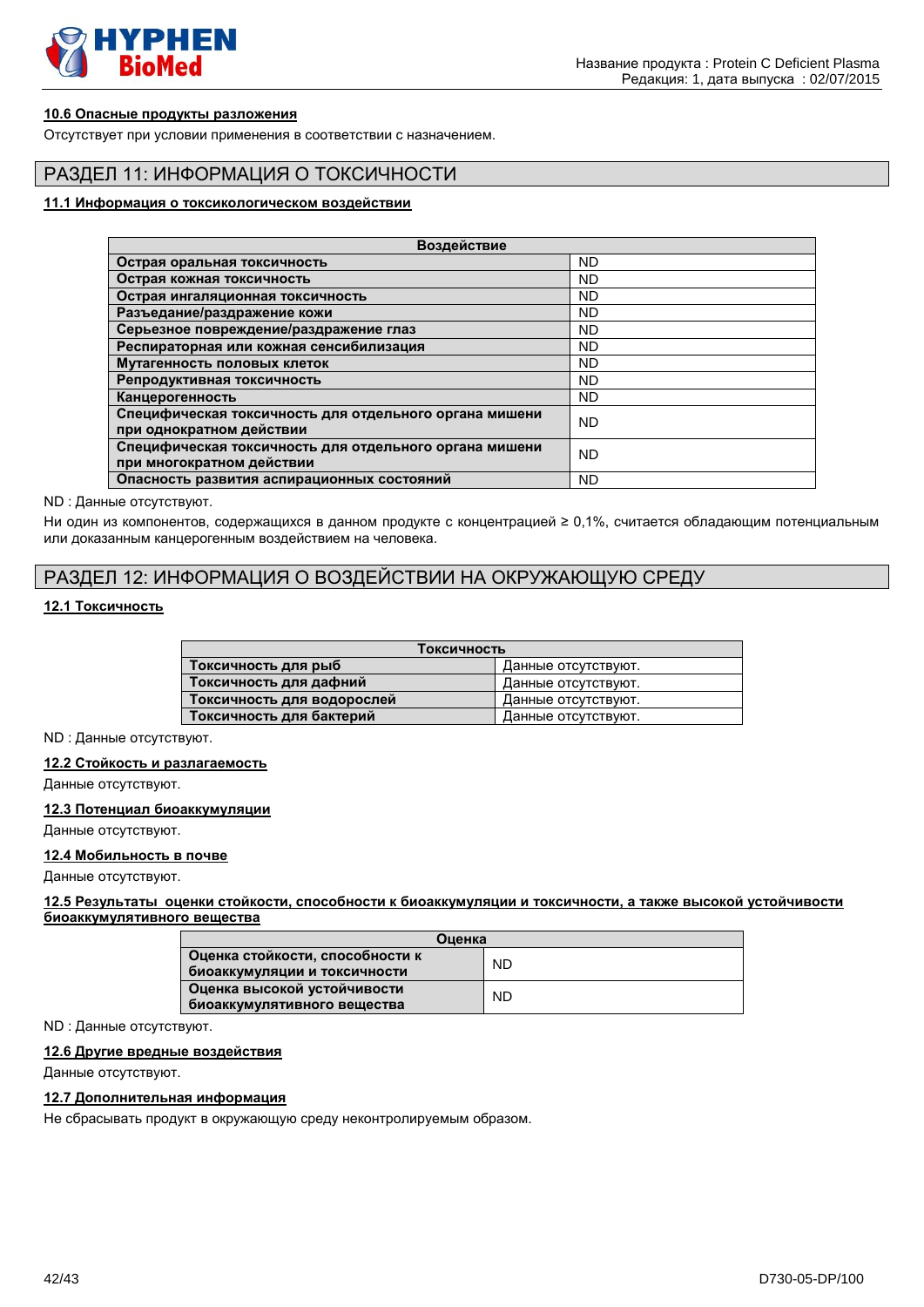#### 10.6 Опасные продукты разложения

Отсутствует при условии применения в соответствии с назначением.

## РАЗДЕЛ 11: ИНФОРМАЦИЯ О ТОКСИЧНОСТИ

#### 11.1 Информация о токсикологическом воздействии

| Воздействие | |
|---|---|
| **Острая оральная токсичность** | ND |
| **Острая кожная токсичность** | ND |
| **Острая ингаляционная токсичность** | ND |
| **Разъедание/раздражение кожи** | ND |
| **Серьезное повреждение/раздражение глаз** | ND |
| **Респираторная или кожная сенсибилизация** | ND |
| **Мутагенность половых клеток** | ND |
| **Репродуктивная токсичность** | ND |
| **Канцерогенность** | ND |
| **Специфическая токсичность для отдельного органа мишени при однократном действии** | ND |
| **Специфическая токсичность для отдельного органа мишени при многократном действии** | ND |
| **Опасность развития аспирационных состояний** | ND |

ND : Данные отсутствуют.

Ни один из компонентов, содержащихся в данном продукте с концентрацией ≥ 0,1%, считается обладающим потенциальным или доказанным канцерогенным воздействием на человека.

## РАЗДЕЛ 12: ИНФОРМАЦИЯ О ВОЗДЕЙСТВИИ НА ОКРУЖАЮЩУЮ СРЕДУ

#### 12.1 Токсичность

| Токсичность | |
|---|---|
| **Токсичность для рыб** | Данные отсутствуют. |
| **Токсичность для дафний** | Данные отсутствуют. |
| **Токсичность для водорослей** | Данные отсутствуют. |
| **Токсичность для бактерий** | Данные отсутствуют. |

ND : Данные отсутствуют.

#### 12.2 Стойкость и разлагаемость

Данные отсутствуют.

#### 12.3 Потенциал биоаккумуляции

Данные отсутствуют.

#### 12.4 Мобильность в почве

Данные отсутствуют.

#### 12.5 Результаты оценки стойкости, способности к биоаккумуляции и токсичности, а также высокой устойчивости биоаккумулятивного вещества

| Оценка | |
|---|---|
| **Оценка стойкости, способности к биоаккумуляции и токсичности** | ND |
| **Оценка высокой устойчивости биоаккумулятивного вещества** | ND |

ND : Данные отсутствуют.

#### 12.6 Другие вредные воздействия

Данные отсутствуют.

#### 12.7 Дополнительная информация

Не сбрасывать продукт в окружающую среду неконтролируемым образом.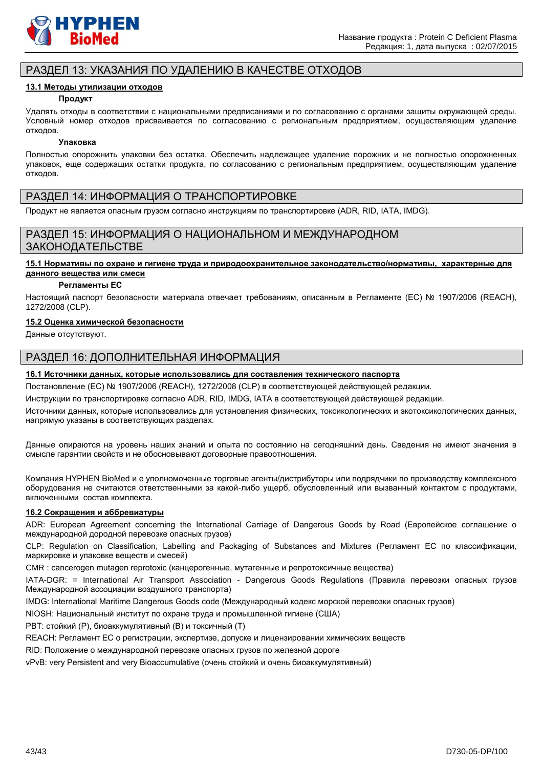## РАЗДЕЛ 13: УКАЗАНИЯ ПО УДАЛЕНИЮ В КАЧЕСТВЕ ОТХОДОВ

### 13.1 Методы утилизации отходов

**Продукт**

Удалять отходы в соответствии с национальными предписаниями и по согласованию с органами защиты окружающей среды. Условный номер отходов присваивается по согласованию с региональным предприятием, осуществляющим удаление отходов.

**Упаковка**

Полностью опорожнить упаковки без остатка. Обеспечить надлежащее удаление порожних и не полностью опорожненных упаковок, еще содержащих остатки продукта, по согласованию с региональным предприятием, осуществляющим удаление отходов.

## РАЗДЕЛ 14: ИНФОРМАЦИЯ О ТРАНСПОРТИРОВКЕ

Продукт не является опасным грузом согласно инструкциям по транспортировке (ADR, RID, IATA, IMDG).

## РАЗДЕЛ 15: ИНФОРМАЦИЯ О НАЦИОНАЛЬНОМ И МЕЖДУНАРОДНОМ ЗАКОНОДАТЕЛЬСТВЕ

### 15.1 Нормативы по охране и гигиене труда и природоохранительное законодательство/нормативы, характерные для данного вещества или смеси

**Регламенты ЕС**

Настоящий паспорт безопасности материала отвечает требованиям, описанным в Регламенте (ЕС) № 1907/2006 (REACH), 1272/2008 (CLP).

### 15.2 Оценка химической безопасности

Данные отсутствуют.

## РАЗДЕЛ 16: ДОПОЛНИТЕЛЬНАЯ ИНФОРМАЦИЯ

### 16.1 Источники данных, которые использовались для составления технического паспорта

Постановление (ЕС) № 1907/2006 (REACH), 1272/2008 (CLP) в соответствующей действующей редакции.

Инструкции по транспортировке согласно ADR, RID, IMDG, IATA в соответствующей действующей редакции.

Источники данных, которые использовались для установления физических, токсикологических и экотоксикологических данных, напрямую указаны в соответствующих разделах.

Данные опираются на уровень наших знаний и опыта по состоянию на сегодняшний день. Сведения не имеют значения в смысле гарантии свойств и не обосновывают договорные правоотношения.

Компания HYPHEN BioMed и е уполномоченные торговые агенты/дистрибуторы или подрядчики по производству комплексного оборудования не считаются ответственными за какой-либо ущерб, обусловленный или вызванный контактом с продуктами, включенными состав комплекта.

### 16.2 Сокращения и аббревиатуры

ADR: European Agreement concerning the International Carriage of Dangerous Goods by Road (Европейское соглашение о международной дородной перевозке опасных грузов)

CLP: Regulation on Classification, Labelling and Packaging of Substances and Mixtures (Регламент ЕС по классификации, маркировке и упаковке веществ и смесей)

CMR : cancerogen mutagen reprotoxic (канцерогенные, мутагенные и репротоксичные вещества)

IATA-DGR: = International Air Transport Association - Dangerous Goods Regulations (Правила перевозки опасных грузов Международной ассоциации воздушного транспорта)

IMDG: International Maritime Dangerous Goods code (Международный кодекс морской перевозки опасных грузов)

NIOSH: Национальный институт по охране труда и промышленной гигиене (США)

PBT: стойкий (P), биоаккумулятивный (B) и токсичный (T)

REACH: Регламент ЕС о регистрации, экспертизе, допуске и лицензировании химических веществ

RID: Положение о международной перевозке опасных грузов по железной дороге

vPvB: very Persistent and very Bioaccumulative (очень стойкий и очень биоаккумулятивный)